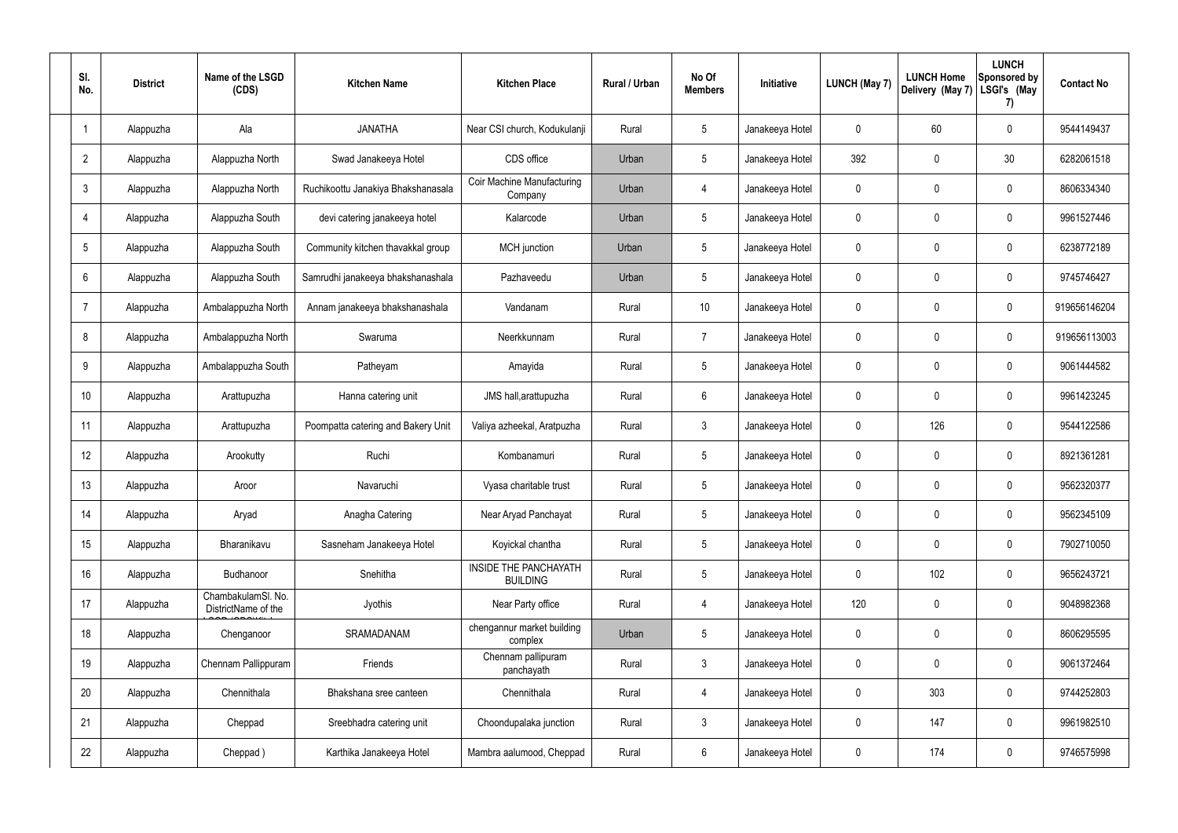| Sl. No. | District | Name of the LSGD (CDS) | Kitchen Name | Kitchen Place | Rural / Urban | No Of Members | Initiative | LUNCH (May 7) | LUNCH Home Delivery (May 7) | LUNCH Sponsored by LSGI's (May 7) | Contact No |
|---|---|---|---|---|---|---|---|---|---|---|---|
| 1 | Alappuzha | Ala | JANATHA | Near CSI church, Kodukulanji | Rural | 5 | Janakeeya Hotel | 0 | 60 | 0 | 9544149437 |
| 2 | Alappuzha | Alappuzha North | Swad Janakeeya Hotel | CDS office | Urban | 5 | Janakeeya Hotel | 392 | 0 | 30 | 6282061518 |
| 3 | Alappuzha | Alappuzha North | Ruchikoottu Janakiya Bhakshanasala | Coir Machine Manufacturing Company | Urban | 4 | Janakeeya Hotel | 0 | 0 | 0 | 8606334340 |
| 4 | Alappuzha | Alappuzha South | devi catering janakeeya hotel | Kalarcode | Urban | 5 | Janakeeya Hotel | 0 | 0 | 0 | 9961527446 |
| 5 | Alappuzha | Alappuzha South | Community kitchen thavakkal group | MCH junction | Urban | 5 | Janakeeya Hotel | 0 | 0 | 0 | 6238772189 |
| 6 | Alappuzha | Alappuzha South | Samrudhi janakeeya bhakshanashala | Pazhaveedu | Urban | 5 | Janakeeya Hotel | 0 | 0 | 0 | 9745746427 |
| 7 | Alappuzha | Ambalappuzha North | Annam janakeeya bhakshanashala | Vandanam | Rural | 10 | Janakeeya Hotel | 0 | 0 | 0 | 919656146204 |
| 8 | Alappuzha | Ambalappuzha North | Swaruma | Neerkkunnam | Rural | 7 | Janakeeya Hotel | 0 | 0 | 0 | 919656113003 |
| 9 | Alappuzha | Ambalappuzha South | Patheyam | Amayida | Rural | 5 | Janakeeya Hotel | 0 | 0 | 0 | 9061444582 |
| 10 | Alappuzha | Arattupuzha | Hanna catering unit | JMS hall,arattupuzha | Rural | 6 | Janakeeya Hotel | 0 | 0 | 0 | 9961423245 |
| 11 | Alappuzha | Arattupuzha | Poompatta catering and Bakery Unit | Valiya azheekal, Aratpuzha | Rural | 3 | Janakeeya Hotel | 0 | 126 | 0 | 9544122586 |
| 12 | Alappuzha | Arookutty | Ruchi | Kombanamuri | Rural | 5 | Janakeeya Hotel | 0 | 0 | 0 | 8921361281 |
| 13 | Alappuzha | Aroor | Navaruchi | Vyasa charitable trust | Rural | 5 | Janakeeya Hotel | 0 | 0 | 0 | 9562320377 |
| 14 | Alappuzha | Aryad | Anagha Catering | Near Aryad Panchayat | Rural | 5 | Janakeeya Hotel | 0 | 0 | 0 | 9562345109 |
| 15 | Alappuzha | Bharanikavu | Sasneham Janakeeya Hotel | Koyickal chantha | Rural | 5 | Janakeeya Hotel | 0 | 0 | 0 | 7902710050 |
| 16 | Alappuzha | Budhanoor | Snehitha | INSIDE THE PANCHAYATH BUILDING | Rural | 5 | Janakeeya Hotel | 0 | 102 | 0 | 9656243721 |
| 17 | Alappuzha | ChambakulamSl. No. DistrictName of the | Jyothis | Near Party office | Rural | 4 | Janakeeya Hotel | 120 | 0 | 0 | 9048982368 |
| 18 | Alappuzha | Chenganoor | SRAMADANAM | chengannur market building complex | Urban | 5 | Janakeeya Hotel | 0 | 0 | 0 | 8606295595 |
| 19 | Alappuzha | Chennam Pallippuram | Friends | Chennam pallipuram panchayath | Rural | 3 | Janakeeya Hotel | 0 | 0 | 0 | 9061372464 |
| 20 | Alappuzha | Chennithala | Bhakshana sree canteen | Chennithala | Rural | 4 | Janakeeya Hotel | 0 | 303 | 0 | 9744252803 |
| 21 | Alappuzha | Cheppad | Sreebhadra catering unit | Choondupalaka junction | Rural | 3 | Janakeeya Hotel | 0 | 147 | 0 | 9961982510 |
| 22 | Alappuzha | Cheppad ) | Karthika Janakeeya Hotel | Mambra aalumood, Cheppad | Rural | 6 | Janakeeya Hotel | 0 | 174 | 0 | 9746575998 |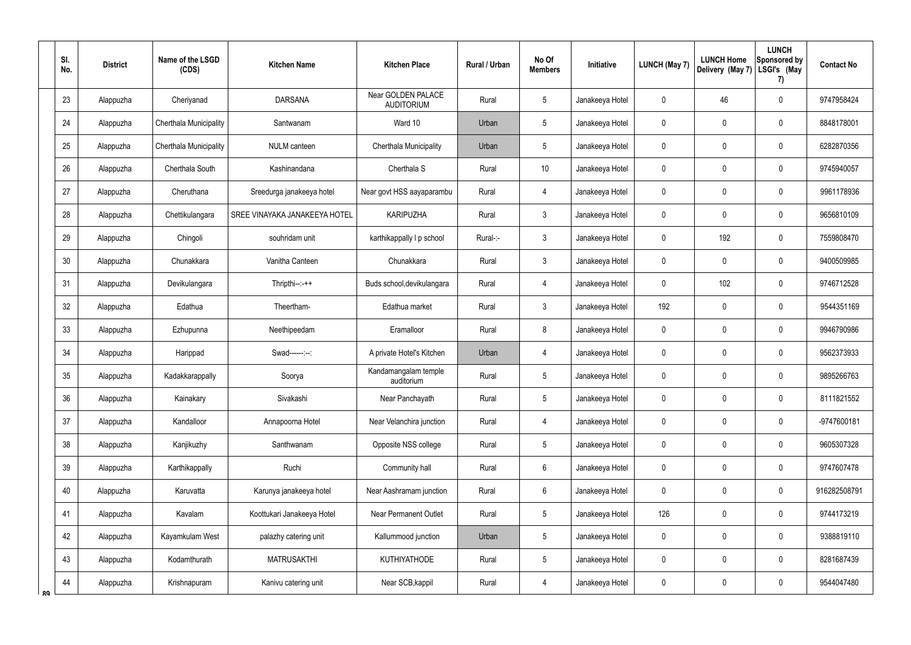| Sl. No. | District | Name of the LSGD (CDS) | Kitchen Name | Kitchen Place | Rural / Urban | No Of Members | Initiative | LUNCH (May 7) | LUNCH Home Delivery (May 7) | LUNCH Sponsored by LSGI's (May 7) | Contact No |
|---|---|---|---|---|---|---|---|---|---|---|---|
| 23 | Alappuzha | Cheriyanad | DARSANA | Near GOLDEN PALACE AUDITORIUM | Rural | 5 | Janakeeya Hotel | 0 | 46 | 0 | 9747958424 |
| 24 | Alappuzha | Cherthala Municipality | Santwanam | Ward 10 | Urban | 5 | Janakeeya Hotel | 0 | 0 | 0 | 8848178001 |
| 25 | Alappuzha | Cherthala Municipality | NULM canteen | Cherthala Municipality | Urban | 5 | Janakeeya Hotel | 0 | 0 | 0 | 6282870356 |
| 26 | Alappuzha | Cherthala South | Kashinandana | Cherthala S | Rural | 10 | Janakeeya Hotel | 0 | 0 | 0 | 9745940057 |
| 27 | Alappuzha | Cheruthana | Sreedurga janakeeya hotel | Near govt HSS aayaparambu | Rural | 4 | Janakeeya Hotel | 0 | 0 | 0 | 9961178936 |
| 28 | Alappuzha | Chettikulangara | SREE VINAYAKA JANAKEEYA HOTEL | KARIPUZHA | Rural | 3 | Janakeeya Hotel | 0 | 0 | 0 | 9656810109 |
| 29 | Alappuzha | Chingoli | souhridam unit | karthikappally l p school | Rural-:- | 3 | Janakeeya Hotel | 0 | 192 | 0 | 7559808470 |
| 30 | Alappuzha | Chunakkara | Vanitha Canteen | Chunakkara | Rural | 3 | Janakeeya Hotel | 0 | 0 | 0 | 9400509985 |
| 31 | Alappuzha | Devikulangara | Thripthi--:-++ | Buds school,devikulangara | Rural | 4 | Janakeeya Hotel | 0 | 102 | 0 | 9746712528 |
| 32 | Alappuzha | Edathua | Theertham- | Edathua market | Rural | 3 | Janakeeya Hotel | 192 | 0 | 0 | 9544351169 |
| 33 | Alappuzha | Ezhupunna | Neethipeedam | Eramalloor | Rural | 8 | Janakeeya Hotel | 0 | 0 | 0 | 9946790986 |
| 34 | Alappuzha | Harippad | Swad------:--: | A private Hotel's Kitchen | Urban | 4 | Janakeeya Hotel | 0 | 0 | 0 | 9562373933 |
| 35 | Alappuzha | Kadakkarappally | Soorya | Kandamangalam temple auditorium | Rural | 5 | Janakeeya Hotel | 0 | 0 | 0 | 9895266763 |
| 36 | Alappuzha | Kainakary | Sivakashi | Near Panchayath | Rural | 5 | Janakeeya Hotel | 0 | 0 | 0 | 8111821552 |
| 37 | Alappuzha | Kandalloor | Annapoorna Hotel | Near Velanchira junction | Rural | 4 | Janakeeya Hotel | 0 | 0 | 0 | -9747600181 |
| 38 | Alappuzha | Kanjikuzhy | Santhwanam | Opposite NSS college | Rural | 5 | Janakeeya Hotel | 0 | 0 | 0 | 9605307328 |
| 39 | Alappuzha | Karthikappally | Ruchi | Community hall | Rural | 6 | Janakeeya Hotel | 0 | 0 | 0 | 9747607478 |
| 40 | Alappuzha | Karuvatta | Karunya janakeeya hotel | Near Aashramam junction | Rural | 6 | Janakeeya Hotel | 0 | 0 | 0 | 916282508791 |
| 41 | Alappuzha | Kavalam | Koottukari Janakeeya Hotel | Near Permanent Outlet | Rural | 5 | Janakeeya Hotel | 126 | 0 | 0 | 9744173219 |
| 42 | Alappuzha | Kayamkulam West | palazhy catering unit | Kallummood junction | Urban | 5 | Janakeeya Hotel | 0 | 0 | 0 | 9388819110 |
| 43 | Alappuzha | Kodamthurath | MATRUSAKTHI | KUTHIYATHODE | Rural | 5 | Janakeeya Hotel | 0 | 0 | 0 | 8281687439 |
| 44 | Alappuzha | Krishnapuram | Kanivu catering unit | Near SCB,kappil | Rural | 4 | Janakeeya Hotel | 0 | 0 | 0 | 9544047480 |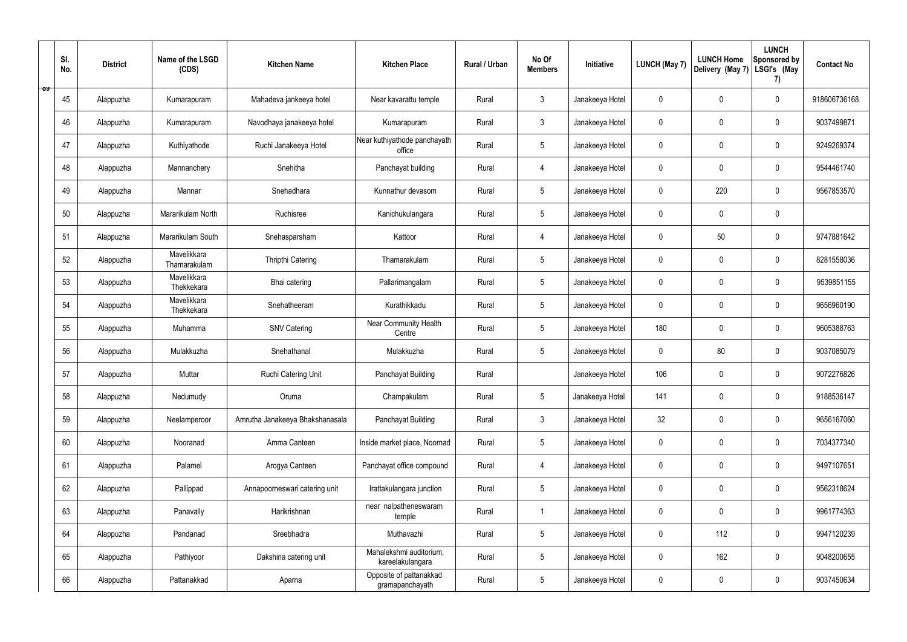| Sl. No. | District | Name of the LSGD (CDS) | Kitchen Name | Kitchen Place | Rural / Urban | No Of Members | Initiative | LUNCH (May 7) | LUNCH Home Delivery (May 7) | LUNCH Sponsored by LSGI's (May 7) | Contact No |
|---|---|---|---|---|---|---|---|---|---|---|---|
| 45 | Alappuzha | Kumarapuram | Mahadeva jankeeya hotel | Near kavarattu temple | Rural | 3 | Janakeeya Hotel | 0 | 0 | 0 | 918606736168 |
| 46 | Alappuzha | Kumarapuram | Navodhaya janakeeya hotel | Kumarapuram | Rural | 3 | Janakeeya Hotel | 0 | 0 | 0 | 9037499871 |
| 47 | Alappuzha | Kuthiyathode | Ruchi Janakeeya Hotel | Near kuthiyathode panchayath office | Rural | 5 | Janakeeya Hotel | 0 | 0 | 0 | 9249269374 |
| 48 | Alappuzha | Mannanchery | Snehitha | Panchayat building | Rural | 4 | Janakeeya Hotel | 0 | 0 | 0 | 9544461740 |
| 49 | Alappuzha | Mannar | Snehadhara | Kunnathur devasom | Rural | 5 | Janakeeya Hotel | 0 | 220 | 0 | 9567853570 |
| 50 | Alappuzha | Mararikulam North | Ruchisree | Kanichukulangara | Rural | 5 | Janakeeya Hotel | 0 | 0 | 0 | |
| 51 | Alappuzha | Mararikulam South | Snehasparsham | Kattoor | Rural | 4 | Janakeeya Hotel | 0 | 50 | 0 | 9747881642 |
| 52 | Alappuzha | Mavelikkara Thamarakulam | Thripthi Catering | Thamarakulam | Rural | 5 | Janakeeya Hotel | 0 | 0 | 0 | 8281558036 |
| 53 | Alappuzha | Mavelikkara Thekkekara | Bhai catering | Pallarimangalam | Rural | 5 | Janakeeya Hotel | 0 | 0 | 0 | 9539851155 |
| 54 | Alappuzha | Mavelikkara Thekkekara | Snehatheeram | Kurathikkadu | Rural | 5 | Janakeeya Hotel | 0 | 0 | 0 | 9656960190 |
| 55 | Alappuzha | Muhamma | SNV Catering | Near Community Health Centre | Rural | 5 | Janakeeya Hotel | 180 | 0 | 0 | 9605388763 |
| 56 | Alappuzha | Mulakkuzha | Snehathanal | Mulakkuzha | Rural | 5 | Janakeeya Hotel | 0 | 80 | 0 | 9037085079 |
| 57 | Alappuzha | Muttar | Ruchi Catering Unit | Panchayat Building | Rural | | Janakeeya Hotel | 106 | 0 | 0 | 9072276826 |
| 58 | Alappuzha | Nedumudy | Oruma | Champakulam | Rural | 5 | Janakeeya Hotel | 141 | 0 | 0 | 9188536147 |
| 59 | Alappuzha | Neelamperoor | Amrutha Janakeeya Bhakshanasala | Panchayat Building | Rural | 3 | Janakeeya Hotel | 32 | 0 | 0 | 9656167060 |
| 60 | Alappuzha | Nooranad | Amma Canteen | Inside market place, Noornad | Rural | 5 | Janakeeya Hotel | 0 | 0 | 0 | 7034377340 |
| 61 | Alappuzha | Palamel | Arogya Canteen | Panchayat office compound | Rural | 4 | Janakeeya Hotel | 0 | 0 | 0 | 9497107651 |
| 62 | Alappuzha | Pallippad | Annapoorneswari catering unit | Irattakulangara junction | Rural | 5 | Janakeeya Hotel | 0 | 0 | 0 | 9562318624 |
| 63 | Alappuzha | Panavally | Harikrishnan | near nalpatheneswaram temple | Rural | 1 | Janakeeya Hotel | 0 | 0 | 0 | 9961774363 |
| 64 | Alappuzha | Pandanad | Sreebhadra | Muthavazhi | Rural | 5 | Janakeeya Hotel | 0 | 112 | 0 | 9947120239 |
| 65 | Alappuzha | Pathiyoor | Dakshina catering unit | Mahalekshmi auditorium, kareelakulangara | Rural | 5 | Janakeeya Hotel | 0 | 162 | 0 | 9048200655 |
| 66 | Alappuzha | Pattanakkad | Aparna | Opposite of pattanakkad gramapanchayath | Rural | 5 | Janakeeya Hotel | 0 | 0 | 0 | 9037450634 |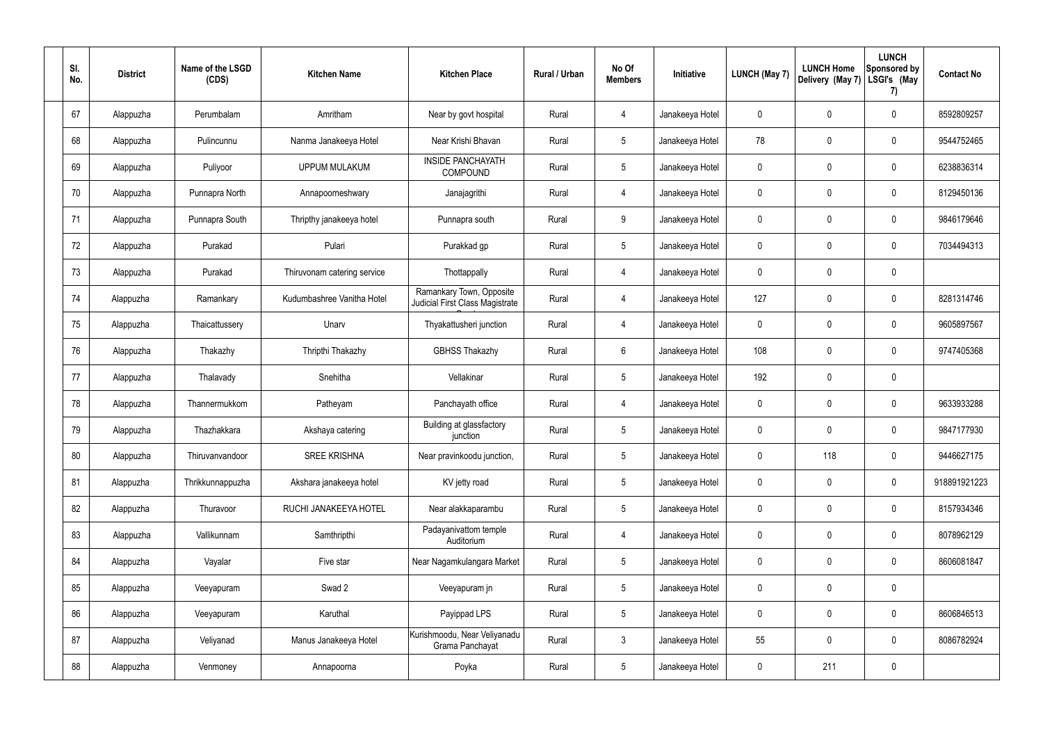| Sl. No. | District | Name of the LSGD (CDS) | Kitchen Name | Kitchen Place | Rural / Urban | No Of Members | Initiative | LUNCH (May 7) | LUNCH Home Delivery (May 7) | LUNCH Sponsored by LSGI's (May 7) | Contact No |
|---|---|---|---|---|---|---|---|---|---|---|---|
| 67 | Alappuzha | Perumbalam | Amritham | Near by govt hospital | Rural | 4 | Janakeeya Hotel | 0 | 0 | 0 | 8592809257 |
| 68 | Alappuzha | Pulincunnu | Nanma Janakeeya Hotel | Near Krishi Bhavan | Rural | 5 | Janakeeya Hotel | 78 | 0 | 0 | 9544752465 |
| 69 | Alappuzha | Puliyoor | UPPUM MULAKUM | INSIDE PANCHAYATH COMPOUND | Rural | 5 | Janakeeya Hotel | 0 | 0 | 0 | 6238836314 |
| 70 | Alappuzha | Punnapra North | Annapoorneshwary | Janajagrithi | Rural | 4 | Janakeeya Hotel | 0 | 0 | 0 | 8129450136 |
| 71 | Alappuzha | Punnapra South | Thripthy janakeeya hotel | Punnapra south | Rural | 9 | Janakeeya Hotel | 0 | 0 | 0 | 9846179646 |
| 72 | Alappuzha | Purakad | Pulari | Purakkad gp | Rural | 5 | Janakeeya Hotel | 0 | 0 | 0 | 7034494313 |
| 73 | Alappuzha | Purakad | Thiruvonam catering service | Thottappally | Rural | 4 | Janakeeya Hotel | 0 | 0 | 0 | |
| 74 | Alappuzha | Ramankary | Kudumbashree Vanitha Hotel | Ramankary Town, Opposite Judicial First Class Magistrate C | Rural | 4 | Janakeeya Hotel | 127 | 0 | 0 | 8281314746 |
| 75 | Alappuzha | Thaicattussery | Unarv | Thyakattusheri junction | Rural | 4 | Janakeeya Hotel | 0 | 0 | 0 | 9605897567 |
| 76 | Alappuzha | Thakazhy | Thripthi Thakazhy | GBHSS Thakazhy | Rural | 6 | Janakeeya Hotel | 108 | 0 | 0 | 9747405368 |
| 77 | Alappuzha | Thalavady | Snehitha | Vellakinar | Rural | 5 | Janakeeya Hotel | 192 | 0 | 0 | |
| 78 | Alappuzha | Thannermukkom | Patheyam | Panchayath office | Rural | 4 | Janakeeya Hotel | 0 | 0 | 0 | 9633933288 |
| 79 | Alappuzha | Thazhakkara | Akshaya catering | Building at glassfactory junction | Rural | 5 | Janakeeya Hotel | 0 | 0 | 0 | 9847177930 |
| 80 | Alappuzha | Thiruvanvandoor | SREE KRISHNA | Near pravinkoodu junction, | Rural | 5 | Janakeeya Hotel | 0 | 118 | 0 | 9446627175 |
| 81 | Alappuzha | Thrikkunnappuzha | Akshara janakeeya hotel | KV jetty road | Rural | 5 | Janakeeya Hotel | 0 | 0 | 0 | 918891921223 |
| 82 | Alappuzha | Thuravoor | RUCHI JANAKEEYA HOTEL | Near alakkaparambu | Rural | 5 | Janakeeya Hotel | 0 | 0 | 0 | 8157934346 |
| 83 | Alappuzha | Vallikunnam | Samthripthi | Padayanivattom temple Auditorium | Rural | 4 | Janakeeya Hotel | 0 | 0 | 0 | 8078962129 |
| 84 | Alappuzha | Vayalar | Five star | Near Nagamkulangara Market | Rural | 5 | Janakeeya Hotel | 0 | 0 | 0 | 8606081847 |
| 85 | Alappuzha | Veeyapuram | Swad 2 | Veeyapuram jn | Rural | 5 | Janakeeya Hotel | 0 | 0 | 0 | |
| 86 | Alappuzha | Veeyapuram | Karuthal | Payippad LPS | Rural | 5 | Janakeeya Hotel | 0 | 0 | 0 | 8606846513 |
| 87 | Alappuzha | Veliyanad | Manus Janakeeya Hotel | Kurishmoodu, Near Veliyanadu Grama Panchayat | Rural | 3 | Janakeeya Hotel | 55 | 0 | 0 | 8086782924 |
| 88 | Alappuzha | Venmoney | Annapoorna | Poyka | Rural | 5 | Janakeeya Hotel | 0 | 211 | 0 | |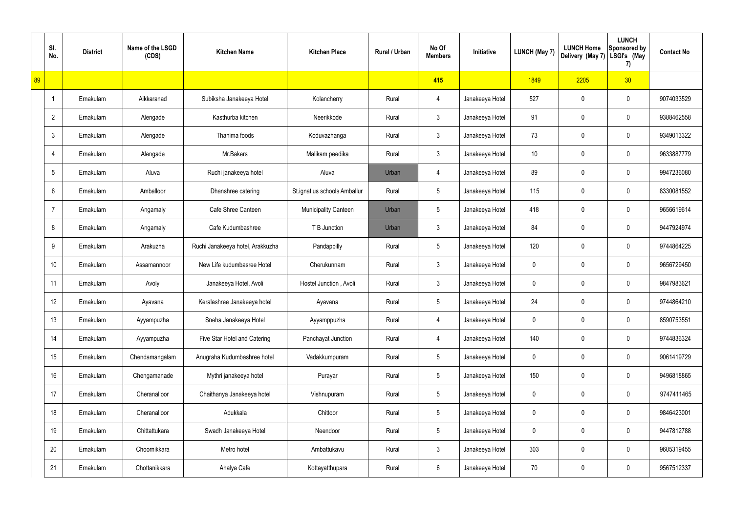| | Sl. No. | District | Name of the LSGD (CDS) | Kitchen Name | Kitchen Place | Rural / Urban | No Of Members | Initiative | LUNCH (May 7) | LUNCH Home Delivery (May 7) | LUNCH Sponsored by LSGI's (May 7) | Contact No |
|---|---|---|---|---|---|---|---|---|---|---|---|---|
| 89 | | | | | | | 415 | | 1849 | 2205 | 30 | |
| | 1 | Ernakulam | Aikkaranad | Subiksha Janakeeya Hotel | Kolancherry | Rural | 4 | Janakeeya Hotel | 527 | 0 | 0 | 9074033529 |
| | 2 | Ernakulam | Alengade | Kasthurba kitchen | Neerikkode | Rural | 3 | Janakeeya Hotel | 91 | 0 | 0 | 9388462558 |
| | 3 | Ernakulam | Alengade | Thanima foods | Koduvazhanga | Rural | 3 | Janakeeya Hotel | 73 | 0 | 0 | 9349013322 |
| | 4 | Ernakulam | Alengade | Mr.Bakers | Malikam peedika | Rural | 3 | Janakeeya Hotel | 10 | 0 | 0 | 9633887779 |
| | 5 | Ernakulam | Aluva | Ruchi janakeeya hotel | Aluva | Urban | 4 | Janakeeya Hotel | 89 | 0 | 0 | 9947236080 |
| | 6 | Ernakulam | Amballoor | Dhanshree catering | St.ignatius schools Amballur | Rural | 5 | Janakeeya Hotel | 115 | 0 | 0 | 8330081552 |
| | 7 | Ernakulam | Angamaly | Cafe Shree Canteen | Municipality Canteen | Urban | 5 | Janakeeya Hotel | 418 | 0 | 0 | 9656619614 |
| | 8 | Ernakulam | Angamaly | Cafe Kudumbashree | T B Junction | Urban | 3 | Janakeeya Hotel | 84 | 0 | 0 | 9447924974 |
| | 9 | Ernakulam | Arakuzha | Ruchi Janakeeya hotel, Arakkuzha | Pandappilly | Rural | 5 | Janakeeya Hotel | 120 | 0 | 0 | 9744864225 |
| | 10 | Ernakulam | Assamannoor | New Life kudumbasree Hotel | Cherukunnam | Rural | 3 | Janakeeya Hotel | 0 | 0 | 0 | 9656729450 |
| | 11 | Ernakulam | Avoly | Janakeeya Hotel, Avoli | Hostel Junction , Avoli | Rural | 3 | Janakeeya Hotel | 0 | 0 | 0 | 9847983621 |
| | 12 | Ernakulam | Ayavana | Keralashree Janakeeya hotel | Ayavana | Rural | 5 | Janakeeya Hotel | 24 | 0 | 0 | 9744864210 |
| | 13 | Ernakulam | Ayyampuzha | Sneha Janakeeya Hotel | Ayyamppuzha | Rural | 4 | Janakeeya Hotel | 0 | 0 | 0 | 8590753551 |
| | 14 | Ernakulam | Ayyampuzha | Five Star Hotel and Catering | Panchayat Junction | Rural | 4 | Janakeeya Hotel | 140 | 0 | 0 | 9744836324 |
| | 15 | Ernakulam | Chendamangalam | Anugraha Kudumbashree hotel | Vadakkumpuram | Rural | 5 | Janakeeya Hotel | 0 | 0 | 0 | 9061419729 |
| | 16 | Ernakulam | Chengamanade | Mythri janakeeya hotel | Purayar | Rural | 5 | Janakeeya Hotel | 150 | 0 | 0 | 9496818865 |
| | 17 | Ernakulam | Cheranalloor | Chaithanya Janakeeya hotel | Vishnupuram | Rural | 5 | Janakeeya Hotel | 0 | 0 | 0 | 9747411465 |
| | 18 | Ernakulam | Cheranalloor | Adukkala | Chittoor | Rural | 5 | Janakeeya Hotel | 0 | 0 | 0 | 9846423001 |
| | 19 | Ernakulam | Chittattukara | Swadh Janakeeya Hotel | Neendoor | Rural | 5 | Janakeeya Hotel | 0 | 0 | 0 | 9447812788 |
| | 20 | Ernakulam | Choornikkara | Metro hotel | Ambattukavu | Rural | 3 | Janakeeya Hotel | 303 | 0 | 0 | 9605319455 |
| | 21 | Ernakulam | Chottanikkara | Ahalya Cafe | Kottayatthupara | Rural | 6 | Janakeeya Hotel | 70 | 0 | 0 | 9567512337 |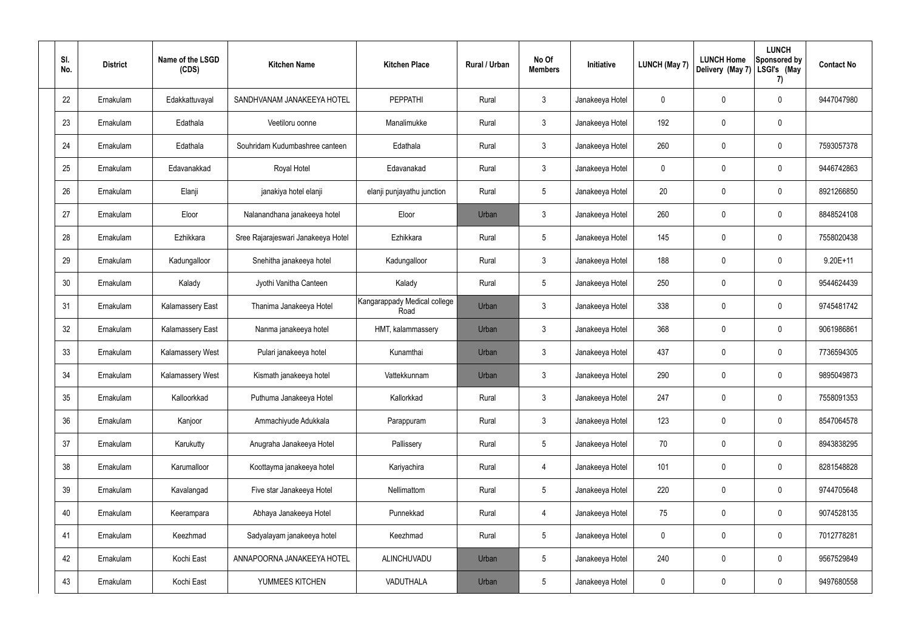| Sl. No. | District | Name of the LSGD (CDS) | Kitchen Name | Kitchen Place | Rural / Urban | No Of Members | Initiative | LUNCH (May 7) | LUNCH Home Delivery (May 7) | LUNCH Sponsored by LSGI's (May 7) | Contact No |
|---|---|---|---|---|---|---|---|---|---|---|---|
| 22 | Ernakulam | Edakkattuvayal | SANDHVANAM JANAKEEYA HOTEL | PEPPATHI | Rural | 3 | Janakeeya Hotel | 0 | 0 | 0 | 9447047980 |
| 23 | Ernakulam | Edathala | Veetiloru oonne | Manalimukke | Rural | 3 | Janakeeya Hotel | 192 | 0 | 0 | |
| 24 | Ernakulam | Edathala | Souhridam Kudumbashree canteen | Edathala | Rural | 3 | Janakeeya Hotel | 260 | 0 | 0 | 7593057378 |
| 25 | Ernakulam | Edavanakkad | Royal Hotel | Edavanakad | Rural | 3 | Janakeeya Hotel | 0 | 0 | 0 | 9446742863 |
| 26 | Ernakulam | Elanji | janakiya hotel elanji | elanji punjayathu junction | Rural | 5 | Janakeeya Hotel | 20 | 0 | 0 | 8921266850 |
| 27 | Ernakulam | Eloor | Nalanandhana janakeeya hotel | Eloor | Urban | 3 | Janakeeya Hotel | 260 | 0 | 0 | 8848524108 |
| 28 | Ernakulam | Ezhikkara | Sree Rajarajeswari Janakeeya Hotel | Ezhikkara | Rural | 5 | Janakeeya Hotel | 145 | 0 | 0 | 7558020438 |
| 29 | Ernakulam | Kadungalloor | Snehitha janakeeya hotel | Kadungalloor | Rural | 3 | Janakeeya Hotel | 188 | 0 | 0 | 9.20E+11 |
| 30 | Ernakulam | Kalady | Jyothi Vanitha Canteen | Kalady | Rural | 5 | Janakeeya Hotel | 250 | 0 | 0 | 9544624439 |
| 31 | Ernakulam | Kalamassery East | Thanima Janakeeya Hotel | Kangarappady Medical college Road | Urban | 3 | Janakeeya Hotel | 338 | 0 | 0 | 9745481742 |
| 32 | Ernakulam | Kalamassery East | Nanma janakeeya hotel | HMT, kalammassery | Urban | 3 | Janakeeya Hotel | 368 | 0 | 0 | 9061986861 |
| 33 | Ernakulam | Kalamassery West | Pulari janakeeya hotel | Kunamthai | Urban | 3 | Janakeeya Hotel | 437 | 0 | 0 | 7736594305 |
| 34 | Ernakulam | Kalamassery West | Kismath janakeeya hotel | Vattekkunnam | Urban | 3 | Janakeeya Hotel | 290 | 0 | 0 | 9895049873 |
| 35 | Ernakulam | Kalloorkkad | Puthuma Janakeeya Hotel | Kallorkkad | Rural | 3 | Janakeeya Hotel | 247 | 0 | 0 | 7558091353 |
| 36 | Ernakulam | Kanjoor | Ammachiyude Adukkala | Parappuram | Rural | 3 | Janakeeya Hotel | 123 | 0 | 0 | 8547064578 |
| 37 | Ernakulam | Karukutty | Anugraha Janakeeya Hotel | Pallissery | Rural | 5 | Janakeeya Hotel | 70 | 0 | 0 | 8943838295 |
| 38 | Ernakulam | Karumalloor | Koottayma janakeeya hotel | Kariyachira | Rural | 4 | Janakeeya Hotel | 101 | 0 | 0 | 8281548828 |
| 39 | Ernakulam | Kavalangad | Five star Janakeeya Hotel | Nellimattom | Rural | 5 | Janakeeya Hotel | 220 | 0 | 0 | 9744705648 |
| 40 | Ernakulam | Keerampara | Abhaya Janakeeya Hotel | Punnekkad | Rural | 4 | Janakeeya Hotel | 75 | 0 | 0 | 9074528135 |
| 41 | Ernakulam | Keezhmad | Sadyalayam janakeeya hotel | Keezhmad | Rural | 5 | Janakeeya Hotel | 0 | 0 | 0 | 7012778281 |
| 42 | Ernakulam | Kochi East | ANNAPOORNA JANAKEEYA HOTEL | ALINCHUVADU | Urban | 5 | Janakeeya Hotel | 240 | 0 | 0 | 9567529849 |
| 43 | Ernakulam | Kochi East | YUMMEES KITCHEN | VADUTHALA | Urban | 5 | Janakeeya Hotel | 0 | 0 | 0 | 9497680558 |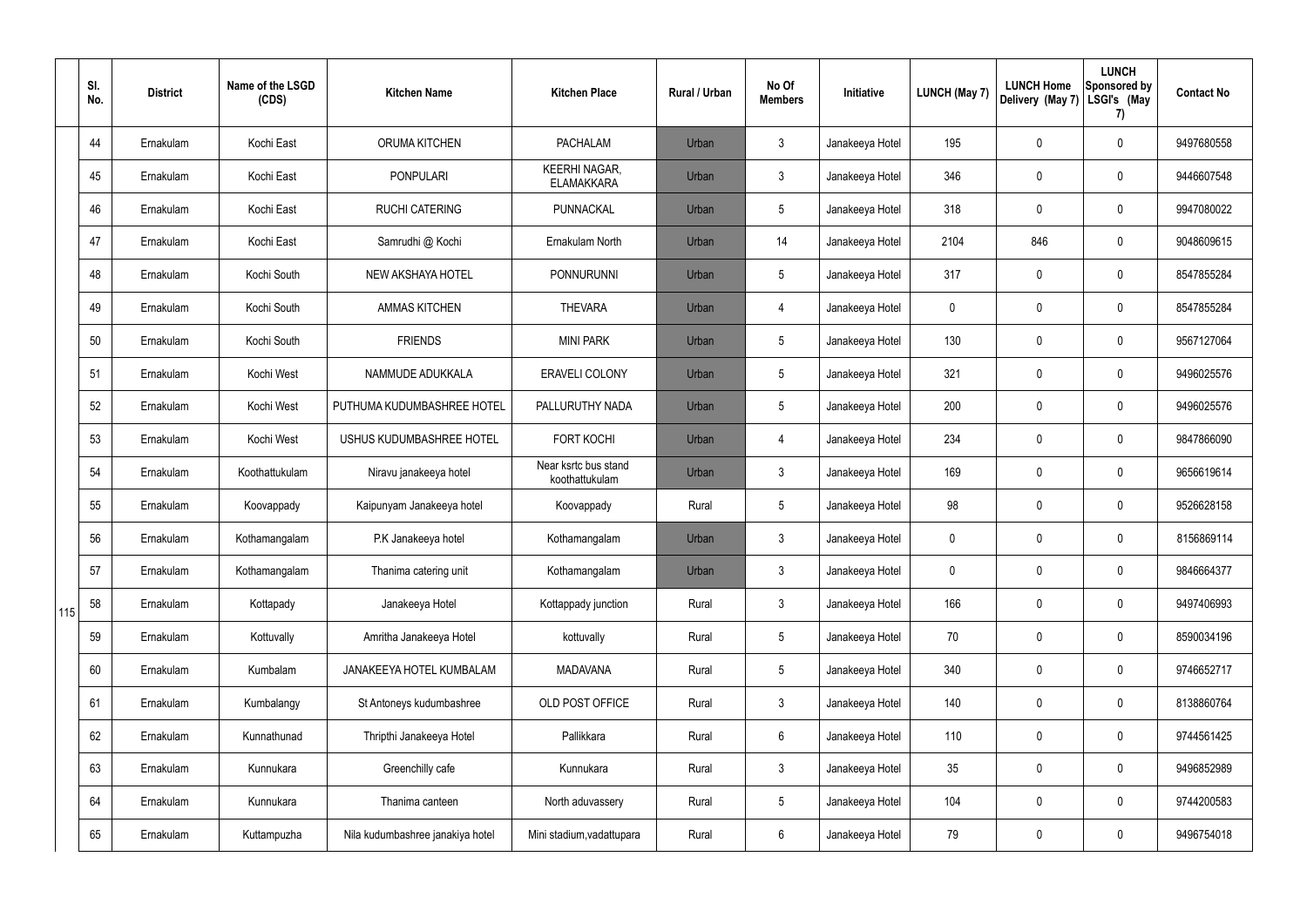| | Sl. No. | District | Name of the LSGD (CDS) | Kitchen Name | Kitchen Place | Rural / Urban | No Of Members | Initiative | LUNCH (May 7) | LUNCH Home Delivery (May 7) | LUNCH Sponsored by LSGI's (May 7) | Contact No |
|---|---|---|---|---|---|---|---|---|---|---|---|---|
| 115 | 44 | Ernakulam | Kochi East | ORUMA KITCHEN | PACHALAM | Urban | 3 | Janakeeya Hotel | 195 | 0 | 0 | 9497680558 |
| | 45 | Ernakulam | Kochi East | PONPULARI | KEERHI NAGAR, ELAMAKKARA | Urban | 3 | Janakeeya Hotel | 346 | 0 | 0 | 9446607548 |
| | 46 | Ernakulam | Kochi East | RUCHI CATERING | PUNNACKAL | Urban | 5 | Janakeeya Hotel | 318 | 0 | 0 | 9947080022 |
| | 47 | Ernakulam | Kochi East | Samrudhi @ Kochi | Ernakulam North | Urban | 14 | Janakeeya Hotel | 2104 | 846 | 0 | 9048609615 |
| | 48 | Ernakulam | Kochi South | NEW AKSHAYA HOTEL | PONNURUNNI | Urban | 5 | Janakeeya Hotel | 317 | 0 | 0 | 8547855284 |
| | 49 | Ernakulam | Kochi South | AMMAS KITCHEN | THEVARA | Urban | 4 | Janakeeya Hotel | 0 | 0 | 0 | 8547855284 |
| | 50 | Ernakulam | Kochi South | FRIENDS | MINI PARK | Urban | 5 | Janakeeya Hotel | 130 | 0 | 0 | 9567127064 |
| | 51 | Ernakulam | Kochi West | NAMMUDE ADUKKALA | ERAVELI COLONY | Urban | 5 | Janakeeya Hotel | 321 | 0 | 0 | 9496025576 |
| | 52 | Ernakulam | Kochi West | PUTHUMA KUDUMBASHREE HOTEL | PALLURUTHY NADA | Urban | 5 | Janakeeya Hotel | 200 | 0 | 0 | 9496025576 |
| | 53 | Ernakulam | Kochi West | USHUS KUDUMBASHREE HOTEL | FORT KOCHI | Urban | 4 | Janakeeya Hotel | 234 | 0 | 0 | 9847866090 |
| | 54 | Ernakulam | Koothattukulam | Niravu janakeeya hotel | Near ksrtc bus stand koothattukulam | Urban | 3 | Janakeeya Hotel | 169 | 0 | 0 | 9656619614 |
| | 55 | Ernakulam | Koovappady | Kaipunyam Janakeeya hotel | Koovappady | Rural | 5 | Janakeeya Hotel | 98 | 0 | 0 | 9526628158 |
| | 56 | Ernakulam | Kothamangalam | P.K Janakeeya hotel | Kothamangalam | Urban | 3 | Janakeeya Hotel | 0 | 0 | 0 | 8156869114 |
| | 57 | Ernakulam | Kothamangalam | Thanima catering unit | Kothamangalam | Urban | 3 | Janakeeya Hotel | 0 | 0 | 0 | 9846664377 |
| | 58 | Ernakulam | Kottapady | Janakeeya Hotel | Kottappady junction | Rural | 3 | Janakeeya Hotel | 166 | 0 | 0 | 9497406993 |
| | 59 | Ernakulam | Kottuvally | Amritha Janakeeya Hotel | kottuvally | Rural | 5 | Janakeeya Hotel | 70 | 0 | 0 | 8590034196 |
| | 60 | Ernakulam | Kumbalam | JANAKEEYA HOTEL KUMBALAM | MADAVANA | Rural | 5 | Janakeeya Hotel | 340 | 0 | 0 | 9746652717 |
| | 61 | Ernakulam | Kumbalangy | St Antoneys kudumbashree | OLD POST OFFICE | Rural | 3 | Janakeeya Hotel | 140 | 0 | 0 | 8138860764 |
| | 62 | Ernakulam | Kunnathunad | Thripthi Janakeeya Hotel | Pallikkara | Rural | 6 | Janakeeya Hotel | 110 | 0 | 0 | 9744561425 |
| | 63 | Ernakulam | Kunnukara | Greenchilly cafe | Kunnukara | Rural | 3 | Janakeeya Hotel | 35 | 0 | 0 | 9496852989 |
| | 64 | Ernakulam | Kunnukara | Thanima canteen | North aduvassery | Rural | 5 | Janakeeya Hotel | 104 | 0 | 0 | 9744200583 |
| | 65 | Ernakulam | Kuttampuzha | Nila kudumbashree janakiya hotel | Mini stadium,vadattupara | Rural | 6 | Janakeeya Hotel | 79 | 0 | 0 | 9496754018 |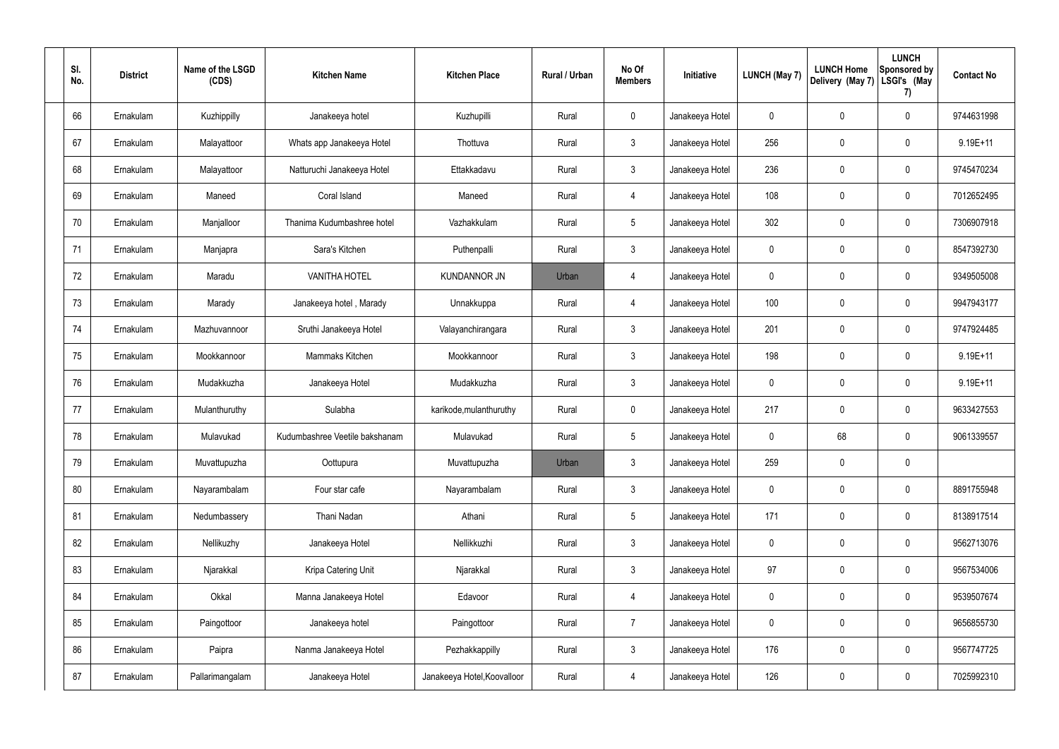| Sl. No. | District | Name of the LSGD (CDS) | Kitchen Name | Kitchen Place | Rural / Urban | No Of Members | Initiative | LUNCH (May 7) | LUNCH Home Delivery (May 7) | LUNCH Sponsored by LSGI's (May 7) | Contact No |
|---|---|---|---|---|---|---|---|---|---|---|---|
| 66 | Ernakulam | Kuzhippilly | Janakeeya hotel | Kuzhupilli | Rural | 0 | Janakeeya Hotel | 0 | 0 | 0 | 9744631998 |
| 67 | Ernakulam | Malayattoor | Whats app Janakeeya Hotel | Thottuva | Rural | 3 | Janakeeya Hotel | 256 | 0 | 0 | 9.19E+11 |
| 68 | Ernakulam | Malayattoor | Natturuchi Janakeeya Hotel | Ettakkadavu | Rural | 3 | Janakeeya Hotel | 236 | 0 | 0 | 9745470234 |
| 69 | Ernakulam | Maneed | Coral Island | Maneed | Rural | 4 | Janakeeya Hotel | 108 | 0 | 0 | 7012652495 |
| 70 | Ernakulam | Manjalloor | Thanima Kudumbashree hotel | Vazhakkulam | Rural | 5 | Janakeeya Hotel | 302 | 0 | 0 | 7306907918 |
| 71 | Ernakulam | Manjapra | Sara's Kitchen | Puthenpalli | Rural | 3 | Janakeeya Hotel | 0 | 0 | 0 | 8547392730 |
| 72 | Ernakulam | Maradu | VANITHA HOTEL | KUNDANNOR JN | Urban | 4 | Janakeeya Hotel | 0 | 0 | 0 | 9349505008 |
| 73 | Ernakulam | Marady | Janakeeya hotel , Marady | Unnakkuppa | Rural | 4 | Janakeeya Hotel | 100 | 0 | 0 | 9947943177 |
| 74 | Ernakulam | Mazhuvannoor | Sruthi Janakeeya Hotel | Valayanchirangara | Rural | 3 | Janakeeya Hotel | 201 | 0 | 0 | 9747924485 |
| 75 | Ernakulam | Mookkannoor | Mammaks Kitchen | Mookkannoor | Rural | 3 | Janakeeya Hotel | 198 | 0 | 0 | 9.19E+11 |
| 76 | Ernakulam | Mudakkuzha | Janakeeya Hotel | Mudakkuzha | Rural | 3 | Janakeeya Hotel | 0 | 0 | 0 | 9.19E+11 |
| 77 | Ernakulam | Mulanthuruthy | Sulabha | karikode,mulanthuruthy | Rural | 0 | Janakeeya Hotel | 217 | 0 | 0 | 9633427553 |
| 78 | Ernakulam | Mulavukad | Kudumbashree Veetile bakshanam | Mulavukad | Rural | 5 | Janakeeya Hotel | 0 | 68 | 0 | 9061339557 |
| 79 | Ernakulam | Muvattupuzha | Oottupura | Muvattupuzha | Urban | 3 | Janakeeya Hotel | 259 | 0 | 0 | |
| 80 | Ernakulam | Nayarambalam | Four star cafe | Nayarambalam | Rural | 3 | Janakeeya Hotel | 0 | 0 | 0 | 8891755948 |
| 81 | Ernakulam | Nedumbassery | Thani Nadan | Athani | Rural | 5 | Janakeeya Hotel | 171 | 0 | 0 | 8138917514 |
| 82 | Ernakulam | Nellikuzhy | Janakeeya Hotel | Nellikkuzhi | Rural | 3 | Janakeeya Hotel | 0 | 0 | 0 | 9562713076 |
| 83 | Ernakulam | Njarakkal | Kripa Catering Unit | Njarakkal | Rural | 3 | Janakeeya Hotel | 97 | 0 | 0 | 9567534006 |
| 84 | Ernakulam | Okkal | Manna Janakeeya Hotel | Edavoor | Rural | 4 | Janakeeya Hotel | 0 | 0 | 0 | 9539507674 |
| 85 | Ernakulam | Paingottoor | Janakeeya hotel | Paingottoor | Rural | 7 | Janakeeya Hotel | 0 | 0 | 0 | 9656855730 |
| 86 | Ernakulam | Paipra | Nanma Janakeeya Hotel | Pezhakkappilly | Rural | 3 | Janakeeya Hotel | 176 | 0 | 0 | 9567747725 |
| 87 | Ernakulam | Pallarimangalam | Janakeeya Hotel | Janakeeya Hotel,Koovalloor | Rural | 4 | Janakeeya Hotel | 126 | 0 | 0 | 7025992310 |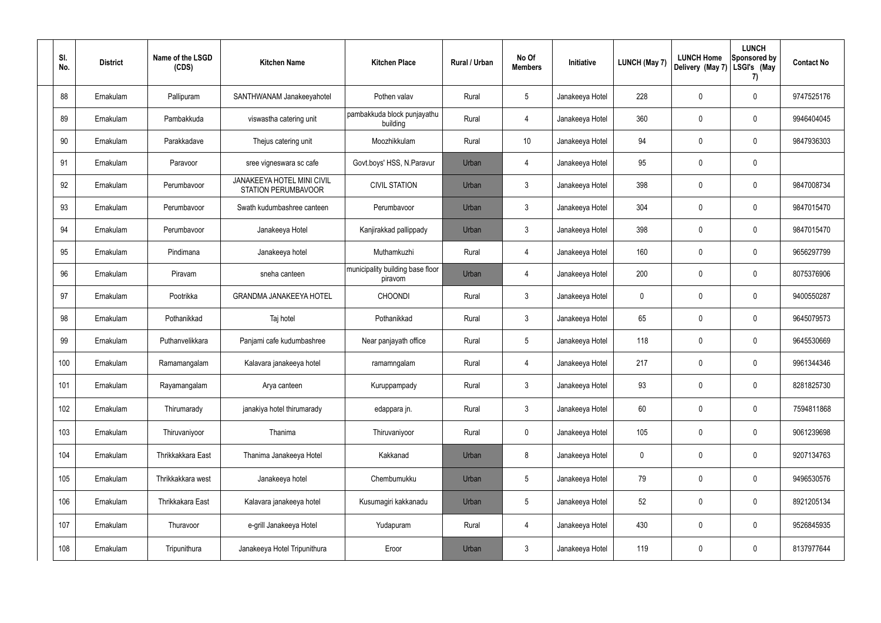| Sl. No. | District | Name of the LSGD (CDS) | Kitchen Name | Kitchen Place | Rural / Urban | No Of Members | Initiative | LUNCH (May 7) | LUNCH Home Delivery (May 7) | LUNCH Sponsored by LSGI's (May 7) | Contact No |
|---|---|---|---|---|---|---|---|---|---|---|---|
| 88 | Ernakulam | Pallipuram | SANTHWANAM Janakeeyahotel | Pothen valav | Rural | 5 | Janakeeya Hotel | 228 | 0 | 0 | 9747525176 |
| 89 | Ernakulam | Pambakkuda | viswastha catering unit | pambakkuda block punjayathu building | Rural | 4 | Janakeeya Hotel | 360 | 0 | 0 | 9946404045 |
| 90 | Ernakulam | Parakkadave | Thejus catering unit | Moozhikkulam | Rural | 10 | Janakeeya Hotel | 94 | 0 | 0 | 9847936303 |
| 91 | Ernakulam | Paravoor | sree vigneswara sc cafe | Govt.boys' HSS, N.Paravur | Urban | 4 | Janakeeya Hotel | 95 | 0 | 0 | |
| 92 | Ernakulam | Perumbavoor | JANAKEEYA HOTEL MINI CIVIL STATION PERUMBAVOOR | CIVIL STATION | Urban | 3 | Janakeeya Hotel | 398 | 0 | 0 | 9847008734 |
| 93 | Ernakulam | Perumbavoor | Swath kudumbashree canteen | Perumbavoor | Urban | 3 | Janakeeya Hotel | 304 | 0 | 0 | 9847015470 |
| 94 | Ernakulam | Perumbavoor | Janakeeya Hotel | Kanjirakkad pallippady | Urban | 3 | Janakeeya Hotel | 398 | 0 | 0 | 9847015470 |
| 95 | Ernakulam | Pindimana | Janakeeya hotel | Muthamkuzhi | Rural | 4 | Janakeeya Hotel | 160 | 0 | 0 | 9656297799 |
| 96 | Ernakulam | Piravam | sneha canteen | municipality building base floor piravom | Urban | 4 | Janakeeya Hotel | 200 | 0 | 0 | 8075376906 |
| 97 | Ernakulam | Pootrikka | GRANDMA JANAKEEYA HOTEL | CHOONDI | Rural | 3 | Janakeeya Hotel | 0 | 0 | 0 | 9400550287 |
| 98 | Ernakulam | Pothanikkad | Taj hotel | Pothanikkad | Rural | 3 | Janakeeya Hotel | 65 | 0 | 0 | 9645079573 |
| 99 | Ernakulam | Puthanvelikkara | Panjami cafe kudumbashree | Near panjayath office | Rural | 5 | Janakeeya Hotel | 118 | 0 | 0 | 9645530669 |
| 100 | Ernakulam | Ramamangalam | Kalavara janakeeya hotel | ramamngalam | Rural | 4 | Janakeeya Hotel | 217 | 0 | 0 | 9961344346 |
| 101 | Ernakulam | Rayamangalam | Arya canteen | Kuruppampady | Rural | 3 | Janakeeya Hotel | 93 | 0 | 0 | 8281825730 |
| 102 | Ernakulam | Thirumarady | janakiya hotel thirumarady | edappara jn. | Rural | 3 | Janakeeya Hotel | 60 | 0 | 0 | 7594811868 |
| 103 | Ernakulam | Thiruvaniyoor | Thanima | Thiruvaniyoor | Rural | 0 | Janakeeya Hotel | 105 | 0 | 0 | 9061239698 |
| 104 | Ernakulam | Thrikkakkara East | Thanima Janakeeya Hotel | Kakkanad | Urban | 8 | Janakeeya Hotel | 0 | 0 | 0 | 9207134763 |
| 105 | Ernakulam | Thrikkakkara west | Janakeeya hotel | Chembumukku | Urban | 5 | Janakeeya Hotel | 79 | 0 | 0 | 9496530576 |
| 106 | Ernakulam | Thrikkakara East | Kalavara janakeeya hotel | Kusumagiri kakkanadu | Urban | 5 | Janakeeya Hotel | 52 | 0 | 0 | 8921205134 |
| 107 | Ernakulam | Thuravoor | e-grill Janakeeya Hotel | Yudapuram | Rural | 4 | Janakeeya Hotel | 430 | 0 | 0 | 9526845935 |
| 108 | Ernakulam | Tripunithura | Janakeeya Hotel Tripunithura | Eroor | Urban | 3 | Janakeeya Hotel | 119 | 0 | 0 | 8137977644 |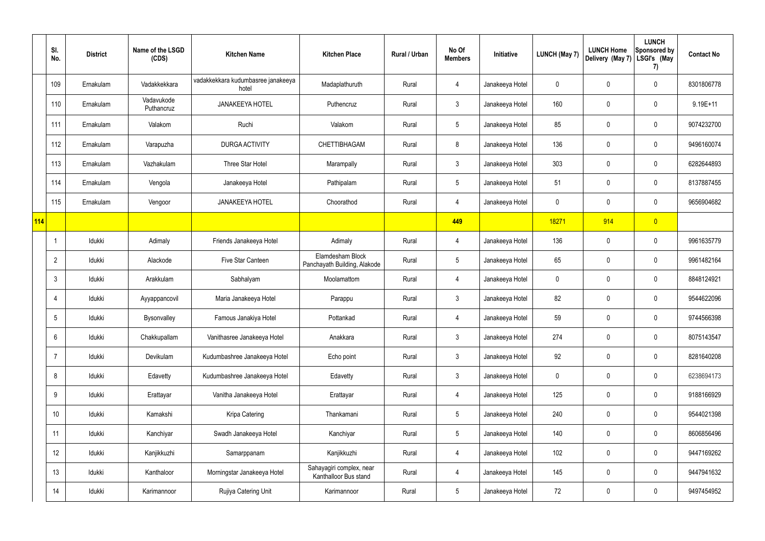| | Sl. No. | District | Name of the LSGD (CDS) | Kitchen Name | Kitchen Place | Rural / Urban | No Of Members | Initiative | LUNCH (May 7) | LUNCH Home Delivery (May 7) | LUNCH Sponsored by LSGI's (May 7) | Contact No |
|---|---|---|---|---|---|---|---|---|---|---|---|---|
| | 109 | Ernakulam | Vadakkekkara | vadakkekkara kudumbasree janakeeya hotel | Madaplathuruth | Rural | 4 | Janakeeya Hotel | 0 | 0 | 0 | 8301806778 |
| | 110 | Ernakulam | Vadavukode Puthancruz | JANAKEEYA HOTEL | Puthencruz | Rural | 3 | Janakeeya Hotel | 160 | 0 | 0 | 9.19E+11 |
| | 111 | Ernakulam | Valakom | Ruchi | Valakom | Rural | 5 | Janakeeya Hotel | 85 | 0 | 0 | 9074232700 |
| | 112 | Ernakulam | Varapuzha | DURGA ACTIVITY | CHETTIBHAGAM | Rural | 8 | Janakeeya Hotel | 136 | 0 | 0 | 9496160074 |
| | 113 | Ernakulam | Vazhakulam | Three Star Hotel | Marampally | Rural | 3 | Janakeeya Hotel | 303 | 0 | 0 | 6282644893 |
| | 114 | Ernakulam | Vengola | Janakeeya Hotel | Pathipalam | Rural | 5 | Janakeeya Hotel | 51 | 0 | 0 | 8137887455 |
| | 115 | Ernakulam | Vengoor | JANAKEEYA HOTEL | Choorathod | Rural | 4 | Janakeeya Hotel | 0 | 0 | 0 | 9656904682 |
| 114 | | | | | | | 449 | | 18271 | 914 | 0 | |
| | 1 | Idukki | Adimaly | Friends Janakeeya Hotel | Adimaly | Rural | 4 | Janakeeya Hotel | 136 | 0 | 0 | 9961635779 |
| | 2 | Idukki | Alackode | Five Star Canteen | Elamdesham Block Panchayath Building, Alakode | Rural | 5 | Janakeeya Hotel | 65 | 0 | 0 | 9961482164 |
| | 3 | Idukki | Arakkulam | Sabhalyam | Moolamattom | Rural | 4 | Janakeeya Hotel | 0 | 0 | 0 | 8848124921 |
| | 4 | Idukki | Ayyappancovil | Maria Janakeeya Hotel | Parappu | Rural | 3 | Janakeeya Hotel | 82 | 0 | 0 | 9544622096 |
| | 5 | Idukki | Bysonvalley | Famous Janakiya Hotel | Pottankad | Rural | 4 | Janakeeya Hotel | 59 | 0 | 0 | 9744566398 |
| | 6 | Idukki | Chakkupallam | Vanithasree Janakeeya Hotel | Anakkara | Rural | 3 | Janakeeya Hotel | 274 | 0 | 0 | 8075143547 |
| | 7 | Idukki | Devikulam | Kudumbashree Janakeeya Hotel | Echo point | Rural | 3 | Janakeeya Hotel | 92 | 0 | 0 | 8281640208 |
| | 8 | Idukki | Edavetty | Kudumbashree Janakeeya Hotel | Edavetty | Rural | 3 | Janakeeya Hotel | 0 | 0 | 0 | 6238694173 |
| | 9 | Idukki | Erattayar | Vanitha Janakeeya Hotel | Erattayar | Rural | 4 | Janakeeya Hotel | 125 | 0 | 0 | 9188166929 |
| | 10 | Idukki | Kamakshi | Kripa Catering | Thankamani | Rural | 5 | Janakeeya Hotel | 240 | 0 | 0 | 9544021398 |
| | 11 | Idukki | Kanchiyar | Swadh Janakeeya Hotel | Kanchiyar | Rural | 5 | Janakeeya Hotel | 140 | 0 | 0 | 8606856496 |
| | 12 | Idukki | Kanjikkuzhi | Samarppanam | Kanjikkuzhi | Rural | 4 | Janakeeya Hotel | 102 | 0 | 0 | 9447169262 |
| | 13 | Idukki | Kanthaloor | Morningstar Janakeeya Hotel | Sahayagiri complex, near Kanthalloor Bus stand | Rural | 4 | Janakeeya Hotel | 145 | 0 | 0 | 9447941632 |
| | 14 | Idukki | Karimannoor | Rujiya Catering Unit | Karimannoor | Rural | 5 | Janakeeya Hotel | 72 | 0 | 0 | 9497454952 |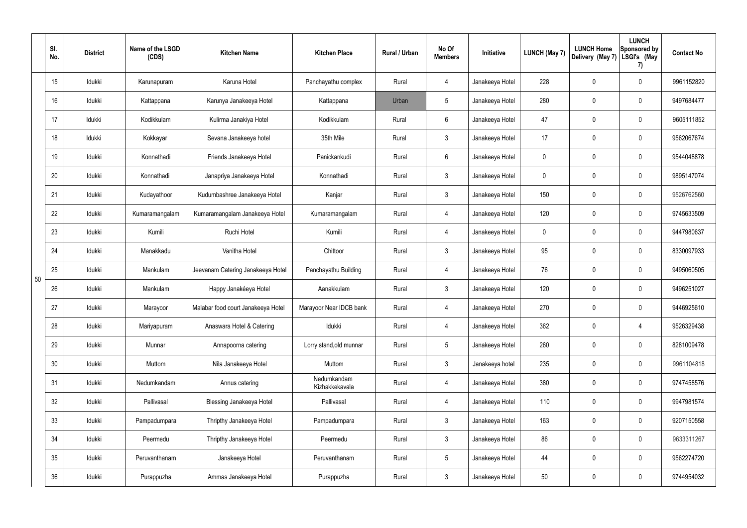| | Sl. No. | District | Name of the LSGD (CDS) | Kitchen Name | Kitchen Place | Rural / Urban | No Of Members | Initiative | LUNCH (May 7) | LUNCH Home Delivery (May 7) | LUNCH Sponsored by LSGI's (May 7) | Contact No |
|---|---|---|---|---|---|---|---|---|---|---|---|---|
| 50 | 15 | Idukki | Karunapuram | Karuna Hotel | Panchayathu complex | Rural | 4 | Janakeeya Hotel | 228 | 0 | 0 | 9961152820 |
| | 16 | Idukki | Kattappana | Karunya Janakeeya Hotel | Kattappana | Urban | 5 | Janakeeya Hotel | 280 | 0 | 0 | 9497684477 |
| | 17 | Idukki | Kodikkulam | Kulirma Janakiya Hotel | Kodikkulam | Rural | 6 | Janakeeya Hotel | 47 | 0 | 0 | 9605111852 |
| | 18 | Idukki | Kokkayar | Sevana Janakeeya hotel | 35th Mile | Rural | 3 | Janakeeya Hotel | 17 | 0 | 0 | 9562067674 |
| | 19 | Idukki | Konnathadi | Friends Janakeeya Hotel | Panickankudi | Rural | 6 | Janakeeya Hotel | 0 | 0 | 0 | 9544048878 |
| | 20 | Idukki | Konnathadi | Janapriya Janakeeya Hotel | Konnathadi | Rural | 3 | Janakeeya Hotel | 0 | 0 | 0 | 9895147074 |
| | 21 | Idukki | Kudayathoor | Kudumbashree Janakeeya Hotel | Kanjar | Rural | 3 | Janakeeya Hotel | 150 | 0 | 0 | 9526762560 |
| | 22 | Idukki | Kumaramangalam | Kumaramangalam Janakeeya Hotel | Kumaramangalam | Rural | 4 | Janakeeya Hotel | 120 | 0 | 0 | 9745633509 |
| | 23 | Idukki | Kumili | Ruchi Hotel | Kumili | Rural | 4 | Janakeeya Hotel | 0 | 0 | 0 | 9447980637 |
| | 24 | Idukki | Manakkadu | Vanitha Hotel | Chittoor | Rural | 3 | Janakeeya Hotel | 95 | 0 | 0 | 8330097933 |
| | 25 | Idukki | Mankulam | Jeevanam Catering Janakeeya Hotel | Panchayathu Building | Rural | 4 | Janakeeya Hotel | 76 | 0 | 0 | 9495060505 |
| | 26 | Idukki | Mankulam | Happy Janakéeya Hotel | Aanakkulam | Rural | 3 | Janakeeya Hotel | 120 | 0 | 0 | 9496251027 |
| | 27 | Idukki | Marayoor | Malabar food court Janakeeya Hotel | Marayoor Near IDCB bank | Rural | 4 | Janakeeya Hotel | 270 | 0 | 0 | 9446925610 |
| | 28 | Idukki | Mariyapuram | Anaswara Hotel & Catering | Idukki | Rural | 4 | Janakeeya Hotel | 362 | 0 | 4 | 9526329438 |
| | 29 | Idukki | Munnar | Annapoorna catering | Lorry stand,old munnar | Rural | 5 | Janakeeya Hotel | 260 | 0 | 0 | 8281009478 |
| | 30 | Idukki | Muttom | Nila Janakeeya Hotel | Muttom | Rural | 3 | Janakeeya hotel | 235 | 0 | 0 | 9961104818 |
| | 31 | Idukki | Nedumkandam | Annus catering | Nedumkandam Kizhakkekavala | Rural | 4 | Janakeeya Hotel | 380 | 0 | 0 | 9747458576 |
| | 32 | Idukki | Pallivasal | Blessing Janakeeya Hotel | Pallivasal | Rural | 4 | Janakeeya Hotel | 110 | 0 | 0 | 9947981574 |
| | 33 | Idukki | Pampadumpara | Thripthy Janakeeya Hotel | Pampadumpara | Rural | 3 | Janakeeya Hotel | 163 | 0 | 0 | 9207150558 |
| | 34 | Idukki | Peermedu | Thripthy Janakeeya Hotel | Peermedu | Rural | 3 | Janakeeya Hotel | 86 | 0 | 0 | 9633311267 |
| | 35 | Idukki | Peruvanthanam | Janakeeya Hotel | Peruvanthanam | Rural | 5 | Janakeeya Hotel | 44 | 0 | 0 | 9562274720 |
| | 36 | Idukki | Purappuzha | Ammas Janakeeya Hotel | Purappuzha | Rural | 3 | Janakeeya Hotel | 50 | 0 | 0 | 9744954032 |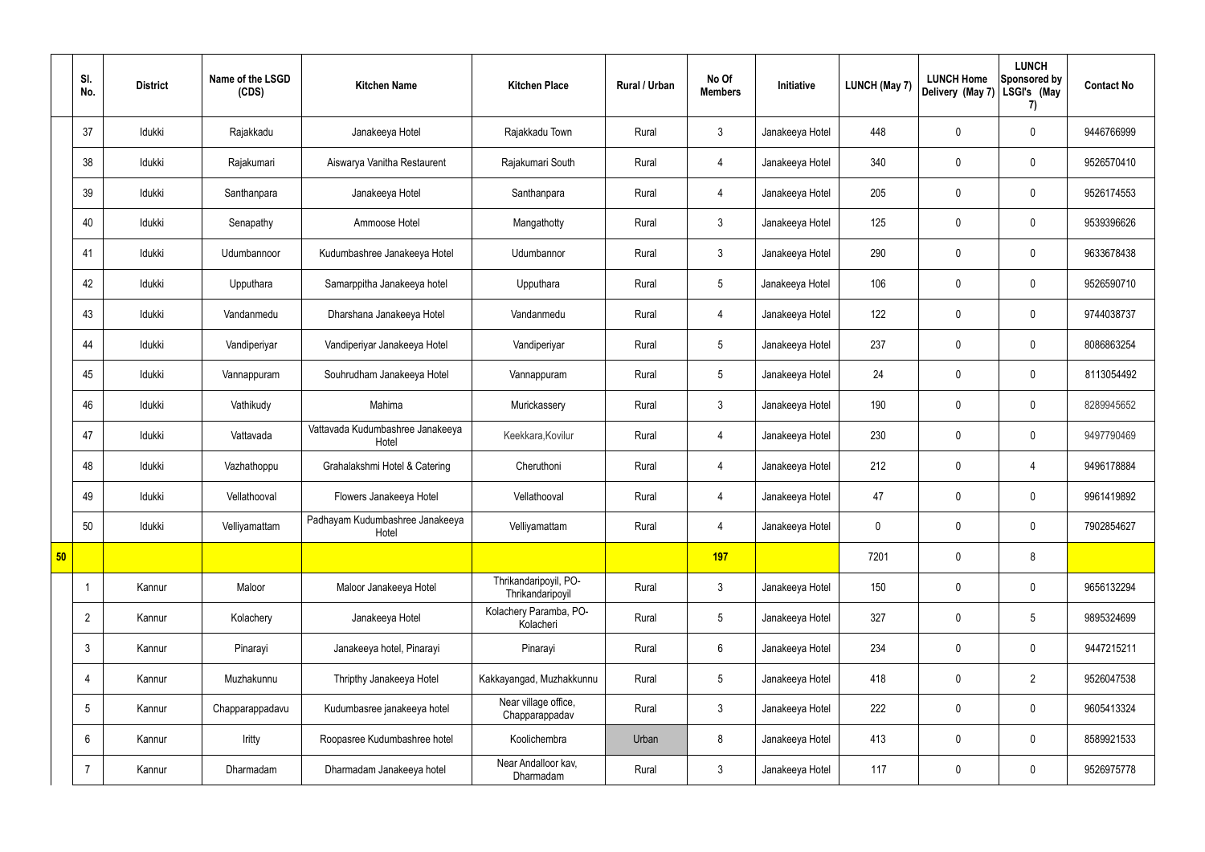|  | Sl. No. | District | Name of the LSGD (CDS) | Kitchen Name | Kitchen Place | Rural / Urban | No Of Members | Initiative | LUNCH (May 7) | LUNCH Home Delivery (May 7) | LUNCH Sponsored by LSGI's (May 7) | Contact No |
|---|---|---|---|---|---|---|---|---|---|---|---|---|
|  | 37 | Idukki | Rajakkadu | Janakeeya Hotel | Rajakkadu Town | Rural | 3 | Janakeeya Hotel | 448 | 0 | 0 | 9446766999 |
|  | 38 | Idukki | Rajakumari | Aiswarya Vanitha Restaurent | Rajakumari South | Rural | 4 | Janakeeya Hotel | 340 | 0 | 0 | 9526570410 |
|  | 39 | Idukki | Santhanpara | Janakeeya Hotel | Santhanpara | Rural | 4 | Janakeeya Hotel | 205 | 0 | 0 | 9526174553 |
|  | 40 | Idukki | Senapathy | Ammoose Hotel | Mangathotty | Rural | 3 | Janakeeya Hotel | 125 | 0 | 0 | 9539396626 |
|  | 41 | Idukki | Udumbannoor | Kudumbashree Janakeeya Hotel | Udumbannor | Rural | 3 | Janakeeya Hotel | 290 | 0 | 0 | 9633678438 |
|  | 42 | Idukki | Upputhara | Samarppitha Janakeeya hotel | Upputhara | Rural | 5 | Janakeeya Hotel | 106 | 0 | 0 | 9526590710 |
|  | 43 | Idukki | Vandanmedu | Dharshana Janakeeya Hotel | Vandanmedu | Rural | 4 | Janakeeya Hotel | 122 | 0 | 0 | 9744038737 |
|  | 44 | Idukki | Vandiperiyar | Vandiperiyar Janakeeya Hotel | Vandiperiyar | Rural | 5 | Janakeeya Hotel | 237 | 0 | 0 | 8086863254 |
|  | 45 | Idukki | Vannappuram | Souhrudham Janakeeya Hotel | Vannappuram | Rural | 5 | Janakeeya Hotel | 24 | 0 | 0 | 8113054492 |
|  | 46 | Idukki | Vathikudy | Mahima | Murickassery | Rural | 3 | Janakeeya Hotel | 190 | 0 | 0 | 8289945652 |
|  | 47 | Idukki | Vattavada | Vattavada Kudumbashree Janakeeya Hotel | Keekkara,Kovilur | Rural | 4 | Janakeeya Hotel | 230 | 0 | 0 | 9497790469 |
|  | 48 | Idukki | Vazhathoppu | Grahalakshmi Hotel & Catering | Cheruthoni | Rural | 4 | Janakeeya Hotel | 212 | 0 | 4 | 9496178884 |
|  | 49 | Idukki | Vellathooval | Flowers Janakeeya Hotel | Vellathooval | Rural | 4 | Janakeeya Hotel | 47 | 0 | 0 | 9961419892 |
|  | 50 | Idukki | Velliyamattam | Padhayam Kudumbashree Janakeeya Hotel | Velliyamattam | Rural | 4 | Janakeeya Hotel | 0 | 0 | 0 | 7902854627 |
| **50** |  |  |  |  |  |  | **197** |  | 7201 | 0 | 8 |  |
|  | 1 | Kannur | Maloor | Maloor Janakeeya Hotel | Thrikandaripoyil, PO-Thrikandaripoyil | Rural | 3 | Janakeeya Hotel | 150 | 0 | 0 | 9656132294 |
|  | 2 | Kannur | Kolachery | Janakeeya Hotel | Kolachery Paramba, PO-Kolacheri | Rural | 5 | Janakeeya Hotel | 327 | 0 | 5 | 9895324699 |
|  | 3 | Kannur | Pinarayi | Janakeeya hotel, Pinarayi | Pinarayi | Rural | 6 | Janakeeya Hotel | 234 | 0 | 0 | 9447215211 |
|  | 4 | Kannur | Muzhakunnu | Thripthy Janakeeya Hotel | Kakkayangad, Muzhakkunnu | Rural | 5 | Janakeeya Hotel | 418 | 0 | 2 | 9526047538 |
|  | 5 | Kannur | Chapparappadavu | Kudumbasree janakeeya hotel | Near village office, Chapparappadav | Rural | 3 | Janakeeya Hotel | 222 | 0 | 0 | 9605413324 |
|  | 6 | Kannur | Iritty | Roopasree Kudumbashree hotel | Koolichembra | Urban | 8 | Janakeeya Hotel | 413 | 0 | 0 | 8589921533 |
|  | 7 | Kannur | Dharmadam | Dharmadam Janakeeya hotel | Near Andalloor kav, Dharmadam | Rural | 3 | Janakeeya Hotel | 117 | 0 | 0 | 9526975778 |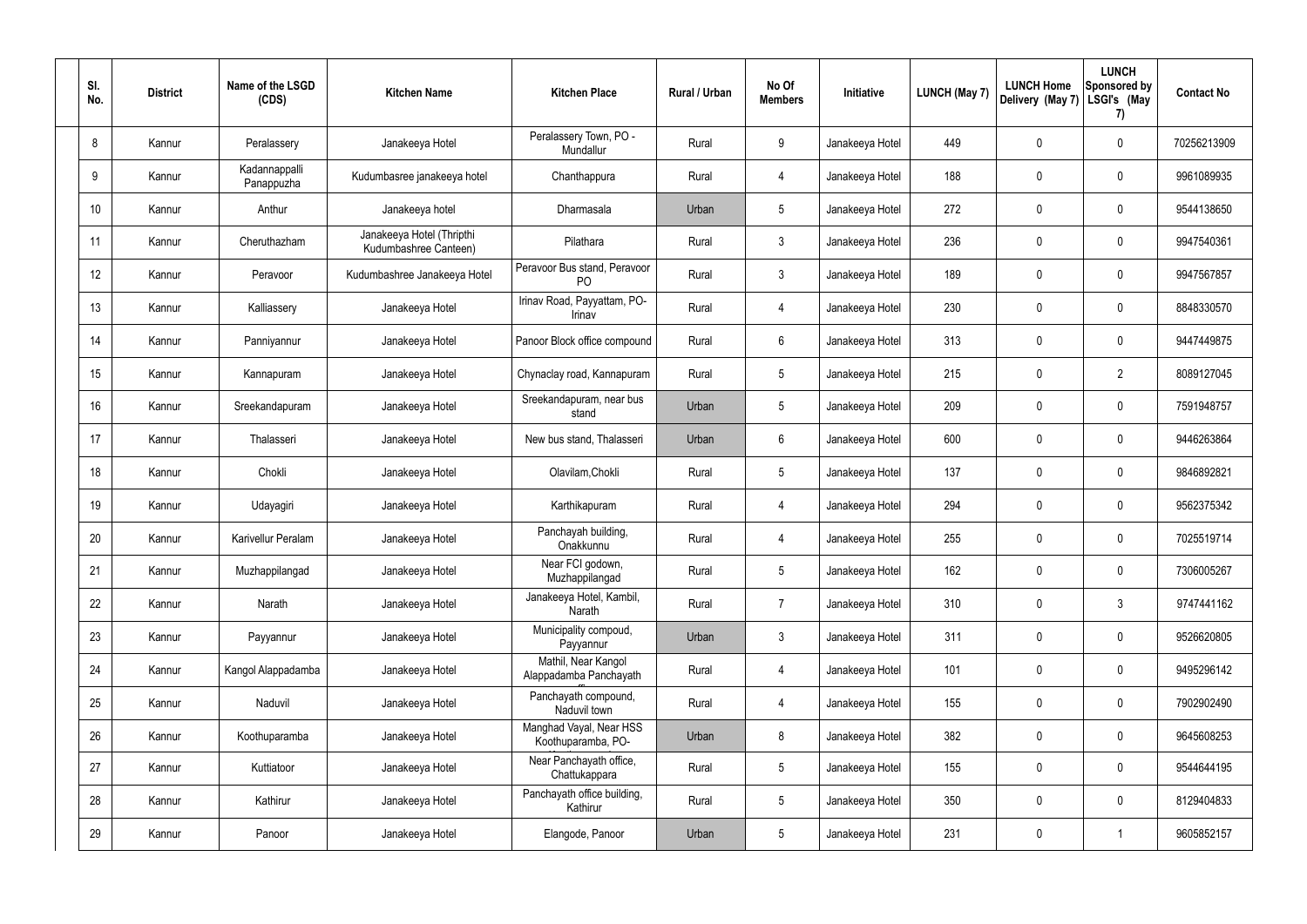| Sl. No. | District | Name of the LSGD (CDS) | Kitchen Name | Kitchen Place | Rural / Urban | No Of Members | Initiative | LUNCH (May 7) | LUNCH Home Delivery (May 7) | LUNCH Sponsored by LSGI's (May 7) | Contact No |
|---|---|---|---|---|---|---|---|---|---|---|---|
| 8 | Kannur | Peralassery | Janakeeya Hotel | Peralassery Town, PO - Mundallur | Rural | 9 | Janakeeya Hotel | 449 | 0 | 0 | 70256213909 |
| 9 | Kannur | Kadannappalli Panappuzha | Kudumbasree janakeeya hotel | Chanthappura | Rural | 4 | Janakeeya Hotel | 188 | 0 | 0 | 9961089935 |
| 10 | Kannur | Anthur | Janakeeya hotel | Dharmasala | Urban | 5 | Janakeeya Hotel | 272 | 0 | 0 | 9544138650 |
| 11 | Kannur | Cheruthazham | Janakeeya Hotel (Thripthi Kudumbashree Canteen) | Pilathara | Rural | 3 | Janakeeya Hotel | 236 | 0 | 0 | 9947540361 |
| 12 | Kannur | Peravoor | Kudumbashree Janakeeya Hotel | Peravoor Bus stand, Peravoor PO | Rural | 3 | Janakeeya Hotel | 189 | 0 | 0 | 9947567857 |
| 13 | Kannur | Kalliassery | Janakeeya Hotel | Irinav Road, Payyattam, PO-Irinav | Rural | 4 | Janakeeya Hotel | 230 | 0 | 0 | 8848330570 |
| 14 | Kannur | Panniyannur | Janakeeya Hotel | Panoor Block office compound | Rural | 6 | Janakeeya Hotel | 313 | 0 | 0 | 9447449875 |
| 15 | Kannur | Kannapuram | Janakeeya Hotel | Chynaclay road, Kannapuram | Rural | 5 | Janakeeya Hotel | 215 | 0 | 2 | 8089127045 |
| 16 | Kannur | Sreekandapuram | Janakeeya Hotel | Sreekandapuram, near bus stand | Urban | 5 | Janakeeya Hotel | 209 | 0 | 0 | 7591948757 |
| 17 | Kannur | Thalasseri | Janakeeya Hotel | New bus stand, Thalasseri | Urban | 6 | Janakeeya Hotel | 600 | 0 | 0 | 9446263864 |
| 18 | Kannur | Chokli | Janakeeya Hotel | Olavilam,Chokli | Rural | 5 | Janakeeya Hotel | 137 | 0 | 0 | 9846892821 |
| 19 | Kannur | Udayagiri | Janakeeya Hotel | Karthikapuram | Rural | 4 | Janakeeya Hotel | 294 | 0 | 0 | 9562375342 |
| 20 | Kannur | Karivellur Peralam | Janakeeya Hotel | Panchayah building, Onakkunnu | Rural | 4 | Janakeeya Hotel | 255 | 0 | 0 | 7025519714 |
| 21 | Kannur | Muzhappilangad | Janakeeya Hotel | Near FCI godown, Muzhappilangad | Rural | 5 | Janakeeya Hotel | 162 | 0 | 0 | 7306005267 |
| 22 | Kannur | Narath | Janakeeya Hotel | Janakeeya Hotel, Kambil, Narath | Rural | 7 | Janakeeya Hotel | 310 | 0 | 3 | 9747441162 |
| 23 | Kannur | Payyannur | Janakeeya Hotel | Municipality compoud, Payyannur | Urban | 3 | Janakeeya Hotel | 311 | 0 | 0 | 9526620805 |
| 24 | Kannur | Kangol Alappadamba | Janakeeya Hotel | Mathil, Near Kangol Alappadamba Panchayath | Rural | 4 | Janakeeya Hotel | 101 | 0 | 0 | 9495296142 |
| 25 | Kannur | Naduvil | Janakeeya Hotel | Panchayath compound, Naduvil town | Rural | 4 | Janakeeya Hotel | 155 | 0 | 0 | 7902902490 |
| 26 | Kannur | Koothuparamba | Janakeeya Hotel | Manghad Vayal, Near HSS Koothuparamba, PO- | Urban | 8 | Janakeeya Hotel | 382 | 0 | 0 | 9645608253 |
| 27 | Kannur | Kuttiatoor | Janakeeya Hotel | Near Panchayath office, Chattukappara | Rural | 5 | Janakeeya Hotel | 155 | 0 | 0 | 9544644195 |
| 28 | Kannur | Kathirur | Janakeeya Hotel | Panchayath office building, Kathirur | Rural | 5 | Janakeeya Hotel | 350 | 0 | 0 | 8129404833 |
| 29 | Kannur | Panoor | Janakeeya Hotel | Elangode, Panoor | Urban | 5 | Janakeeya Hotel | 231 | 0 | 1 | 9605852157 |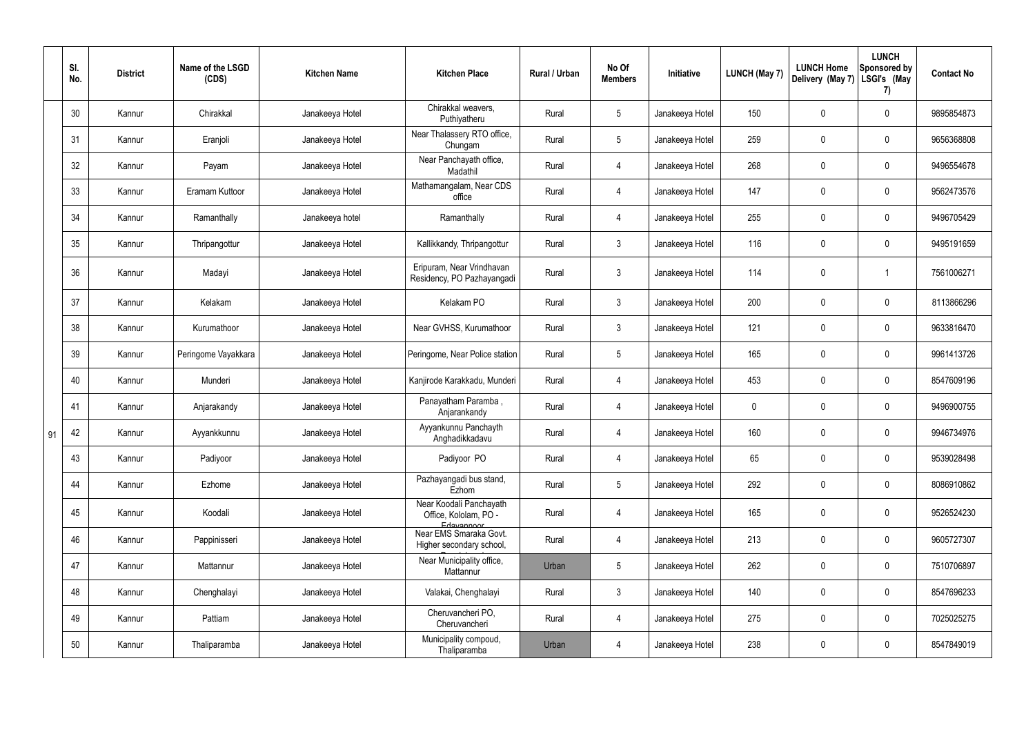| | Sl. No. | District | Name of the LSGD (CDS) | Kitchen Name | Kitchen Place | Rural / Urban | No Of Members | Initiative | LUNCH (May 7) | LUNCH Home Delivery (May 7) | LUNCH Sponsored by LSGI's (May 7) | Contact No |
|---|---|---|---|---|---|---|---|---|---|---|---|---|
| 91 | 30 | Kannur | Chirakkal | Janakeeya Hotel | Chirakkal weavers, Puthiyatheru | Rural | 5 | Janakeeya Hotel | 150 | 0 | 0 | 9895854873 |
| | 31 | Kannur | Eranjoli | Janakeeya Hotel | Near Thalassery RTO office, Chungam | Rural | 5 | Janakeeya Hotel | 259 | 0 | 0 | 9656368808 |
| | 32 | Kannur | Payam | Janakeeya Hotel | Near Panchayath office, Madathil | Rural | 4 | Janakeeya Hotel | 268 | 0 | 0 | 9496554678 |
| | 33 | Kannur | Eramam Kuttoor | Janakeeya Hotel | Mathamangalam, Near CDS office | Rural | 4 | Janakeeya Hotel | 147 | 0 | 0 | 9562473576 |
| | 34 | Kannur | Ramanthally | Janakeeya hotel | Ramanthally | Rural | 4 | Janakeeya Hotel | 255 | 0 | 0 | 9496705429 |
| | 35 | Kannur | Thripangottur | Janakeeya Hotel | Kallikkandy, Thripangottur | Rural | 3 | Janakeeya Hotel | 116 | 0 | 0 | 9495191659 |
| | 36 | Kannur | Madayi | Janakeeya Hotel | Eripuram, Near Vrindhavan Residency, PO Pazhayangadi | Rural | 3 | Janakeeya Hotel | 114 | 0 | 1 | 7561006271 |
| | 37 | Kannur | Kelakam | Janakeeya Hotel | Kelakam PO | Rural | 3 | Janakeeya Hotel | 200 | 0 | 0 | 8113866296 |
| | 38 | Kannur | Kurumathoor | Janakeeya Hotel | Near GVHSS, Kurumathoor | Rural | 3 | Janakeeya Hotel | 121 | 0 | 0 | 9633816470 |
| | 39 | Kannur | Peringome Vayakkara | Janakeeya Hotel | Peringome, Near Police station | Rural | 5 | Janakeeya Hotel | 165 | 0 | 0 | 9961413726 |
| | 40 | Kannur | Munderi | Janakeeya Hotel | Kanjirode Karakkadu, Munderi | Rural | 4 | Janakeeya Hotel | 453 | 0 | 0 | 8547609196 |
| | 41 | Kannur | Anjarakandy | Janakeeya Hotel | Panayatham Paramba , Anjarankandy | Rural | 4 | Janakeeya Hotel | 0 | 0 | 0 | 9496900755 |
| | 42 | Kannur | Ayyankkunnu | Janakeeya Hotel | Ayyankunnu Panchayth Anghadikkadavu | Rural | 4 | Janakeeya Hotel | 160 | 0 | 0 | 9946734976 |
| | 43 | Kannur | Padiyoor | Janakeeya Hotel | Padiyoor PO | Rural | 4 | Janakeeya Hotel | 65 | 0 | 0 | 9539028498 |
| | 44 | Kannur | Ezhome | Janakeeya Hotel | Pazhayangadi bus stand, Ezhom | Rural | 5 | Janakeeya Hotel | 292 | 0 | 0 | 8086910862 |
| | 45 | Kannur | Koodali | Janakeeya Hotel | Near Koodali Panchayath Office, Kololam, PO - Edavannoor | Rural | 4 | Janakeeya Hotel | 165 | 0 | 0 | 9526524230 |
| | 46 | Kannur | Pappinisseri | Janakeeya Hotel | Near EMS Smaraka Govt. Higher secondary school, | Rural | 4 | Janakeeya Hotel | 213 | 0 | 0 | 9605727307 |
| | 47 | Kannur | Mattannur | Janakeeya Hotel | Near Municipality office, Mattannur | Urban | 5 | Janakeeya Hotel | 262 | 0 | 0 | 7510706897 |
| | 48 | Kannur | Chenghalayi | Janakeeya Hotel | Valakai, Chenghalayi | Rural | 3 | Janakeeya Hotel | 140 | 0 | 0 | 8547696233 |
| | 49 | Kannur | Pattiam | Janakeeya Hotel | Cheruvancheri PO, Cheruvancheri | Rural | 4 | Janakeeya Hotel | 275 | 0 | 0 | 7025025275 |
| | 50 | Kannur | Thaliparamba | Janakeeya Hotel | Municipality compoud, Thaliparamba | Urban | 4 | Janakeeya Hotel | 238 | 0 | 0 | 8547849019 |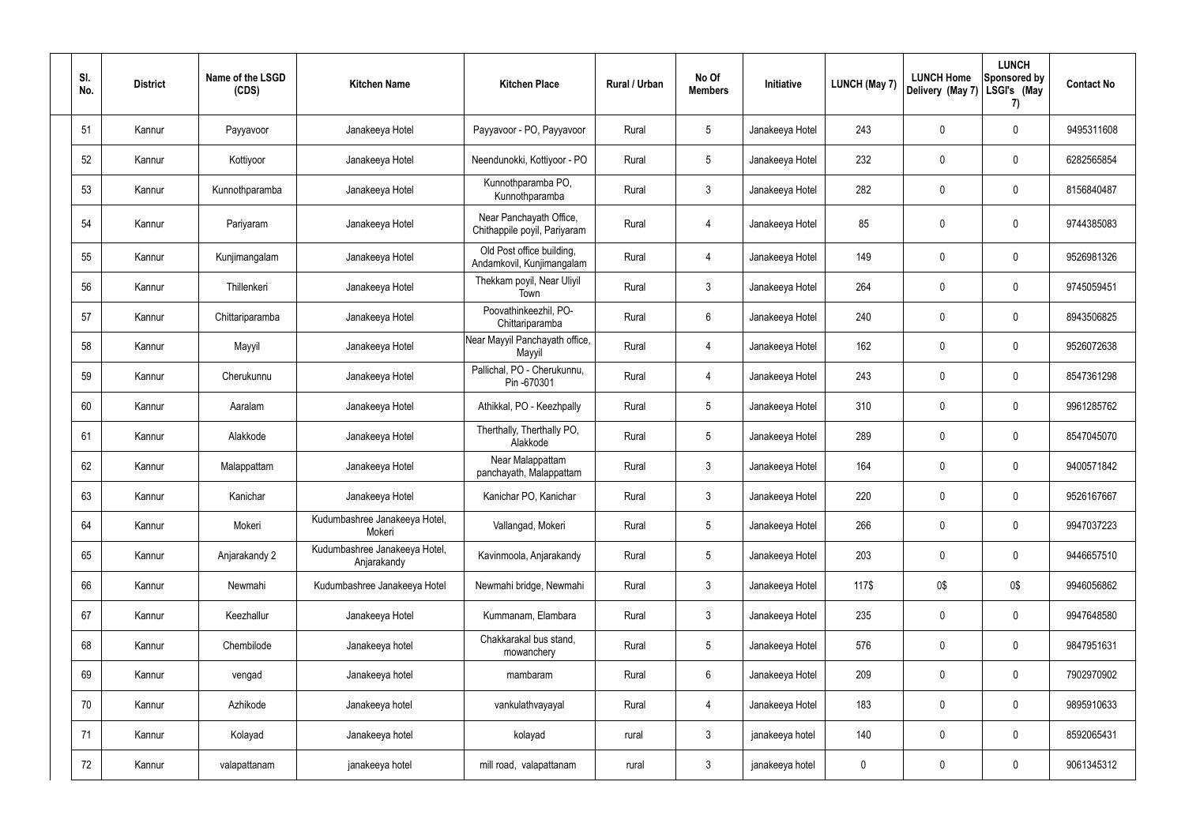| Sl. No. | District | Name of the LSGD (CDS) | Kitchen Name | Kitchen Place | Rural / Urban | No Of Members | Initiative | LUNCH (May 7) | LUNCH Home Delivery (May 7) | LUNCH Sponsored by LSGI's (May 7) | Contact No |
|---|---|---|---|---|---|---|---|---|---|---|---|
| 51 | Kannur | Payyavoor | Janakeeya Hotel | Payyavoor - PO, Payyavoor | Rural | 5 | Janakeeya Hotel | 243 | 0 | 0 | 9495311608 |
| 52 | Kannur | Kottiyoor | Janakeeya Hotel | Neendunokki, Kottiyoor - PO | Rural | 5 | Janakeeya Hotel | 232 | 0 | 0 | 6282565854 |
| 53 | Kannur | Kunnothparamba | Janakeeya Hotel | Kunnothparamba PO, Kunnothparamba | Rural | 3 | Janakeeya Hotel | 282 | 0 | 0 | 8156840487 |
| 54 | Kannur | Pariyaram | Janakeeya Hotel | Near Panchayath Office, Chithappile poyil, Pariyaram | Rural | 4 | Janakeeya Hotel | 85 | 0 | 0 | 9744385083 |
| 55 | Kannur | Kunjimangalam | Janakeeya Hotel | Old Post office building, Andamkovil, Kunjimangalam | Rural | 4 | Janakeeya Hotel | 149 | 0 | 0 | 9526981326 |
| 56 | Kannur | Thillenkeri | Janakeeya Hotel | Thekkam poyil, Near Uliyil Town | Rural | 3 | Janakeeya Hotel | 264 | 0 | 0 | 9745059451 |
| 57 | Kannur | Chittariparamba | Janakeeya Hotel | Poovathinkeezhil, PO-Chittariparamba | Rural | 6 | Janakeeya Hotel | 240 | 0 | 0 | 8943506825 |
| 58 | Kannur | Mayyil | Janakeeya Hotel | Near Mayyil Panchayath office, Mayyil | Rural | 4 | Janakeeya Hotel | 162 | 0 | 0 | 9526072638 |
| 59 | Kannur | Cherukunnu | Janakeeya Hotel | Pallichal, PO - Cherukunnu, Pin -670301 | Rural | 4 | Janakeeya Hotel | 243 | 0 | 0 | 8547361298 |
| 60 | Kannur | Aaralam | Janakeeya Hotel | Athikkal, PO - Keezhpally | Rural | 5 | Janakeeya Hotel | 310 | 0 | 0 | 9961285762 |
| 61 | Kannur | Alakkode | Janakeeya Hotel | Therthally, Therthally PO, Alakkode | Rural | 5 | Janakeeya Hotel | 289 | 0 | 0 | 8547045070 |
| 62 | Kannur | Malappattam | Janakeeya Hotel | Near Malappattam panchayath, Malappattam | Rural | 3 | Janakeeya Hotel | 164 | 0 | 0 | 9400571842 |
| 63 | Kannur | Kanichar | Janakeeya Hotel | Kanichar PO, Kanichar | Rural | 3 | Janakeeya Hotel | 220 | 0 | 0 | 9526167667 |
| 64 | Kannur | Mokeri | Kudumbashree Janakeeya Hotel, Mokeri | Vallangad, Mokeri | Rural | 5 | Janakeeya Hotel | 266 | 0 | 0 | 9947037223 |
| 65 | Kannur | Anjarakandy 2 | Kudumbashree Janakeeya Hotel, Anjarakandy | Kavinmoola, Anjarakandy | Rural | 5 | Janakeeya Hotel | 203 | 0 | 0 | 9446657510 |
| 66 | Kannur | Newmahi | Kudumbashree Janakeeya Hotel | Newmahi bridge, Newmahi | Rural | 3 | Janakeeya Hotel | 117$ | 0$ | 0$ | 9946056862 |
| 67 | Kannur | Keezhallur | Janakeeya Hotel | Kummanam, Elambara | Rural | 3 | Janakeeya Hotel | 235 | 0 | 0 | 9947648580 |
| 68 | Kannur | Chembilode | Janakeeya hotel | Chakkarakal bus stand, mowanchery | Rural | 5 | Janakeeya Hotel | 576 | 0 | 0 | 9847951631 |
| 69 | Kannur | vengad | Janakeeya hotel | mambaram | Rural | 6 | Janakeeya Hotel | 209 | 0 | 0 | 7902970902 |
| 70 | Kannur | Azhikode | Janakeeya hotel | vankulathvayayal | Rural | 4 | Janakeeya Hotel | 183 | 0 | 0 | 9895910633 |
| 71 | Kannur | Kolayad | Janakeeya hotel | kolayad | rural | 3 | janakeeya hotel | 140 | 0 | 0 | 8592065431 |
| 72 | Kannur | valapattanam | janakeeya hotel | mill road, valapattanam | rural | 3 | janakeeya hotel | 0 | 0 | 0 | 9061345312 |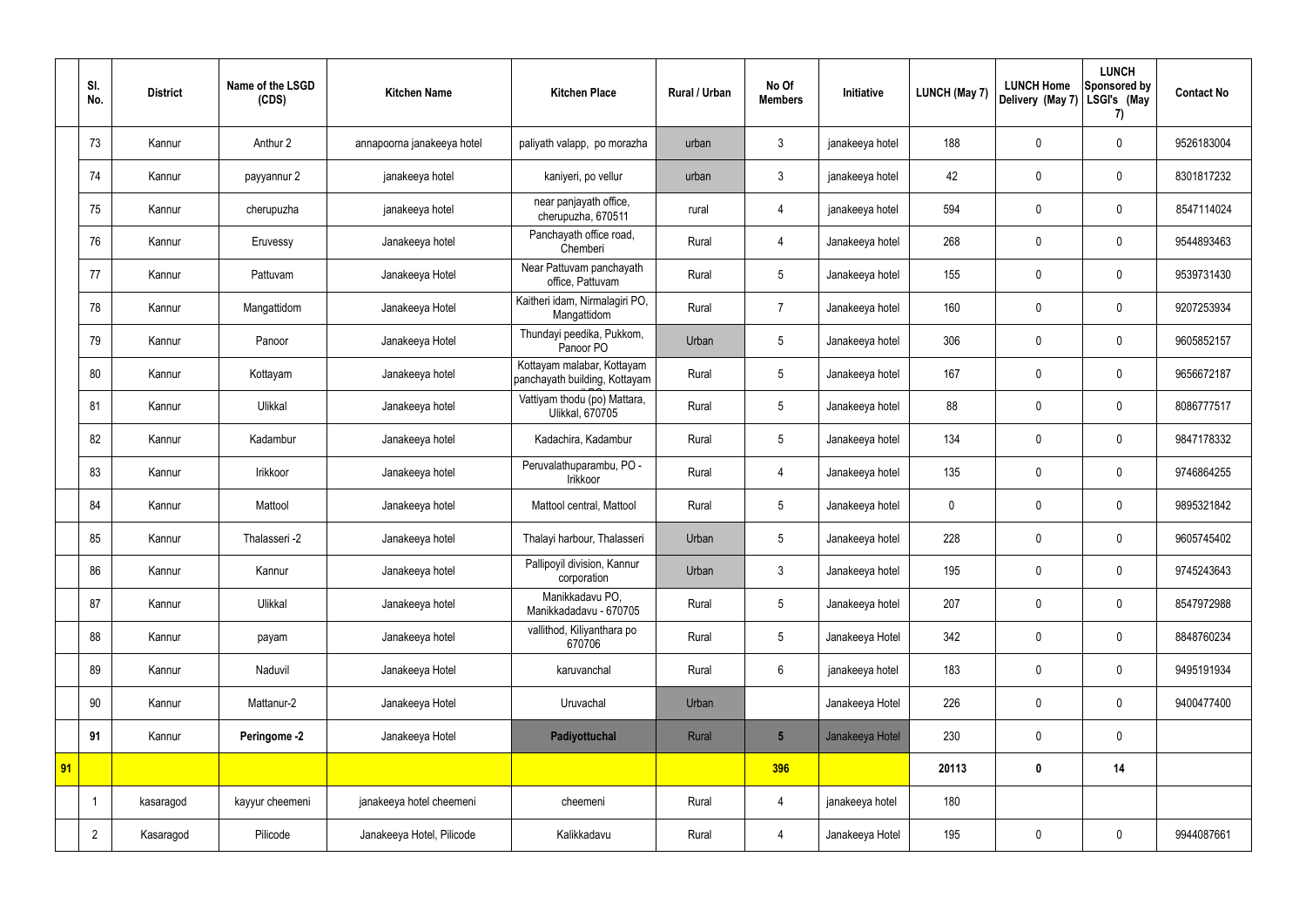|  | Sl. No. | District | Name of the LSGD (CDS) | Kitchen Name | Kitchen Place | Rural / Urban | No Of Members | Initiative | LUNCH (May 7) | LUNCH Home Delivery (May 7) | LUNCH Sponsored by LSGI's (May 7) | Contact No |
|---|---|---|---|---|---|---|---|---|---|---|---|---|
|  | 73 | Kannur | Anthur 2 | annapoorna janakeeya hotel | paliyath valapp, po morazha | urban | 3 | janakeeya hotel | 188 | 0 | 0 | 9526183004 |
|  | 74 | Kannur | payyannur 2 | janakeeya hotel | kaniyeri, po vellur | urban | 3 | janakeeya hotel | 42 | 0 | 0 | 8301817232 |
|  | 75 | Kannur | cherupuzha | janakeeya hotel | near panjayath office, cherupuzha, 670511 | rural | 4 | janakeeya hotel | 594 | 0 | 0 | 8547114024 |
|  | 76 | Kannur | Eruvessy | Janakeeya hotel | Panchayath office road, Chemberi | Rural | 4 | Janakeeya hotel | 268 | 0 | 0 | 9544893463 |
|  | 77 | Kannur | Pattuvam | Janakeeya Hotel | Near Pattuvam panchayath office, Pattuvam | Rural | 5 | Janakeeya hotel | 155 | 0 | 0 | 9539731430 |
|  | 78 | Kannur | Mangattidom | Janakeeya Hotel | Kaitheri idam, Nirmalagiri PO, Mangattidom | Rural | 7 | Janakeeya hotel | 160 | 0 | 0 | 9207253934 |
|  | 79 | Kannur | Panoor | Janakeeya Hotel | Thundayi peedika, Pukkom, Panoor PO | Urban | 5 | Janakeeya hotel | 306 | 0 | 0 | 9605852157 |
|  | 80 | Kannur | Kottayam | Janakeeya hotel | Kottayam malabar, Kottayam panchayath building, Kottayam | Rural | 5 | Janakeeya hotel | 167 | 0 | 0 | 9656672187 |
|  | 81 | Kannur | Ulikkal | Janakeeya hotel | Vattiyam thodu (po) Mattara, Ulikkal, 670705 | Rural | 5 | Janakeeya hotel | 88 | 0 | 0 | 8086777517 |
|  | 82 | Kannur | Kadambur | Janakeeya hotel | Kadachira, Kadambur | Rural | 5 | Janakeeya hotel | 134 | 0 | 0 | 9847178332 |
|  | 83 | Kannur | Irikkoor | Janakeeya hotel | Peruvalathuparambu, PO - Irikkoor | Rural | 4 | Janakeeya hotel | 135 | 0 | 0 | 9746864255 |
|  | 84 | Kannur | Mattool | Janakeeya hotel | Mattool central, Mattool | Rural | 5 | Janakeeya hotel | 0 | 0 | 0 | 9895321842 |
|  | 85 | Kannur | Thalasseri -2 | Janakeeya hotel | Thalayi harbour, Thalasseri | Urban | 5 | Janakeeya hotel | 228 | 0 | 0 | 9605745402 |
|  | 86 | Kannur | Kannur | Janakeeya hotel | Pallipoyil division, Kannur corporation | Urban | 3 | Janakeeya hotel | 195 | 0 | 0 | 9745243643 |
|  | 87 | Kannur | Ulikkal | Janakeeya hotel | Manikkadavu PO, Manikkadadavu - 670705 | Rural | 5 | Janakeeya hotel | 207 | 0 | 0 | 8547972988 |
|  | 88 | Kannur | payam | Janakeeya hotel | vallithod, Kiliyanthara po 670706 | Rural | 5 | Janakeeya Hotel | 342 | 0 | 0 | 8848760234 |
|  | 89 | Kannur | Naduvil | Janakeeya Hotel | karuvanchal | Rural | 6 | janakeeya hotel | 183 | 0 | 0 | 9495191934 |
|  | 90 | Kannur | Mattanur-2 | Janakeeya Hotel | Uruvachal | Urban |  | Janakeeya Hotel | 226 | 0 | 0 | 9400477400 |
|  | **91** | Kannur | **Peringome -2** | Janakeeya Hotel | **Padiyottuchal** | Rural | **5** | Janakeeya Hotel | 230 | 0 | 0 |  |
| **91** |  |  |  |  |  |  | **396** |  | **20113** | **0** | **14** |  |
|  | 1 | kasaragod | kayyur cheemeni | janakeeya hotel cheemeni | cheemeni | Rural | 4 | janakeeya hotel | 180 |  |  |  |
|  | 2 | Kasaragod | Pilicode | Janakeeya Hotel, Pilicode | Kalikkadavu | Rural | 4 | Janakeeya Hotel | 195 | 0 | 0 | 9944087661 |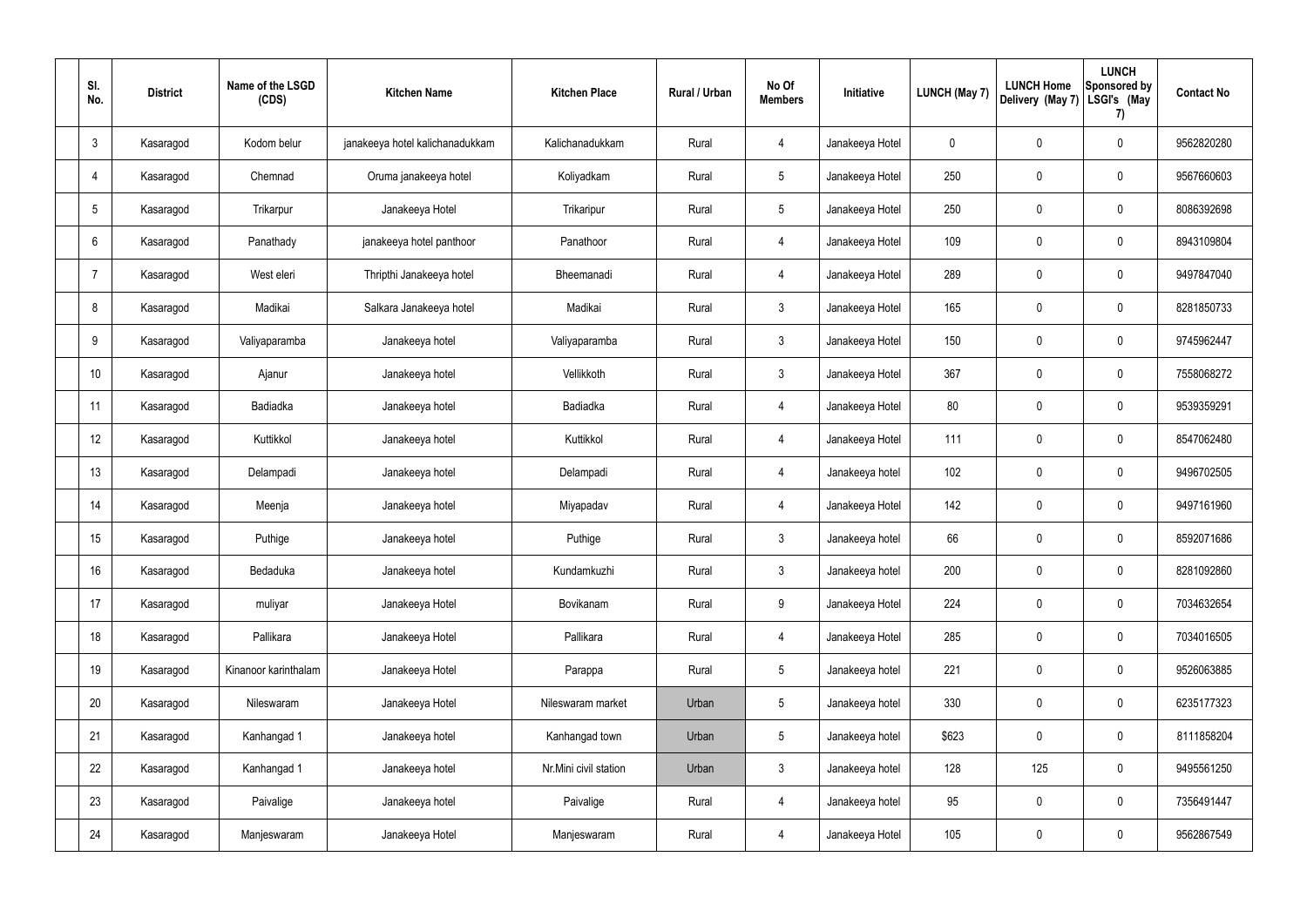| Sl. No. | District | Name of the LSGD (CDS) | Kitchen Name | Kitchen Place | Rural / Urban | No Of Members | Initiative | LUNCH (May 7) | LUNCH Home Delivery (May 7) | LUNCH Sponsored by LSGI's (May 7) | Contact No |
|---|---|---|---|---|---|---|---|---|---|---|---|
| 3 | Kasaragod | Kodom belur | janakeeya hotel kalichanadukkam | Kalichanadukkam | Rural | 4 | Janakeeya Hotel | 0 | 0 | 0 | 9562820280 |
| 4 | Kasaragod | Chemnad | Oruma janakeeya hotel | Koliyadkam | Rural | 5 | Janakeeya Hotel | 250 | 0 | 0 | 9567660603 |
| 5 | Kasaragod | Trikarpur | Janakeeya Hotel | Trikaripur | Rural | 5 | Janakeeya Hotel | 250 | 0 | 0 | 8086392698 |
| 6 | Kasaragod | Panathady | janakeeya hotel panthoor | Panathoor | Rural | 4 | Janakeeya Hotel | 109 | 0 | 0 | 8943109804 |
| 7 | Kasaragod | West eleri | Thripthi Janakeeya hotel | Bheemanadi | Rural | 4 | Janakeeya Hotel | 289 | 0 | 0 | 9497847040 |
| 8 | Kasaragod | Madikai | Salkara Janakeeya hotel | Madikai | Rural | 3 | Janakeeya Hotel | 165 | 0 | 0 | 8281850733 |
| 9 | Kasaragod | Valiyaparamba | Janakeeya hotel | Valiyaparamba | Rural | 3 | Janakeeya Hotel | 150 | 0 | 0 | 9745962447 |
| 10 | Kasaragod | Ajanur | Janakeeya hotel | Vellikkoth | Rural | 3 | Janakeeya Hotel | 367 | 0 | 0 | 7558068272 |
| 11 | Kasaragod | Badiadka | Janakeeya hotel | Badiadka | Rural | 4 | Janakeeya Hotel | 80 | 0 | 0 | 9539359291 |
| 12 | Kasaragod | Kuttikkol | Janakeeya hotel | Kuttikkol | Rural | 4 | Janakeeya Hotel | 111 | 0 | 0 | 8547062480 |
| 13 | Kasaragod | Delampadi | Janakeeya hotel | Delampadi | Rural | 4 | Janakeeya hotel | 102 | 0 | 0 | 9496702505 |
| 14 | Kasaragod | Meenja | Janakeeya hotel | Miyapadav | Rural | 4 | Janakeeya Hotel | 142 | 0 | 0 | 9497161960 |
| 15 | Kasaragod | Puthige | Janakeeya hotel | Puthige | Rural | 3 | Janakeeya hotel | 66 | 0 | 0 | 8592071686 |
| 16 | Kasaragod | Bedaduka | Janakeeya hotel | Kundamkuzhi | Rural | 3 | Janakeeya hotel | 200 | 0 | 0 | 8281092860 |
| 17 | Kasaragod | muliyar | Janakeeya Hotel | Bovikanam | Rural | 9 | Janakeeya Hotel | 224 | 0 | 0 | 7034632654 |
| 18 | Kasaragod | Pallikara | Janakeeya Hotel | Pallikara | Rural | 4 | Janakeeya Hotel | 285 | 0 | 0 | 7034016505 |
| 19 | Kasaragod | Kinanoor karinthalam | Janakeeya Hotel | Parappa | Rural | 5 | Janakeeya hotel | 221 | 0 | 0 | 9526063885 |
| 20 | Kasaragod | Nileswaram | Janakeeya Hotel | Nileswaram market | Urban | 5 | Janakeeya hotel | 330 | 0 | 0 | 6235177323 |
| 21 | Kasaragod | Kanhangad 1 | Janakeeya hotel | Kanhangad town | Urban | 5 | Janakeeya hotel | $623 | 0 | 0 | 8111858204 |
| 22 | Kasaragod | Kanhangad 1 | Janakeeya hotel | Nr.Mini civil station | Urban | 3 | Janakeeya hotel | 128 | 125 | 0 | 9495561250 |
| 23 | Kasaragod | Paivalige | Janakeeya hotel | Paivalige | Rural | 4 | Janakeeya hotel | 95 | 0 | 0 | 7356491447 |
| 24 | Kasaragod | Manjeswaram | Janakeeya Hotel | Manjeswaram | Rural | 4 | Janakeeya Hotel | 105 | 0 | 0 | 9562867549 |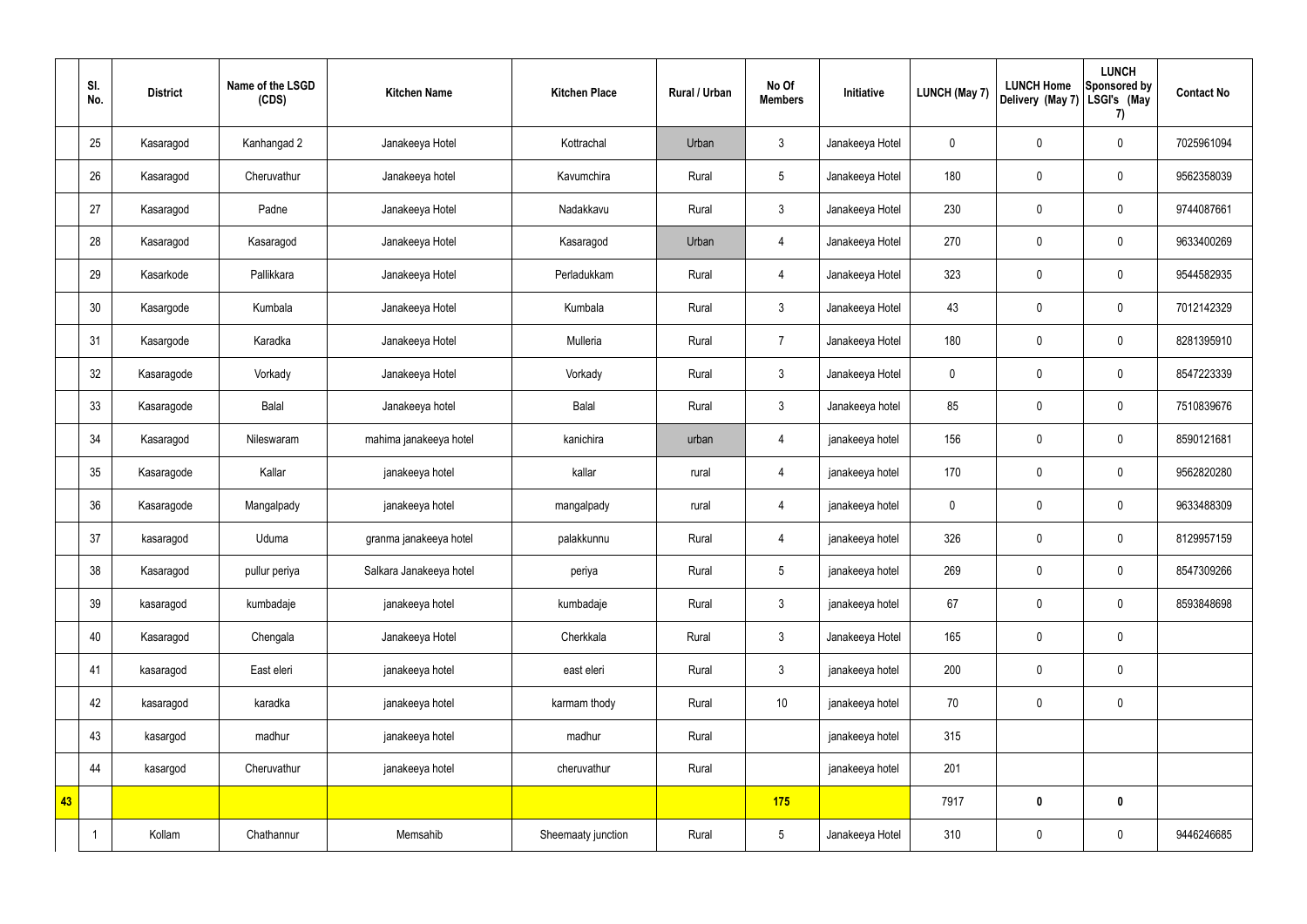| | Sl. No. | District | Name of the LSGD (CDS) | Kitchen Name | Kitchen Place | Rural / Urban | No Of Members | Initiative | LUNCH (May 7) | LUNCH Home Delivery (May 7) | LUNCH Sponsored by LSGI's (May 7) | Contact No |
|---|---|---|---|---|---|---|---|---|---|---|---|---|
| | 25 | Kasaragod | Kanhangad 2 | Janakeeya Hotel | Kottrachal | Urban | 3 | Janakeeya Hotel | 0 | 0 | 0 | 7025961094 |
| | 26 | Kasaragod | Cheruvathur | Janakeeya hotel | Kavumchira | Rural | 5 | Janakeeya Hotel | 180 | 0 | 0 | 9562358039 |
| | 27 | Kasaragod | Padne | Janakeeya Hotel | Nadakkavu | Rural | 3 | Janakeeya Hotel | 230 | 0 | 0 | 9744087661 |
| | 28 | Kasaragod | Kasaragod | Janakeeya Hotel | Kasaragod | Urban | 4 | Janakeeya Hotel | 270 | 0 | 0 | 9633400269 |
| | 29 | Kasarkode | Pallikkara | Janakeeya Hotel | Perladukkam | Rural | 4 | Janakeeya Hotel | 323 | 0 | 0 | 9544582935 |
| | 30 | Kasargode | Kumbala | Janakeeya Hotel | Kumbala | Rural | 3 | Janakeeya Hotel | 43 | 0 | 0 | 7012142329 |
| | 31 | Kasargode | Karadka | Janakeeya Hotel | Mulleria | Rural | 7 | Janakeeya Hotel | 180 | 0 | 0 | 8281395910 |
| | 32 | Kasaragode | Vorkady | Janakeeya Hotel | Vorkady | Rural | 3 | Janakeeya Hotel | 0 | 0 | 0 | 8547223339 |
| | 33 | Kasaragode | Balal | Janakeeya hotel | Balal | Rural | 3 | Janakeeya hotel | 85 | 0 | 0 | 7510839676 |
| | 34 | Kasaragod | Nileswaram | mahima janakeeya hotel | kanichira | urban | 4 | janakeeya hotel | 156 | 0 | 0 | 8590121681 |
| | 35 | Kasaragode | Kallar | janakeeya hotel | kallar | rural | 4 | janakeeya hotel | 170 | 0 | 0 | 9562820280 |
| | 36 | Kasaragode | Mangalpady | janakeeya hotel | mangalpady | rural | 4 | janakeeya hotel | 0 | 0 | 0 | 9633488309 |
| | 37 | kasaragod | Uduma | granma janakeeya hotel | palakkunnu | Rural | 4 | janakeeya hotel | 326 | 0 | 0 | 8129957159 |
| | 38 | Kasaragod | pullur periya | Salkara Janakeeya hotel | periya | Rural | 5 | janakeeya hotel | 269 | 0 | 0 | 8547309266 |
| | 39 | kasaragod | kumbadaje | janakeeya hotel | kumbadaje | Rural | 3 | janakeeya hotel | 67 | 0 | 0 | 8593848698 |
| | 40 | Kasaragod | Chengala | Janakeeya Hotel | Cherkkala | Rural | 3 | Janakeeya Hotel | 165 | 0 | 0 | |
| | 41 | kasaragod | East eleri | janakeeya hotel | east eleri | Rural | 3 | janakeeya hotel | 200 | 0 | 0 | |
| | 42 | kasaragod | karadka | janakeeya hotel | karmam thody | Rural | 10 | janakeeya hotel | 70 | 0 | 0 | |
| | 43 | kasargod | madhur | janakeeya hotel | madhur | Rural | | janakeeya hotel | 315 | | | |
| | 44 | kasargod | Cheruvathur | janakeeya hotel | cheruvathur | Rural | | janakeeya hotel | 201 | | | |
| **43** | | | | | | | **175** | | 7917 | **0** | **0** | |
| | 1 | Kollam | Chathannur | Memsahib | Sheemaaty junction | Rural | 5 | Janakeeya Hotel | 310 | 0 | 0 | 9446246685 |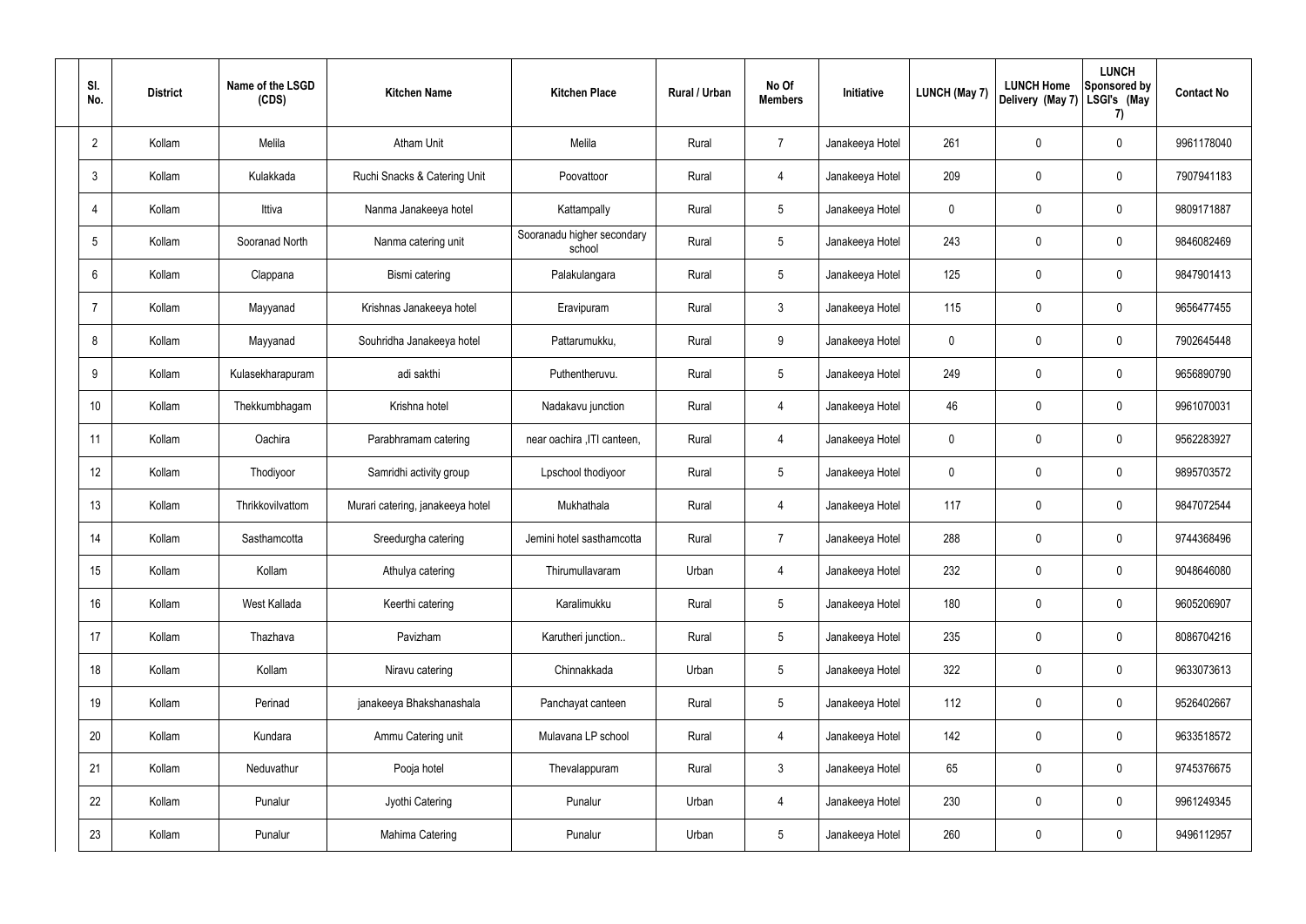| Sl. No. | District | Name of the LSGD (CDS) | Kitchen Name | Kitchen Place | Rural / Urban | No Of Members | Initiative | LUNCH (May 7) | LUNCH Home Delivery (May 7) | LUNCH Sponsored by LSGI's (May 7) | Contact No |
|---|---|---|---|---|---|---|---|---|---|---|---|
| 2 | Kollam | Melila | Atham Unit | Melila | Rural | 7 | Janakeeya Hotel | 261 | 0 | 0 | 9961178040 |
| 3 | Kollam | Kulakkada | Ruchi Snacks & Catering Unit | Poovattoor | Rural | 4 | Janakeeya Hotel | 209 | 0 | 0 | 7907941183 |
| 4 | Kollam | Ittiva | Nanma Janakeeya hotel | Kattampally | Rural | 5 | Janakeeya Hotel | 0 | 0 | 0 | 9809171887 |
| 5 | Kollam | Sooranad North | Nanma catering unit | Sooranadu higher secondary school | Rural | 5 | Janakeeya Hotel | 243 | 0 | 0 | 9846082469 |
| 6 | Kollam | Clappana | Bismi catering | Palakulangara | Rural | 5 | Janakeeya Hotel | 125 | 0 | 0 | 9847901413 |
| 7 | Kollam | Mayyanad | Krishnas Janakeeya hotel | Eravipuram | Rural | 3 | Janakeeya Hotel | 115 | 0 | 0 | 9656477455 |
| 8 | Kollam | Mayyanad | Souhridha Janakeeya hotel | Pattarumukku, | Rural | 9 | Janakeeya Hotel | 0 | 0 | 0 | 7902645448 |
| 9 | Kollam | Kulasekharapuram | adi sakthi | Puthentheruvu. | Rural | 5 | Janakeeya Hotel | 249 | 0 | 0 | 9656890790 |
| 10 | Kollam | Thekkumbhagam | Krishna hotel | Nadakavu junction | Rural | 4 | Janakeeya Hotel | 46 | 0 | 0 | 9961070031 |
| 11 | Kollam | Oachira | Parabhramam catering | near oachira ,ITI canteen, | Rural | 4 | Janakeeya Hotel | 0 | 0 | 0 | 9562283927 |
| 12 | Kollam | Thodiyoor | Samridhi activity group | Lpschool thodiyoor | Rural | 5 | Janakeeya Hotel | 0 | 0 | 0 | 9895703572 |
| 13 | Kollam | Thrikkovilvattom | Murari catering, janakeeya hotel | Mukhathala | Rural | 4 | Janakeeya Hotel | 117 | 0 | 0 | 9847072544 |
| 14 | Kollam | Sasthamcotta | Sreedurgha catering | Jemini hotel sasthamcotta | Rural | 7 | Janakeeya Hotel | 288 | 0 | 0 | 9744368496 |
| 15 | Kollam | Kollam | Athulya catering | Thirumullavaram | Urban | 4 | Janakeeya Hotel | 232 | 0 | 0 | 9048646080 |
| 16 | Kollam | West Kallada | Keerthi catering | Karalimukku | Rural | 5 | Janakeeya Hotel | 180 | 0 | 0 | 9605206907 |
| 17 | Kollam | Thazhava | Pavizham | Karutheri junction.. | Rural | 5 | Janakeeya Hotel | 235 | 0 | 0 | 8086704216 |
| 18 | Kollam | Kollam | Niravu catering | Chinnakkada | Urban | 5 | Janakeeya Hotel | 322 | 0 | 0 | 9633073613 |
| 19 | Kollam | Perinad | janakeeya Bhakshanashala | Panchayat canteen | Rural | 5 | Janakeeya Hotel | 112 | 0 | 0 | 9526402667 |
| 20 | Kollam | Kundara | Ammu Catering unit | Mulavana LP school | Rural | 4 | Janakeeya Hotel | 142 | 0 | 0 | 9633518572 |
| 21 | Kollam | Neduvathur | Pooja hotel | Thevalappuram | Rural | 3 | Janakeeya Hotel | 65 | 0 | 0 | 9745376675 |
| 22 | Kollam | Punalur | Jyothi Catering | Punalur | Urban | 4 | Janakeeya Hotel | 230 | 0 | 0 | 9961249345 |
| 23 | Kollam | Punalur | Mahima Catering | Punalur | Urban | 5 | Janakeeya Hotel | 260 | 0 | 0 | 9496112957 |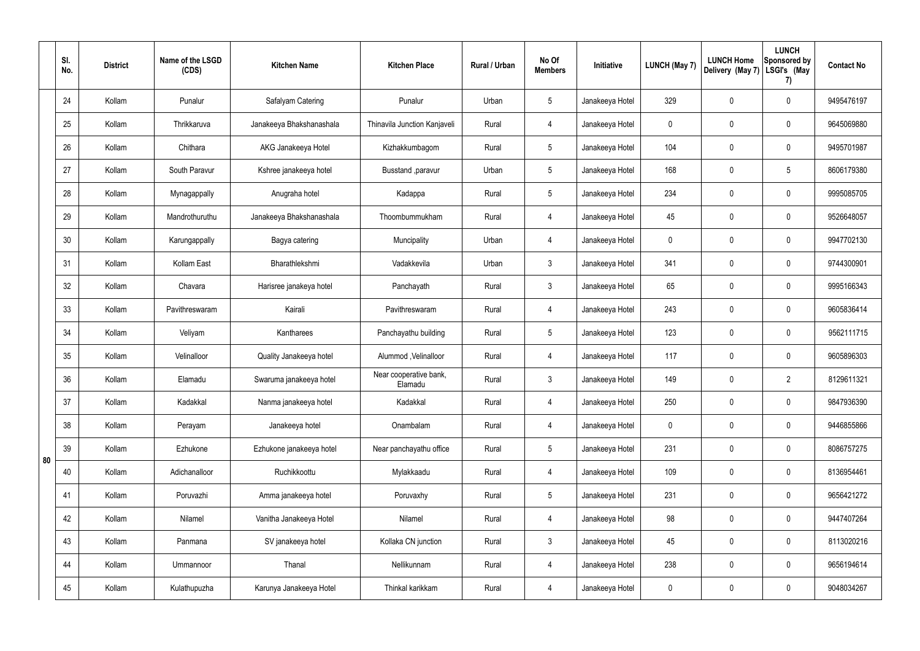| | Sl. No. | District | Name of the LSGD (CDS) | Kitchen Name | Kitchen Place | Rural / Urban | No Of Members | Initiative | LUNCH (May 7) | LUNCH Home Delivery (May 7) | LUNCH Sponsored by LSGI's (May 7) | Contact No |
|---|---|---|---|---|---|---|---|---|---|---|---|---|
| 80 | 24 | Kollam | Punalur | Safalyam Catering | Punalur | Urban | 5 | Janakeeya Hotel | 329 | 0 | 0 | 9495476197 |
| | 25 | Kollam | Thrikkaruva | Janakeeya Bhakshanashala | Thinavila Junction Kanjaveli | Rural | 4 | Janakeeya Hotel | 0 | 0 | 0 | 9645069880 |
| | 26 | Kollam | Chithara | AKG Janakeeya Hotel | Kizhakkumbagom | Rural | 5 | Janakeeya Hotel | 104 | 0 | 0 | 9495701987 |
| | 27 | Kollam | South Paravur | Kshree janakeeya hotel | Busstand ,paravur | Urban | 5 | Janakeeya Hotel | 168 | 0 | 5 | 8606179380 |
| | 28 | Kollam | Mynagappally | Anugraha hotel | Kadappa | Rural | 5 | Janakeeya Hotel | 234 | 0 | 0 | 9995085705 |
| | 29 | Kollam | Mandrothuruthu | Janakeeya Bhakshanashala | Thoombummukham | Rural | 4 | Janakeeya Hotel | 45 | 0 | 0 | 9526648057 |
| | 30 | Kollam | Karungappally | Bagya catering | Muncipality | Urban | 4 | Janakeeya Hotel | 0 | 0 | 0 | 9947702130 |
| | 31 | Kollam | Kollam East | Bharathlekshmi | Vadakkevila | Urban | 3 | Janakeeya Hotel | 341 | 0 | 0 | 9744300901 |
| | 32 | Kollam | Chavara | Harisree janakeya hotel | Panchayath | Rural | 3 | Janakeeya Hotel | 65 | 0 | 0 | 9995166343 |
| | 33 | Kollam | Pavithreswaram | Kairali | Pavithreswaram | Rural | 4 | Janakeeya Hotel | 243 | 0 | 0 | 9605836414 |
| | 34 | Kollam | Veliyam | Kantharees | Panchayathu building | Rural | 5 | Janakeeya Hotel | 123 | 0 | 0 | 9562111715 |
| | 35 | Kollam | Velinalloor | Quality Janakeeya hotel | Alummod ,Velinalloor | Rural | 4 | Janakeeya Hotel | 117 | 0 | 0 | 9605896303 |
| | 36 | Kollam | Elamadu | Swaruma janakeeya hotel | Near cooperative bank, Elamadu | Rural | 3 | Janakeeya Hotel | 149 | 0 | 2 | 8129611321 |
| | 37 | Kollam | Kadakkal | Nanma janakeeya hotel | Kadakkal | Rural | 4 | Janakeeya Hotel | 250 | 0 | 0 | 9847936390 |
| | 38 | Kollam | Perayam | Janakeeya hotel | Onambalam | Rural | 4 | Janakeeya Hotel | 0 | 0 | 0 | 9446855866 |
| | 39 | Kollam | Ezhukone | Ezhukone janakeeya hotel | Near panchayathu office | Rural | 5 | Janakeeya Hotel | 231 | 0 | 0 | 8086757275 |
| | 40 | Kollam | Adichanalloor | Ruchikkoottu | Mylakkaadu | Rural | 4 | Janakeeya Hotel | 109 | 0 | 0 | 8136954461 |
| | 41 | Kollam | Poruvazhi | Amma janakeeya hotel | Poruvaxhy | Rural | 5 | Janakeeya Hotel | 231 | 0 | 0 | 9656421272 |
| | 42 | Kollam | Nilamel | Vanitha Janakeeya Hotel | Nilamel | Rural | 4 | Janakeeya Hotel | 98 | 0 | 0 | 9447407264 |
| | 43 | Kollam | Panmana | SV janakeeya hotel | Kollaka CN junction | Rural | 3 | Janakeeya Hotel | 45 | 0 | 0 | 8113020216 |
| | 44 | Kollam | Ummannoor | Thanal | Nellikunnam | Rural | 4 | Janakeeya Hotel | 238 | 0 | 0 | 9656194614 |
| | 45 | Kollam | Kulathupuzha | Karunya Janakeeya Hotel | Thinkal karikkam | Rural | 4 | Janakeeya Hotel | 0 | 0 | 0 | 9048034267 |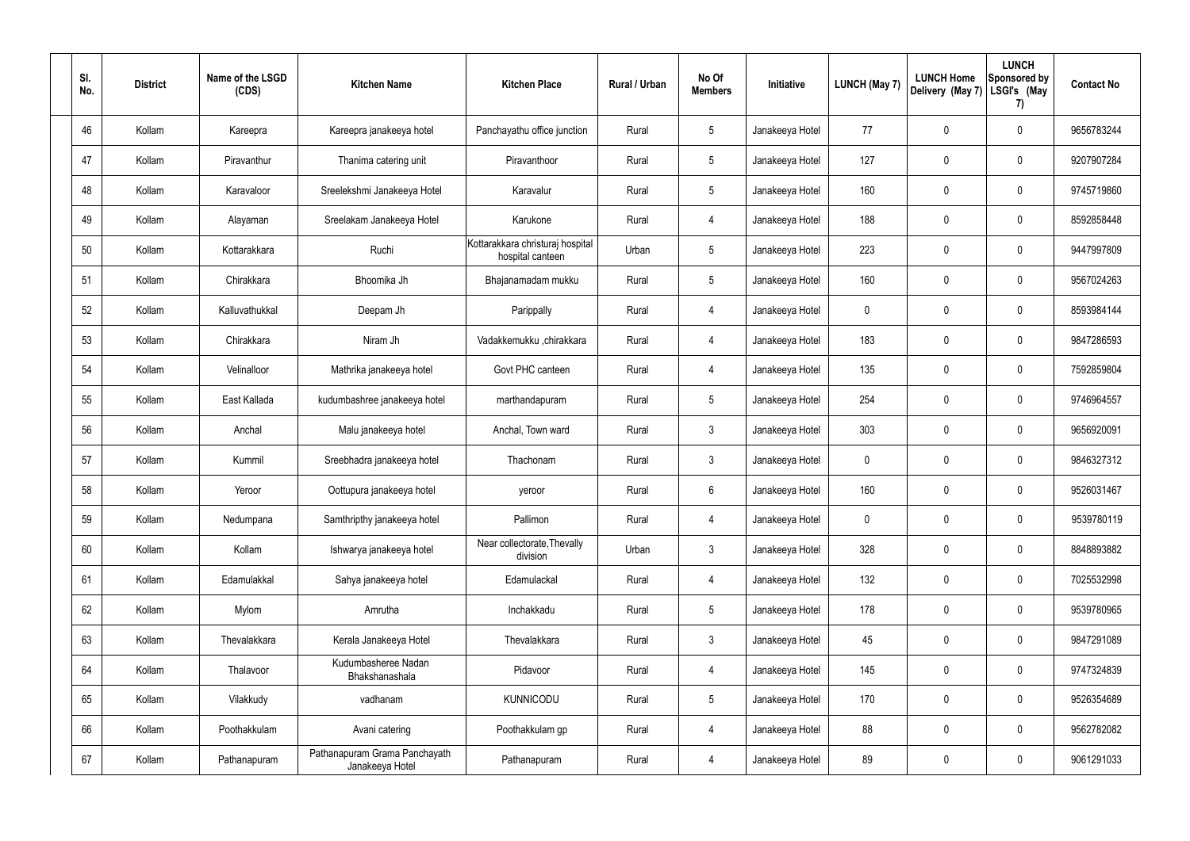| Sl. No. | District | Name of the LSGD (CDS) | Kitchen Name | Kitchen Place | Rural / Urban | No Of Members | Initiative | LUNCH (May 7) | LUNCH Home Delivery (May 7) | LUNCH Sponsored by LSGI's (May 7) | Contact No |
|---|---|---|---|---|---|---|---|---|---|---|---|
| 46 | Kollam | Kareepra | Kareepra janakeeya hotel | Panchayathu office junction | Rural | 5 | Janakeeya Hotel | 77 | 0 | 0 | 9656783244 |
| 47 | Kollam | Piravanthur | Thanima catering unit | Piravanthoor | Rural | 5 | Janakeeya Hotel | 127 | 0 | 0 | 9207907284 |
| 48 | Kollam | Karavaloor | Sreelekshmi Janakeeya Hotel | Karavalur | Rural | 5 | Janakeeya Hotel | 160 | 0 | 0 | 9745719860 |
| 49 | Kollam | Alayaman | Sreelakam Janakeeya Hotel | Karukone | Rural | 4 | Janakeeya Hotel | 188 | 0 | 0 | 8592858448 |
| 50 | Kollam | Kottarakkara | Ruchi | Kottarakkara christuraj hospital hospital canteen | Urban | 5 | Janakeeya Hotel | 223 | 0 | 0 | 9447997809 |
| 51 | Kollam | Chirakkara | Bhoomika Jh | Bhajanamadam mukku | Rural | 5 | Janakeeya Hotel | 160 | 0 | 0 | 9567024263 |
| 52 | Kollam | Kalluvathukkal | Deepam Jh | Parippally | Rural | 4 | Janakeeya Hotel | 0 | 0 | 0 | 8593984144 |
| 53 | Kollam | Chirakkara | Niram Jh | Vadakkemukku ,chirakkara | Rural | 4 | Janakeeya Hotel | 183 | 0 | 0 | 9847286593 |
| 54 | Kollam | Velinalloor | Mathrika janakeeya hotel | Govt PHC canteen | Rural | 4 | Janakeeya Hotel | 135 | 0 | 0 | 7592859804 |
| 55 | Kollam | East Kallada | kudumbashree janakeeya hotel | marthandapuram | Rural | 5 | Janakeeya Hotel | 254 | 0 | 0 | 9746964557 |
| 56 | Kollam | Anchal | Malu janakeeya hotel | Anchal, Town ward | Rural | 3 | Janakeeya Hotel | 303 | 0 | 0 | 9656920091 |
| 57 | Kollam | Kummil | Sreebhadra janakeeya hotel | Thachonam | Rural | 3 | Janakeeya Hotel | 0 | 0 | 0 | 9846327312 |
| 58 | Kollam | Yeroor | Oottupura janakeeya hotel | yeroor | Rural | 6 | Janakeeya Hotel | 160 | 0 | 0 | 9526031467 |
| 59 | Kollam | Nedumpana | Samthripthy janakeeya hotel | Pallimon | Rural | 4 | Janakeeya Hotel | 0 | 0 | 0 | 9539780119 |
| 60 | Kollam | Kollam | Ishwarya janakeeya hotel | Near collectorate,Thevally division | Urban | 3 | Janakeeya Hotel | 328 | 0 | 0 | 8848893882 |
| 61 | Kollam | Edamulakkal | Sahya janakeeya hotel | Edamulackal | Rural | 4 | Janakeeya Hotel | 132 | 0 | 0 | 7025532998 |
| 62 | Kollam | Mylom | Amrutha | Inchakkadu | Rural | 5 | Janakeeya Hotel | 178 | 0 | 0 | 9539780965 |
| 63 | Kollam | Thevalakkara | Kerala Janakeeya Hotel | Thevalakkara | Rural | 3 | Janakeeya Hotel | 45 | 0 | 0 | 9847291089 |
| 64 | Kollam | Thalavoor | Kudumbasheree Nadan Bhakshanashala | Pidavoor | Rural | 4 | Janakeeya Hotel | 145 | 0 | 0 | 9747324839 |
| 65 | Kollam | Vilakkudy | vadhanam | KUNNICODU | Rural | 5 | Janakeeya Hotel | 170 | 0 | 0 | 9526354689 |
| 66 | Kollam | Poothakkulam | Avani catering | Poothakkulam gp | Rural | 4 | Janakeeya Hotel | 88 | 0 | 0 | 9562782082 |
| 67 | Kollam | Pathanapuram | Pathanapuram Grama Panchayath Janakeeya Hotel | Pathanapuram | Rural | 4 | Janakeeya Hotel | 89 | 0 | 0 | 9061291033 |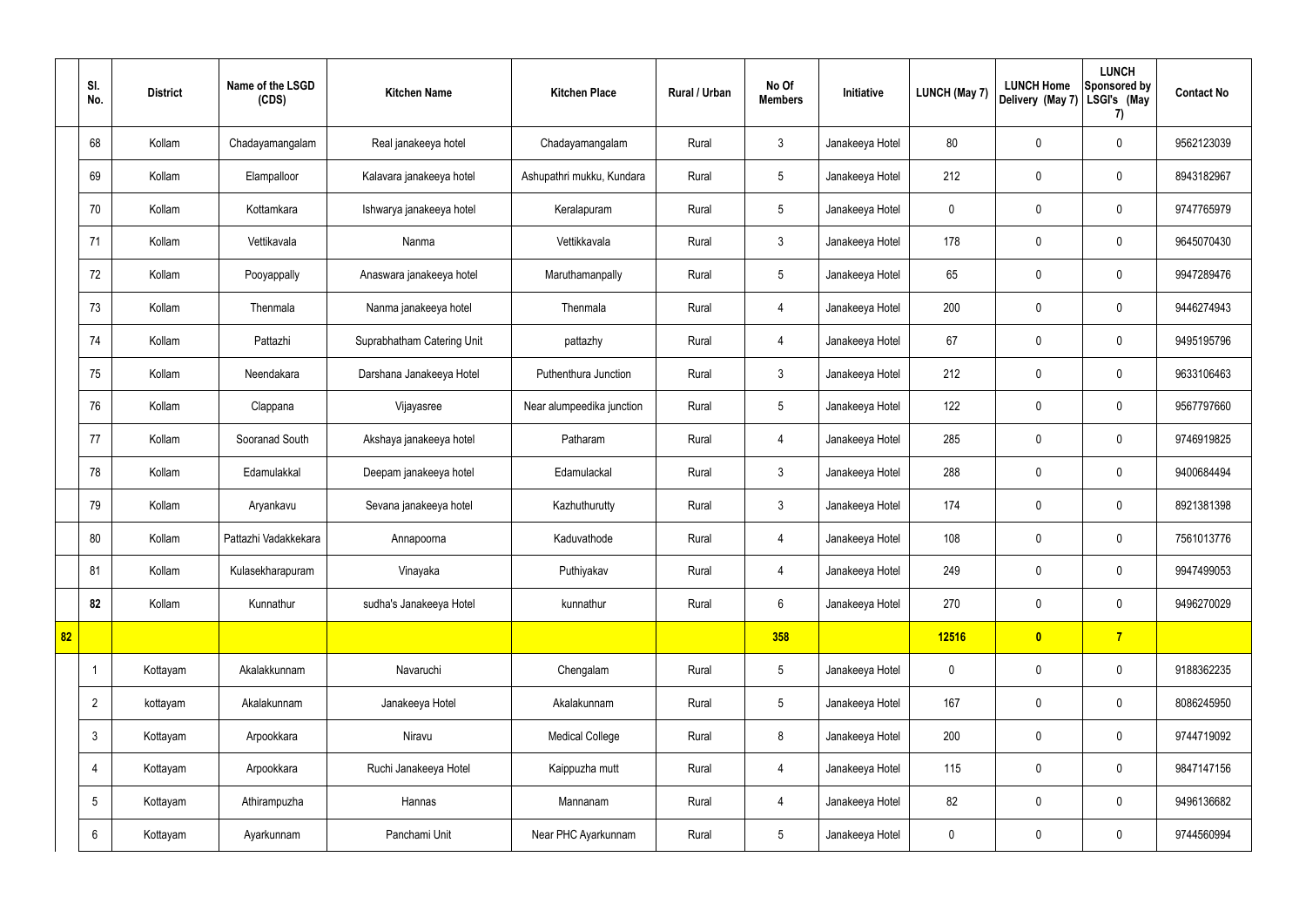|  | Sl. No. | District | Name of the LSGD (CDS) | Kitchen Name | Kitchen Place | Rural / Urban | No Of Members | Initiative | LUNCH (May 7) | LUNCH Home Delivery (May 7) | LUNCH Sponsored by LSGI's (May 7) | Contact No |
|---|---|---|---|---|---|---|---|---|---|---|---|---|
|  | 68 | Kollam | Chadayamangalam | Real janakeeya hotel | Chadayamangalam | Rural | 3 | Janakeeya Hotel | 80 | 0 | 0 | 9562123039 |
|  | 69 | Kollam | Elampalloor | Kalavara janakeeya hotel | Ashupathri mukku, Kundara | Rural | 5 | Janakeeya Hotel | 212 | 0 | 0 | 8943182967 |
|  | 70 | Kollam | Kottamkara | Ishwarya janakeeya hotel | Keralapuram | Rural | 5 | Janakeeya Hotel | 0 | 0 | 0 | 9747765979 |
|  | 71 | Kollam | Vettikavala | Nanma | Vettikkavala | Rural | 3 | Janakeeya Hotel | 178 | 0 | 0 | 9645070430 |
|  | 72 | Kollam | Pooyappally | Anaswara janakeeya hotel | Maruthamanpally | Rural | 5 | Janakeeya Hotel | 65 | 0 | 0 | 9947289476 |
|  | 73 | Kollam | Thenmala | Nanma janakeeya hotel | Thenmala | Rural | 4 | Janakeeya Hotel | 200 | 0 | 0 | 9446274943 |
|  | 74 | Kollam | Pattazhi | Suprabhatham Catering Unit | pattazhy | Rural | 4 | Janakeeya Hotel | 67 | 0 | 0 | 9495195796 |
|  | 75 | Kollam | Neendakara | Darshana Janakeeya Hotel | Puthenthura Junction | Rural | 3 | Janakeeya Hotel | 212 | 0 | 0 | 9633106463 |
|  | 76 | Kollam | Clappana | Vijayasree | Near alumpeedika junction | Rural | 5 | Janakeeya Hotel | 122 | 0 | 0 | 9567797660 |
|  | 77 | Kollam | Sooranad South | Akshaya janakeeya hotel | Patharam | Rural | 4 | Janakeeya Hotel | 285 | 0 | 0 | 9746919825 |
|  | 78 | Kollam | Edamulakkal | Deepam janakeeya hotel | Edamulackal | Rural | 3 | Janakeeya Hotel | 288 | 0 | 0 | 9400684494 |
|  | 79 | Kollam | Aryankavu | Sevana janakeeya hotel | Kazhuthurutty | Rural | 3 | Janakeeya Hotel | 174 | 0 | 0 | 8921381398 |
|  | 80 | Kollam | Pattazhi Vadakkekara | Annapoorna | Kaduvathode | Rural | 4 | Janakeeya Hotel | 108 | 0 | 0 | 7561013776 |
|  | 81 | Kollam | Kulasekharapuram | Vinayaka | Puthiyakav | Rural | 4 | Janakeeya Hotel | 249 | 0 | 0 | 9947499053 |
|  | **82** | Kollam | Kunnathur | sudha's Janakeeya Hotel | kunnathur | Rural | 6 | Janakeeya Hotel | 270 | 0 | 0 | 9496270029 |
| **82** |  |  |  |  |  |  | **358** |  | **12516** | **0** | **7** |  |
|  | 1 | Kottayam | Akalakkunnam | Navaruchi | Chengalam | Rural | 5 | Janakeeya Hotel | 0 | 0 | 0 | 9188362235 |
|  | 2 | kottayam | Akalakunnam | Janakeeya Hotel | Akalakunnam | Rural | 5 | Janakeeya Hotel | 167 | 0 | 0 | 8086245950 |
|  | 3 | Kottayam | Arpookkara | Niravu | Medical College | Rural | 8 | Janakeeya Hotel | 200 | 0 | 0 | 9744719092 |
|  | 4 | Kottayam | Arpookkara | Ruchi Janakeeya Hotel | Kaippuzha mutt | Rural | 4 | Janakeeya Hotel | 115 | 0 | 0 | 9847147156 |
|  | 5 | Kottayam | Athirampuzha | Hannas | Mannanam | Rural | 4 | Janakeeya Hotel | 82 | 0 | 0 | 9496136682 |
|  | 6 | Kottayam | Ayarkunnam | Panchami Unit | Near PHC Ayarkunnam | Rural | 5 | Janakeeya Hotel | 0 | 0 | 0 | 9744560994 |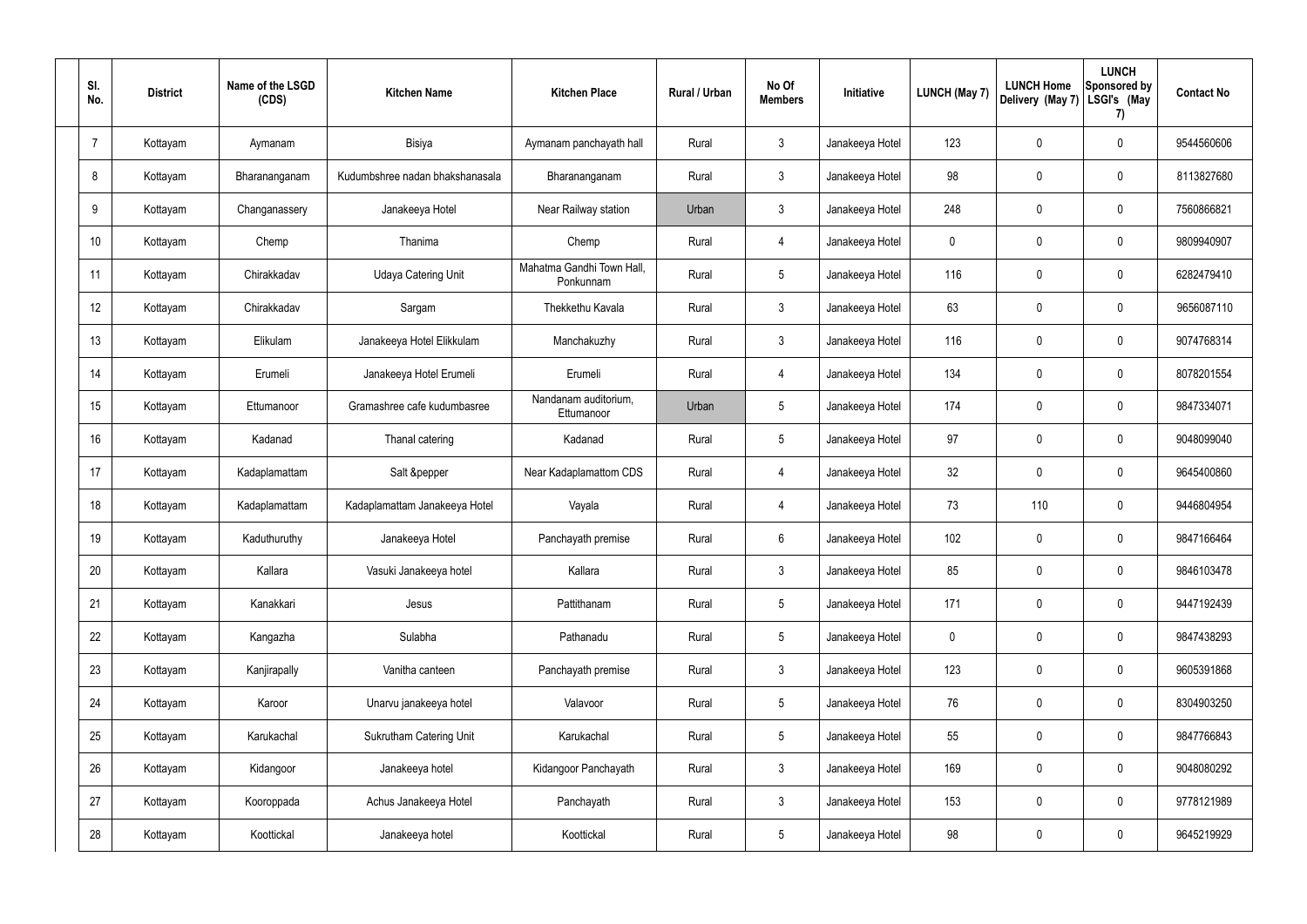| Sl. No. | District | Name of the LSGD (CDS) | Kitchen Name | Kitchen Place | Rural / Urban | No Of Members | Initiative | LUNCH (May 7) | LUNCH Home Delivery (May 7) | LUNCH Sponsored by LSGI's (May 7) | Contact No |
|---|---|---|---|---|---|---|---|---|---|---|---|
| 7 | Kottayam | Aymanam | Bisiya | Aymanam panchayath hall | Rural | 3 | Janakeeya Hotel | 123 | 0 | 0 | 9544560606 |
| 8 | Kottayam | Bharananganam | Kudumbshree nadan bhakshanasala | Bharananganam | Rural | 3 | Janakeeya Hotel | 98 | 0 | 0 | 8113827680 |
| 9 | Kottayam | Changanassery | Janakeeya Hotel | Near Railway station | Urban | 3 | Janakeeya Hotel | 248 | 0 | 0 | 7560866821 |
| 10 | Kottayam | Chemp | Thanima | Chemp | Rural | 4 | Janakeeya Hotel | 0 | 0 | 0 | 9809940907 |
| 11 | Kottayam | Chirakkadav | Udaya Catering Unit | Mahatma Gandhi Town Hall, Ponkunnam | Rural | 5 | Janakeeya Hotel | 116 | 0 | 0 | 6282479410 |
| 12 | Kottayam | Chirakkadav | Sargam | Thekkethu Kavala | Rural | 3 | Janakeeya Hotel | 63 | 0 | 0 | 9656087110 |
| 13 | Kottayam | Elikulam | Janakeeya Hotel Elikkulam | Manchakuzhy | Rural | 3 | Janakeeya Hotel | 116 | 0 | 0 | 9074768314 |
| 14 | Kottayam | Erumeli | Janakeeya Hotel Erumeli | Erumeli | Rural | 4 | Janakeeya Hotel | 134 | 0 | 0 | 8078201554 |
| 15 | Kottayam | Ettumanoor | Gramashree cafe kudumbasree | Nandanam auditorium, Ettumanoor | Urban | 5 | Janakeeya Hotel | 174 | 0 | 0 | 9847334071 |
| 16 | Kottayam | Kadanad | Thanal catering | Kadanad | Rural | 5 | Janakeeya Hotel | 97 | 0 | 0 | 9048099040 |
| 17 | Kottayam | Kadaplamattam | Salt &pepper | Near Kadaplamattom CDS | Rural | 4 | Janakeeya Hotel | 32 | 0 | 0 | 9645400860 |
| 18 | Kottayam | Kadaplamattam | Kadaplamattam Janakeeya Hotel | Vayala | Rural | 4 | Janakeeya Hotel | 73 | 110 | 0 | 9446804954 |
| 19 | Kottayam | Kaduthuruthy | Janakeeya Hotel | Panchayath premise | Rural | 6 | Janakeeya Hotel | 102 | 0 | 0 | 9847166464 |
| 20 | Kottayam | Kallara | Vasuki Janakeeya hotel | Kallara | Rural | 3 | Janakeeya Hotel | 85 | 0 | 0 | 9846103478 |
| 21 | Kottayam | Kanakkari | Jesus | Pattithanam | Rural | 5 | Janakeeya Hotel | 171 | 0 | 0 | 9447192439 |
| 22 | Kottayam | Kangazha | Sulabha | Pathanadu | Rural | 5 | Janakeeya Hotel | 0 | 0 | 0 | 9847438293 |
| 23 | Kottayam | Kanjirapally | Vanitha canteen | Panchayath premise | Rural | 3 | Janakeeya Hotel | 123 | 0 | 0 | 9605391868 |
| 24 | Kottayam | Karoor | Unarvu janakeeya hotel | Valavoor | Rural | 5 | Janakeeya Hotel | 76 | 0 | 0 | 8304903250 |
| 25 | Kottayam | Karukachal | Sukrutham Catering Unit | Karukachal | Rural | 5 | Janakeeya Hotel | 55 | 0 | 0 | 9847766843 |
| 26 | Kottayam | Kidangoor | Janakeeya hotel | Kidangoor Panchayath | Rural | 3 | Janakeeya Hotel | 169 | 0 | 0 | 9048080292 |
| 27 | Kottayam | Kooroppada | Achus Janakeeya Hotel | Panchayath | Rural | 3 | Janakeeya Hotel | 153 | 0 | 0 | 9778121989 |
| 28 | Kottayam | Koottickal | Janakeeya hotel | Koottickal | Rural | 5 | Janakeeya Hotel | 98 | 0 | 0 | 9645219929 |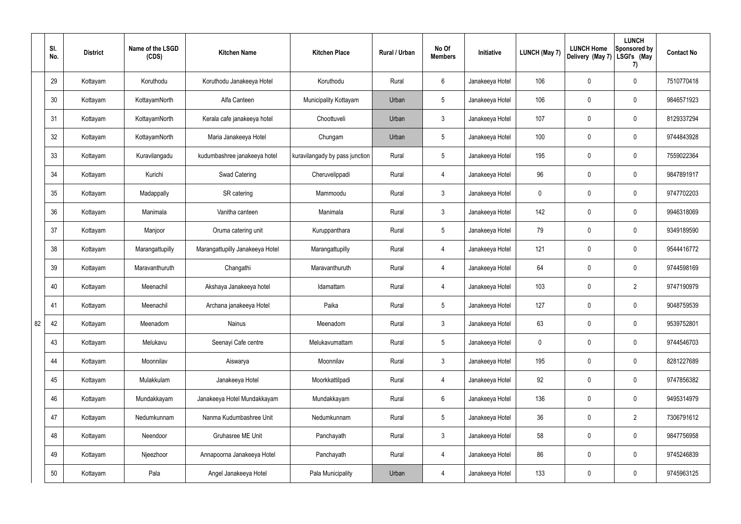|  | Sl. No. | District | Name of the LSGD (CDS) | Kitchen Name | Kitchen Place | Rural / Urban | No Of Members | Initiative | LUNCH (May 7) | LUNCH Home Delivery (May 7) | LUNCH Sponsored by LSGI's (May 7) | Contact No |
|---|---|---|---|---|---|---|---|---|---|---|---|---|
|  | 29 | Kottayam | Koruthodu | Koruthodu Janakeeya Hotel | Koruthodu | Rural | 6 | Janakeeya Hotel | 106 | 0 | 0 | 7510770418 |
|  | 30 | Kottayam | KottayamNorth | Alfa Canteen | Municipality Kottayam | Urban | 5 | Janakeeya Hotel | 106 | 0 | 0 | 9846571923 |
|  | 31 | Kottayam | KottayamNorth | Kerala cafe janakeeya hotel | Choottuveli | Urban | 3 | Janakeeya Hotel | 107 | 0 | 0 | 8129337294 |
|  | 32 | Kottayam | KottayamNorth | Maria Janakeeya Hotel | Chungam | Urban | 5 | Janakeeya Hotel | 100 | 0 | 0 | 9744843928 |
|  | 33 | Kottayam | Kuravilangadu | kudumbashree janakeeya hotel | kuravilangady by pass junction | Rural | 5 | Janakeeya Hotel | 195 | 0 | 0 | 7559022364 |
|  | 34 | Kottayam | Kurichi | Swad Catering | Cheruvelippadi | Rural | 4 | Janakeeya Hotel | 96 | 0 | 0 | 9847891917 |
|  | 35 | Kottayam | Madappally | SR catering | Mammoodu | Rural | 3 | Janakeeya Hotel | 0 | 0 | 0 | 9747702203 |
|  | 36 | Kottayam | Manimala | Vanitha canteen | Manimala | Rural | 3 | Janakeeya Hotel | 142 | 0 | 0 | 9946318069 |
|  | 37 | Kottayam | Manjoor | Oruma catering unit | Kuruppanthara | Rural | 5 | Janakeeya Hotel | 79 | 0 | 0 | 9349189590 |
|  | 38 | Kottayam | Marangattupilly | Marangattupilly Janakeeya Hotel | Marangattupilly | Rural | 4 | Janakeeya Hotel | 121 | 0 | 0 | 9544416772 |
|  | 39 | Kottayam | Maravanthuruth | Changathi | Maravanthuruth | Rural | 4 | Janakeeya Hotel | 64 | 0 | 0 | 9744598169 |
|  | 40 | Kottayam | Meenachil | Akshaya Janakeeya hotel | Idamattam | Rural | 4 | Janakeeya Hotel | 103 | 0 | 2 | 9747190979 |
|  | 41 | Kottayam | Meenachil | Archana janakeeya Hotel | Paika | Rural | 5 | Janakeeya Hotel | 127 | 0 | 0 | 9048759539 |
| 82 | 42 | Kottayam | Meenadom | Nainus | Meenadom | Rural | 3 | Janakeeya Hotel | 63 | 0 | 0 | 9539752801 |
|  | 43 | Kottayam | Melukavu | Seenayi Cafe centre | Melukavumattam | Rural | 5 | Janakeeya Hotel | 0 | 0 | 0 | 9744546703 |
|  | 44 | Kottayam | Moonnilav | Aiswarya | Moonnilav | Rural | 3 | Janakeeya Hotel | 195 | 0 | 0 | 8281227689 |
|  | 45 | Kottayam | Mulakkulam | Janakeeya Hotel | Moorkkattilpadi | Rural | 4 | Janakeeya Hotel | 92 | 0 | 0 | 9747856382 |
|  | 46 | Kottayam | Mundakkayam | Janakeeya Hotel Mundakkayam | Mundakkayam | Rural | 6 | Janakeeya Hotel | 136 | 0 | 0 | 9495314979 |
|  | 47 | Kottayam | Nedumkunnam | Nanma Kudumbashree Unit | Nedumkunnam | Rural | 5 | Janakeeya Hotel | 36 | 0 | 2 | 7306791612 |
|  | 48 | Kottayam | Neendoor | Gruhasree ME Unit | Panchayath | Rural | 3 | Janakeeya Hotel | 58 | 0 | 0 | 9847756958 |
|  | 49 | Kottayam | Njeezhoor | Annapoorna Janakeeya Hotel | Panchayath | Rural | 4 | Janakeeya Hotel | 86 | 0 | 0 | 9745246839 |
|  | 50 | Kottayam | Pala | Angel Janakeeya Hotel | Pala Municipality | Urban | 4 | Janakeeya Hotel | 133 | 0 | 0 | 9745963125 |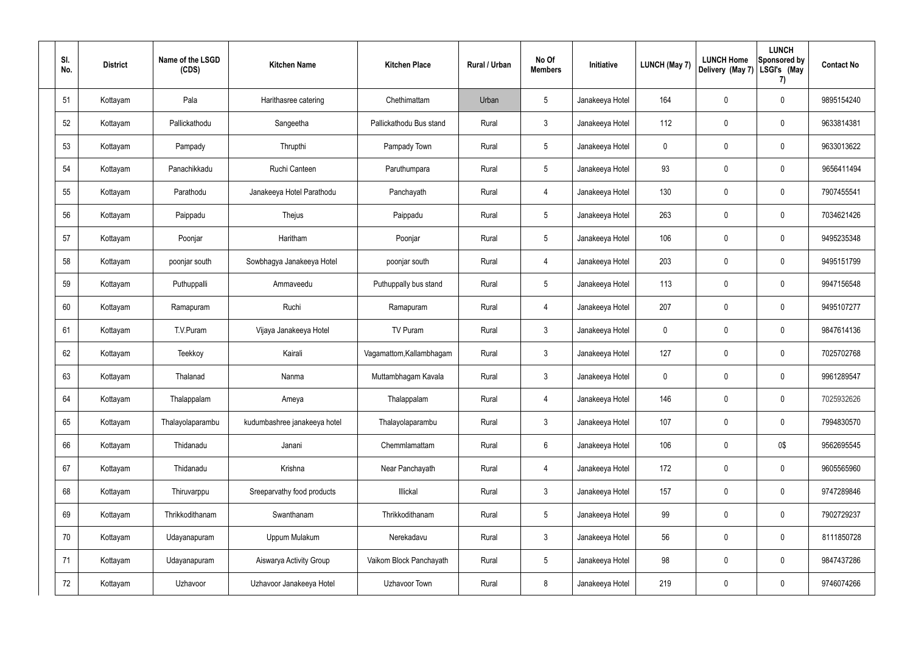| Sl. No. | District | Name of the LSGD (CDS) | Kitchen Name | Kitchen Place | Rural / Urban | No Of Members | Initiative | LUNCH (May 7) | LUNCH Home Delivery (May 7) | LUNCH Sponsored by LSGI's (May 7) | Contact No |
|---|---|---|---|---|---|---|---|---|---|---|---|
| 51 | Kottayam | Pala | Harithasree catering | Chethimattam | Urban | 5 | Janakeeya Hotel | 164 | 0 | 0 | 9895154240 |
| 52 | Kottayam | Pallickathodu | Sangeetha | Pallickathodu Bus stand | Rural | 3 | Janakeeya Hotel | 112 | 0 | 0 | 9633814381 |
| 53 | Kottayam | Pampady | Thrupthi | Pampady Town | Rural | 5 | Janakeeya Hotel | 0 | 0 | 0 | 9633013622 |
| 54 | Kottayam | Panachikkadu | Ruchi Canteen | Paruthumpara | Rural | 5 | Janakeeya Hotel | 93 | 0 | 0 | 9656411494 |
| 55 | Kottayam | Parathodu | Janakeeya Hotel Parathodu | Panchayath | Rural | 4 | Janakeeya Hotel | 130 | 0 | 0 | 7907455541 |
| 56 | Kottayam | Paippadu | Thejus | Paippadu | Rural | 5 | Janakeeya Hotel | 263 | 0 | 0 | 7034621426 |
| 57 | Kottayam | Poonjar | Haritham | Poonjar | Rural | 5 | Janakeeya Hotel | 106 | 0 | 0 | 9495235348 |
| 58 | Kottayam | poonjar south | Sowbhagya Janakeeya Hotel | poonjar south | Rural | 4 | Janakeeya Hotel | 203 | 0 | 0 | 9495151799 |
| 59 | Kottayam | Puthuppalli | Ammaveedu | Puthuppally bus stand | Rural | 5 | Janakeeya Hotel | 113 | 0 | 0 | 9947156548 |
| 60 | Kottayam | Ramapuram | Ruchi | Ramapuram | Rural | 4 | Janakeeya Hotel | 207 | 0 | 0 | 9495107277 |
| 61 | Kottayam | T.V.Puram | Vijaya Janakeeya Hotel | TV Puram | Rural | 3 | Janakeeya Hotel | 0 | 0 | 0 | 9847614136 |
| 62 | Kottayam | Teekkoy | Kairali | Vagamattom,Kallambhagam | Rural | 3 | Janakeeya Hotel | 127 | 0 | 0 | 7025702768 |
| 63 | Kottayam | Thalanad | Nanma | Muttambhagam Kavala | Rural | 3 | Janakeeya Hotel | 0 | 0 | 0 | 9961289547 |
| 64 | Kottayam | Thalappalam | Ameya | Thalappalam | Rural | 4 | Janakeeya Hotel | 146 | 0 | 0 | 7025932626 |
| 65 | Kottayam | Thalayolaparambu | kudumbashree janakeeya hotel | Thalayolaparambu | Rural | 3 | Janakeeya Hotel | 107 | 0 | 0 | 7994830570 |
| 66 | Kottayam | Thidanadu | Janani | Chemmlamattam | Rural | 6 | Janakeeya Hotel | 106 | 0 | 0$ | 9562695545 |
| 67 | Kottayam | Thidanadu | Krishna | Near Panchayath | Rural | 4 | Janakeeya Hotel | 172 | 0 | 0 | 9605565960 |
| 68 | Kottayam | Thiruvarppu | Sreeparvathy food products | Illickal | Rural | 3 | Janakeeya Hotel | 157 | 0 | 0 | 9747289846 |
| 69 | Kottayam | Thrikkodithanam | Swanthanam | Thrikkodithanam | Rural | 5 | Janakeeya Hotel | 99 | 0 | 0 | 7902729237 |
| 70 | Kottayam | Udayanapuram | Uppum Mulakum | Nerekadavu | Rural | 3 | Janakeeya Hotel | 56 | 0 | 0 | 8111850728 |
| 71 | Kottayam | Udayanapuram | Aiswarya Activity Group | Vaikom Block Panchayath | Rural | 5 | Janakeeya Hotel | 98 | 0 | 0 | 9847437286 |
| 72 | Kottayam | Uzhavoor | Uzhavoor Janakeeya Hotel | Uzhavoor Town | Rural | 8 | Janakeeya Hotel | 219 | 0 | 0 | 9746074266 |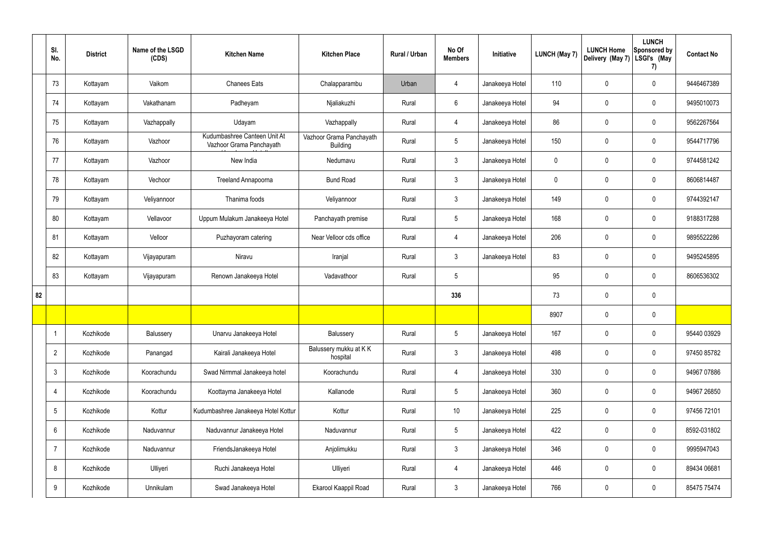|  | Sl. No. | District | Name of the LSGD (CDS) | Kitchen Name | Kitchen Place | Rural / Urban | No Of Members | Initiative | LUNCH (May 7) | LUNCH Home Delivery (May 7) | LUNCH Sponsored by LSGI's (May 7) | Contact No |
|---|---|---|---|---|---|---|---|---|---|---|---|---|
|  | 73 | Kottayam | Vaikom | Chanees Eats | Chalapparambu | Urban | 4 | Janakeeya Hotel | 110 | 0 | 0 | 9446467389 |
|  | 74 | Kottayam | Vakathanam | Padheyam | Njaliakuzhi | Rural | 6 | Janakeeya Hotel | 94 | 0 | 0 | 9495010073 |
|  | 75 | Kottayam | Vazhappally | Udayam | Vazhappally | Rural | 4 | Janakeeya Hotel | 86 | 0 | 0 | 9562267564 |
|  | 76 | Kottayam | Vazhoor | Kudumbashree Canteen Unit At Vazhoor Grama Panchayath | Vazhoor Grama Panchayath Building | Rural | 5 | Janakeeya Hotel | 150 | 0 | 0 | 9544717796 |
|  | 77 | Kottayam | Vazhoor | New India | Nedumavu | Rural | 3 | Janakeeya Hotel | 0 | 0 | 0 | 9744581242 |
|  | 78 | Kottayam | Vechoor | Treeland Annapoorna | Bund Road | Rural | 3 | Janakeeya Hotel | 0 | 0 | 0 | 8606814487 |
|  | 79 | Kottayam | Veliyannoor | Thanima foods | Veliyannoor | Rural | 3 | Janakeeya Hotel | 149 | 0 | 0 | 9744392147 |
|  | 80 | Kottayam | Vellavoor | Uppum Mulakum Janakeeya Hotel | Panchayath premise | Rural | 5 | Janakeeya Hotel | 168 | 0 | 0 | 9188317288 |
|  | 81 | Kottayam | Velloor | Puzhayoram catering | Near Velloor cds office | Rural | 4 | Janakeeya Hotel | 206 | 0 | 0 | 9895522286 |
|  | 82 | Kottayam | Vijayapuram | Niravu | Iranjal | Rural | 3 | Janakeeya Hotel | 83 | 0 | 0 | 9495245895 |
|  | 83 | Kottayam | Vijayapuram | Renown Janakeeya Hotel | Vadavathoor | Rural | 5 |  | 95 | 0 | 0 | 8606536302 |
| 82 |  |  |  |  |  |  | 336 |  | 73 | 0 | 0 |  |
|  |  |  |  |  |  |  |  |  | 8907 | 0 | 0 |  |
|  | 1 | Kozhikode | Balussery | Unarvu Janakeeya Hotel | Balussery | Rural | 5 | Janakeeya Hotel | 167 | 0 | 0 | 95440 03929 |
|  | 2 | Kozhikode | Panangad | Kairali Janakeeya Hotel | Balussery mukku at K K hospital | Rural | 3 | Janakeeya Hotel | 498 | 0 | 0 | 97450 85782 |
|  | 3 | Kozhikode | Koorachundu | Swad Nirmmal Janakeeya hotel | Koorachundu | Rural | 4 | Janakeeya Hotel | 330 | 0 | 0 | 94967 07886 |
|  | 4 | Kozhikode | Koorachundu | Koottayma Janakeeya Hotel | Kallanode | Rural | 5 | Janakeeya Hotel | 360 | 0 | 0 | 94967 26850 |
|  | 5 | Kozhikode | Kottur | Kudumbashree Janakeeya Hotel Kottur | Kottur | Rural | 10 | Janakeeya Hotel | 225 | 0 | 0 | 97456 72101 |
|  | 6 | Kozhikode | Naduvannur | Naduvannur Janakeeya Hotel | Naduvannur | Rural | 5 | Janakeeya Hotel | 422 | 0 | 0 | 8592-031802 |
|  | 7 | Kozhikode | Naduvannur | FriendsJanakeeya Hotel | Anjolimukku | Rural | 3 | Janakeeya Hotel | 346 | 0 | 0 | 9995947043 |
|  | 8 | Kozhikode | Ulliyeri | Ruchi Janakeeya Hotel | Ulliyeri | Rural | 4 | Janakeeya Hotel | 446 | 0 | 0 | 89434 06681 |
|  | 9 | Kozhikode | Unnikulam | Swad Janakeeya Hotel | Ekarool Kaappil Road | Rural | 3 | Janakeeya Hotel | 766 | 0 | 0 | 85475 75474 |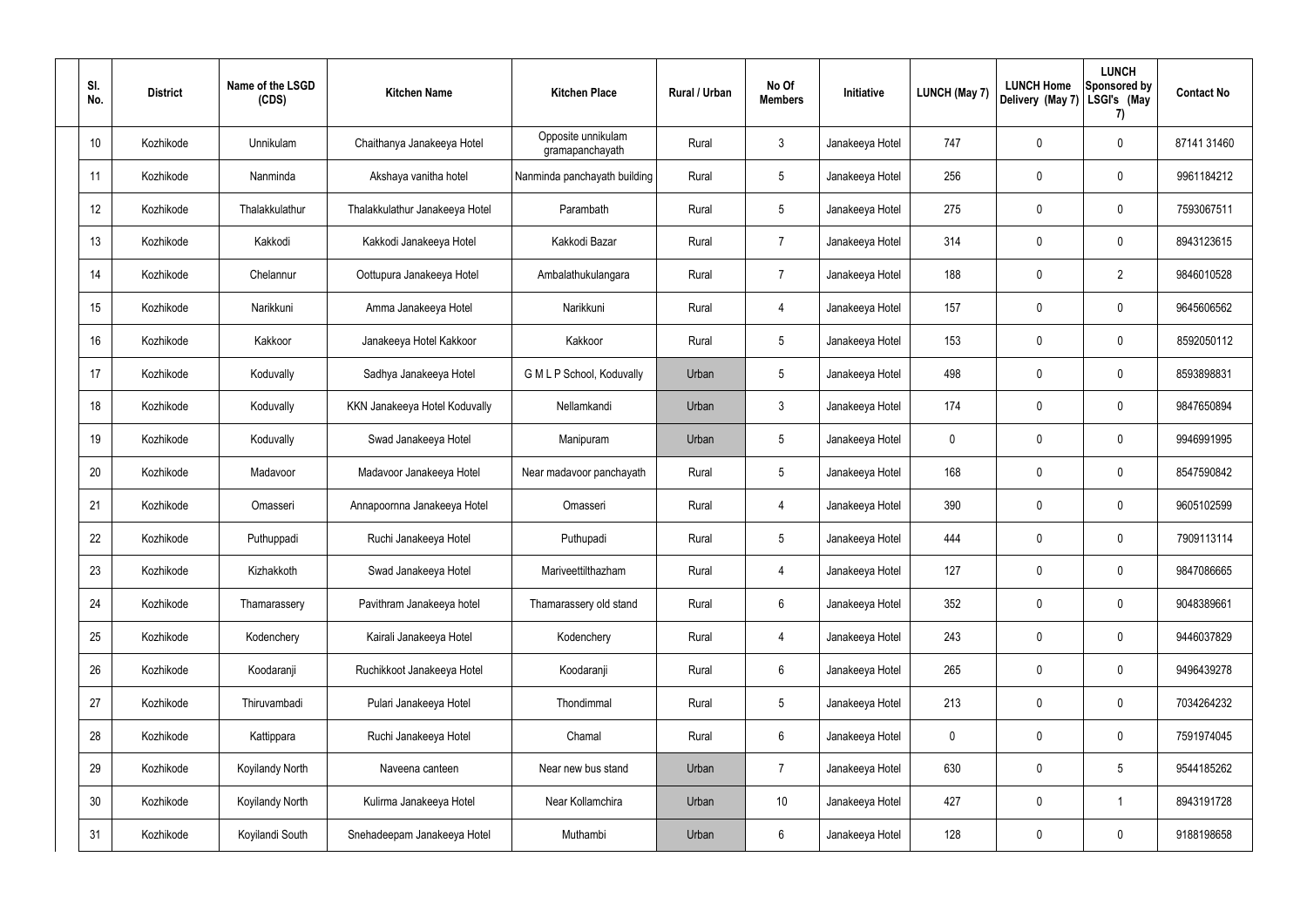| Sl. No. | District | Name of the LSGD (CDS) | Kitchen Name | Kitchen Place | Rural / Urban | No Of Members | Initiative | LUNCH (May 7) | LUNCH Home Delivery (May 7) | LUNCH Sponsored by LSGI's (May 7) | Contact No |
|---|---|---|---|---|---|---|---|---|---|---|---|
| 10 | Kozhikode | Unnikulam | Chaithanya Janakeeya Hotel | Opposite unnikulam gramapanchayath | Rural | 3 | Janakeeya Hotel | 747 | 0 | 0 | 87141 31460 |
| 11 | Kozhikode | Nanminda | Akshaya vanitha hotel | Nanminda panchayath building | Rural | 5 | Janakeeya Hotel | 256 | 0 | 0 | 9961184212 |
| 12 | Kozhikode | Thalakkulathur | Thalakkulathur Janakeeya Hotel | Parambath | Rural | 5 | Janakeeya Hotel | 275 | 0 | 0 | 7593067511 |
| 13 | Kozhikode | Kakkodi | Kakkodi Janakeeya Hotel | Kakkodi Bazar | Rural | 7 | Janakeeya Hotel | 314 | 0 | 0 | 8943123615 |
| 14 | Kozhikode | Chelannur | Oottupura Janakeeya Hotel | Ambalathukulangara | Rural | 7 | Janakeeya Hotel | 188 | 0 | 2 | 9846010528 |
| 15 | Kozhikode | Narikkuni | Amma Janakeeya Hotel | Narikkuni | Rural | 4 | Janakeeya Hotel | 157 | 0 | 0 | 9645606562 |
| 16 | Kozhikode | Kakkoor | Janakeeya Hotel Kakkoor | Kakkoor | Rural | 5 | Janakeeya Hotel | 153 | 0 | 0 | 8592050112 |
| 17 | Kozhikode | Koduvally | Sadhya Janakeeya Hotel | G M L P School, Koduvally | Urban | 5 | Janakeeya Hotel | 498 | 0 | 0 | 8593898831 |
| 18 | Kozhikode | Koduvally | KKN Janakeeya Hotel Koduvally | Nellamkandi | Urban | 3 | Janakeeya Hotel | 174 | 0 | 0 | 9847650894 |
| 19 | Kozhikode | Koduvally | Swad Janakeeya Hotel | Manipuram | Urban | 5 | Janakeeya Hotel | 0 | 0 | 0 | 9946991995 |
| 20 | Kozhikode | Madavoor | Madavoor Janakeeya Hotel | Near madavoor panchayath | Rural | 5 | Janakeeya Hotel | 168 | 0 | 0 | 8547590842 |
| 21 | Kozhikode | Omasseri | Annapoornna Janakeeya Hotel | Omasseri | Rural | 4 | Janakeeya Hotel | 390 | 0 | 0 | 9605102599 |
| 22 | Kozhikode | Puthuppadi | Ruchi Janakeeya Hotel | Puthupadi | Rural | 5 | Janakeeya Hotel | 444 | 0 | 0 | 7909113114 |
| 23 | Kozhikode | Kizhakkoth | Swad Janakeeya Hotel | Mariveettilthazham | Rural | 4 | Janakeeya Hotel | 127 | 0 | 0 | 9847086665 |
| 24 | Kozhikode | Thamarassery | Pavithram Janakeeya hotel | Thamarassery old stand | Rural | 6 | Janakeeya Hotel | 352 | 0 | 0 | 9048389661 |
| 25 | Kozhikode | Kodenchery | Kairali Janakeeya Hotel | Kodenchery | Rural | 4 | Janakeeya Hotel | 243 | 0 | 0 | 9446037829 |
| 26 | Kozhikode | Koodaranji | Ruchikkoot Janakeeya Hotel | Koodaranji | Rural | 6 | Janakeeya Hotel | 265 | 0 | 0 | 9496439278 |
| 27 | Kozhikode | Thiruvambadi | Pulari Janakeeya Hotel | Thondimmal | Rural | 5 | Janakeeya Hotel | 213 | 0 | 0 | 7034264232 |
| 28 | Kozhikode | Kattippara | Ruchi Janakeeya Hotel | Chamal | Rural | 6 | Janakeeya Hotel | 0 | 0 | 0 | 7591974045 |
| 29 | Kozhikode | Koyilandy North | Naveena canteen | Near new bus stand | Urban | 7 | Janakeeya Hotel | 630 | 0 | 5 | 9544185262 |
| 30 | Kozhikode | Koyilandy North | Kulirma Janakeeya Hotel | Near Kollamchira | Urban | 10 | Janakeeya Hotel | 427 | 0 | 1 | 8943191728 |
| 31 | Kozhikode | Koyilandi South | Snehadeepam Janakeeya Hotel | Muthambi | Urban | 6 | Janakeeya Hotel | 128 | 0 | 0 | 9188198658 |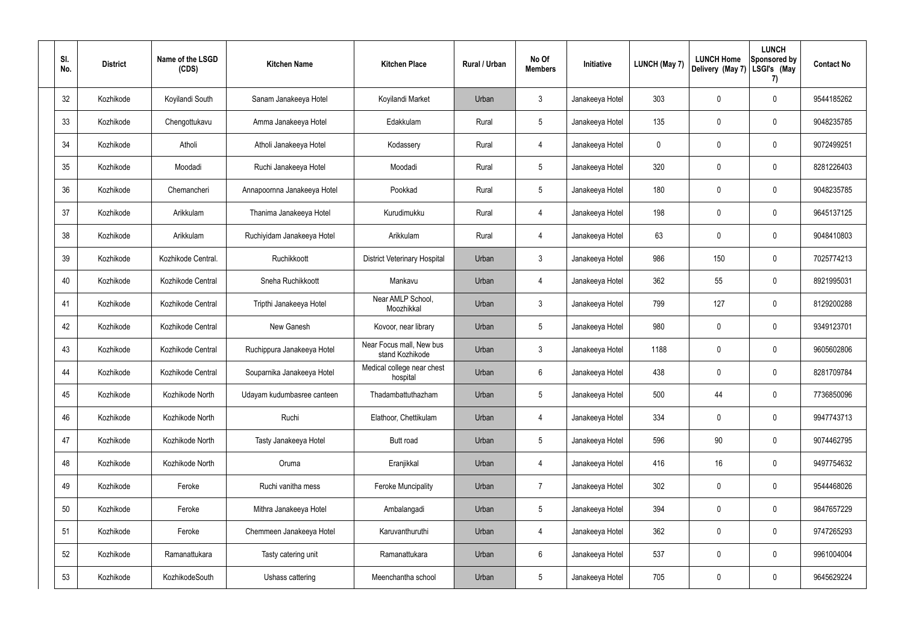| Sl. No. | District | Name of the LSGD (CDS) | Kitchen Name | Kitchen Place | Rural / Urban | No Of Members | Initiative | LUNCH (May 7) | LUNCH Home Delivery (May 7) | LUNCH Sponsored by LSGI's (May 7) | Contact No |
|---|---|---|---|---|---|---|---|---|---|---|---|
| 32 | Kozhikode | Koyilandi South | Sanam Janakeeya Hotel | Koyilandi Market | Urban | 3 | Janakeeya Hotel | 303 | 0 | 0 | 9544185262 |
| 33 | Kozhikode | Chengottukavu | Amma Janakeeya Hotel | Edakkulam | Rural | 5 | Janakeeya Hotel | 135 | 0 | 0 | 9048235785 |
| 34 | Kozhikode | Atholi | Atholi Janakeeya Hotel | Kodassery | Rural | 4 | Janakeeya Hotel | 0 | 0 | 0 | 9072499251 |
| 35 | Kozhikode | Moodadi | Ruchi Janakeeya Hotel | Moodadi | Rural | 5 | Janakeeya Hotel | 320 | 0 | 0 | 8281226403 |
| 36 | Kozhikode | Chemancheri | Annapoornna Janakeeya Hotel | Pookkad | Rural | 5 | Janakeeya Hotel | 180 | 0 | 0 | 9048235785 |
| 37 | Kozhikode | Arikkulam | Thanima Janakeeya Hotel | Kurudimukku | Rural | 4 | Janakeeya Hotel | 198 | 0 | 0 | 9645137125 |
| 38 | Kozhikode | Arikkulam | Ruchiyidam Janakeeya Hotel | Arikkulam | Rural | 4 | Janakeeya Hotel | 63 | 0 | 0 | 9048410803 |
| 39 | Kozhikode | Kozhikode Central. | Ruchikkoott | District Veterinary Hospital | Urban | 3 | Janakeeya Hotel | 986 | 150 | 0 | 7025774213 |
| 40 | Kozhikode | Kozhikode Central | Sneha Ruchikkoott | Mankavu | Urban | 4 | Janakeeya Hotel | 362 | 55 | 0 | 8921995031 |
| 41 | Kozhikode | Kozhikode Central | Tripthi Janakeeya Hotel | Near AMLP School, Moozhikkal | Urban | 3 | Janakeeya Hotel | 799 | 127 | 0 | 8129200288 |
| 42 | Kozhikode | Kozhikode Central | New Ganesh | Kovoor, near library | Urban | 5 | Janakeeya Hotel | 980 | 0 | 0 | 9349123701 |
| 43 | Kozhikode | Kozhikode Central | Ruchippura Janakeeya Hotel | Near Focus mall, New bus stand Kozhikode | Urban | 3 | Janakeeya Hotel | 1188 | 0 | 0 | 9605602806 |
| 44 | Kozhikode | Kozhikode Central | Souparnika Janakeeya Hotel | Medical college near chest hospital | Urban | 6 | Janakeeya Hotel | 438 | 0 | 0 | 8281709784 |
| 45 | Kozhikode | Kozhikode North | Udayam kudumbasree canteen | Thadambattuthazham | Urban | 5 | Janakeeya Hotel | 500 | 44 | 0 | 7736850096 |
| 46 | Kozhikode | Kozhikode North | Ruchi | Elathoor, Chettikulam | Urban | 4 | Janakeeya Hotel | 334 | 0 | 0 | 9947743713 |
| 47 | Kozhikode | Kozhikode North | Tasty Janakeeya Hotel | Butt road | Urban | 5 | Janakeeya Hotel | 596 | 90 | 0 | 9074462795 |
| 48 | Kozhikode | Kozhikode North | Oruma | Eranjikkal | Urban | 4 | Janakeeya Hotel | 416 | 16 | 0 | 9497754632 |
| 49 | Kozhikode | Feroke | Ruchi vanitha mess | Feroke Muncipality | Urban | 7 | Janakeeya Hotel | 302 | 0 | 0 | 9544468026 |
| 50 | Kozhikode | Feroke | Mithra Janakeeya Hotel | Ambalangadi | Urban | 5 | Janakeeya Hotel | 394 | 0 | 0 | 9847657229 |
| 51 | Kozhikode | Feroke | Chemmeen Janakeeya Hotel | Karuvanthuruthi | Urban | 4 | Janakeeya Hotel | 362 | 0 | 0 | 9747265293 |
| 52 | Kozhikode | Ramanattukara | Tasty catering unit | Ramanattukara | Urban | 6 | Janakeeya Hotel | 537 | 0 | 0 | 9961004004 |
| 53 | Kozhikode | KozhikodeSouth | Ushass cattering | Meenchantha school | Urban | 5 | Janakeeya Hotel | 705 | 0 | 0 | 9645629224 |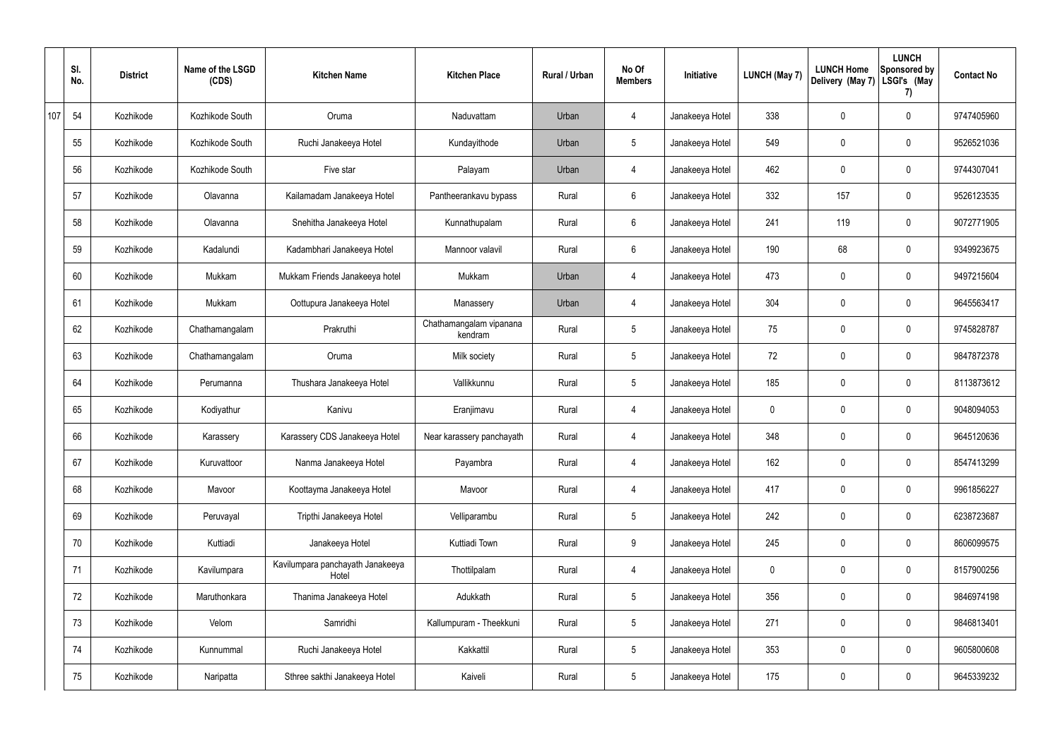|  | Sl. No. | District | Name of the LSGD (CDS) | Kitchen Name | Kitchen Place | Rural / Urban | No Of Members | Initiative | LUNCH (May 7) | LUNCH Home Delivery (May 7) | LUNCH Sponsored by LSGI's (May 7) | Contact No |
|---|---|---|---|---|---|---|---|---|---|---|---|---|
| 107 | 54 | Kozhikode | Kozhikode South | Oruma | Naduvattam | Urban | 4 | Janakeeya Hotel | 338 | 0 | 0 | 9747405960 |
|  | 55 | Kozhikode | Kozhikode South | Ruchi Janakeeya Hotel | Kundayithode | Urban | 5 | Janakeeya Hotel | 549 | 0 | 0 | 9526521036 |
|  | 56 | Kozhikode | Kozhikode South | Five star | Palayam | Urban | 4 | Janakeeya Hotel | 462 | 0 | 0 | 9744307041 |
|  | 57 | Kozhikode | Olavanna | Kailamadam Janakeeya Hotel | Pantheerankavu bypass | Rural | 6 | Janakeeya Hotel | 332 | 157 | 0 | 9526123535 |
|  | 58 | Kozhikode | Olavanna | Snehitha Janakeeya Hotel | Kunnathupalam | Rural | 6 | Janakeeya Hotel | 241 | 119 | 0 | 9072771905 |
|  | 59 | Kozhikode | Kadalundi | Kadambhari Janakeeya Hotel | Mannoor valavil | Rural | 6 | Janakeeya Hotel | 190 | 68 | 0 | 9349923675 |
|  | 60 | Kozhikode | Mukkam | Mukkam Friends Janakeeya hotel | Mukkam | Urban | 4 | Janakeeya Hotel | 473 | 0 | 0 | 9497215604 |
|  | 61 | Kozhikode | Mukkam | Oottupura Janakeeya Hotel | Manassery | Urban | 4 | Janakeeya Hotel | 304 | 0 | 0 | 9645563417 |
|  | 62 | Kozhikode | Chathamangalam | Prakruthi | Chathamangalam vipanana kendram | Rural | 5 | Janakeeya Hotel | 75 | 0 | 0 | 9745828787 |
|  | 63 | Kozhikode | Chathamangalam | Oruma | Milk society | Rural | 5 | Janakeeya Hotel | 72 | 0 | 0 | 9847872378 |
|  | 64 | Kozhikode | Perumanna | Thushara Janakeeya Hotel | Vallikkunnu | Rural | 5 | Janakeeya Hotel | 185 | 0 | 0 | 8113873612 |
|  | 65 | Kozhikode | Kodiyathur | Kanivu | Eranjimavu | Rural | 4 | Janakeeya Hotel | 0 | 0 | 0 | 9048094053 |
|  | 66 | Kozhikode | Karassery | Karassery CDS Janakeeya Hotel | Near karassery panchayath | Rural | 4 | Janakeeya Hotel | 348 | 0 | 0 | 9645120636 |
|  | 67 | Kozhikode | Kuruvattoor | Nanma Janakeeya Hotel | Payambra | Rural | 4 | Janakeeya Hotel | 162 | 0 | 0 | 8547413299 |
|  | 68 | Kozhikode | Mavoor | Koottayma Janakeeya Hotel | Mavoor | Rural | 4 | Janakeeya Hotel | 417 | 0 | 0 | 9961856227 |
|  | 69 | Kozhikode | Peruvayal | Tripthi Janakeeya Hotel | Velliparambu | Rural | 5 | Janakeeya Hotel | 242 | 0 | 0 | 6238723687 |
|  | 70 | Kozhikode | Kuttiadi | Janakeeya Hotel | Kuttiadi Town | Rural | 9 | Janakeeya Hotel | 245 | 0 | 0 | 8606099575 |
|  | 71 | Kozhikode | Kavilumpara | Kavilumpara panchayath Janakeeya Hotel | Thottilpalam | Rural | 4 | Janakeeya Hotel | 0 | 0 | 0 | 8157900256 |
|  | 72 | Kozhikode | Maruthonkara | Thanima Janakeeya Hotel | Adukkath | Rural | 5 | Janakeeya Hotel | 356 | 0 | 0 | 9846974198 |
|  | 73 | Kozhikode | Velom | Samridhi | Kallumpuram - Theekkuni | Rural | 5 | Janakeeya Hotel | 271 | 0 | 0 | 9846813401 |
|  | 74 | Kozhikode | Kunnummal | Ruchi Janakeeya Hotel | Kakkattil | Rural | 5 | Janakeeya Hotel | 353 | 0 | 0 | 9605800608 |
|  | 75 | Kozhikode | Naripatta | Sthree sakthi Janakeeya Hotel | Kaiveli | Rural | 5 | Janakeeya Hotel | 175 | 0 | 0 | 9645339232 |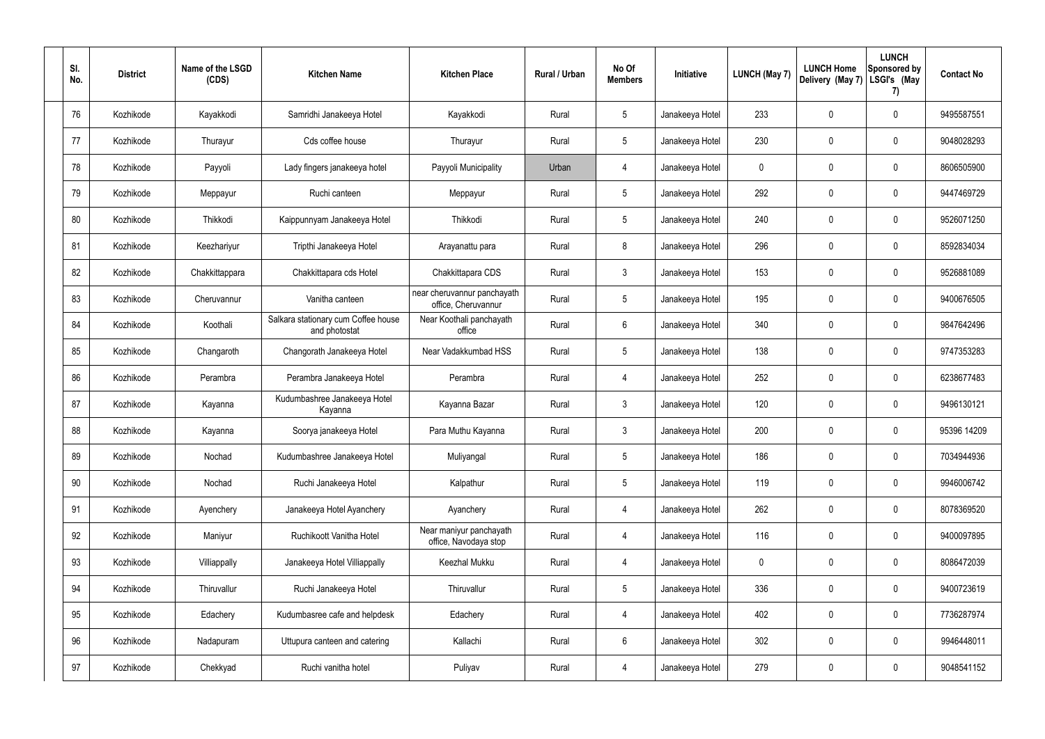| Sl. No. | District | Name of the LSGD (CDS) | Kitchen Name | Kitchen Place | Rural / Urban | No Of Members | Initiative | LUNCH (May 7) | LUNCH Home Delivery (May 7) | LUNCH Sponsored by LSGI's (May 7) | Contact No |
|---|---|---|---|---|---|---|---|---|---|---|---|
| 76 | Kozhikode | Kayakkodi | Samridhi Janakeeya Hotel | Kayakkodi | Rural | 5 | Janakeeya Hotel | 233 | 0 | 0 | 9495587551 |
| 77 | Kozhikode | Thurayur | Cds coffee house | Thurayur | Rural | 5 | Janakeeya Hotel | 230 | 0 | 0 | 9048028293 |
| 78 | Kozhikode | Payyoli | Lady fingers janakeeya hotel | Payyoli Municipality | Urban | 4 | Janakeeya Hotel | 0 | 0 | 0 | 8606505900 |
| 79 | Kozhikode | Meppayur | Ruchi canteen | Meppayur | Rural | 5 | Janakeeya Hotel | 292 | 0 | 0 | 9447469729 |
| 80 | Kozhikode | Thikkodi | Kaippunnyam Janakeeya Hotel | Thikkodi | Rural | 5 | Janakeeya Hotel | 240 | 0 | 0 | 9526071250 |
| 81 | Kozhikode | Keezhariyur | Tripthi Janakeeya Hotel | Arayanattu para | Rural | 8 | Janakeeya Hotel | 296 | 0 | 0 | 8592834034 |
| 82 | Kozhikode | Chakkittappara | Chakkittapara cds Hotel | Chakkittapara CDS | Rural | 3 | Janakeeya Hotel | 153 | 0 | 0 | 9526881089 |
| 83 | Kozhikode | Cheruvannur | Vanitha canteen | near cheruvannur panchayath office, Cheruvannur | Rural | 5 | Janakeeya Hotel | 195 | 0 | 0 | 9400676505 |
| 84 | Kozhikode | Koothali | Salkara stationary cum Coffee house and photostat | Near Koothali panchayath office | Rural | 6 | Janakeeya Hotel | 340 | 0 | 0 | 9847642496 |
| 85 | Kozhikode | Changaroth | Changorath Janakeeya Hotel | Near Vadakkumbad HSS | Rural | 5 | Janakeeya Hotel | 138 | 0 | 0 | 9747353283 |
| 86 | Kozhikode | Perambra | Perambra Janakeeya Hotel | Perambra | Rural | 4 | Janakeeya Hotel | 252 | 0 | 0 | 6238677483 |
| 87 | Kozhikode | Kayanna | Kudumbashree Janakeeya Hotel Kayanna | Kayanna Bazar | Rural | 3 | Janakeeya Hotel | 120 | 0 | 0 | 9496130121 |
| 88 | Kozhikode | Kayanna | Soorya janakeeya Hotel | Para Muthu Kayanna | Rural | 3 | Janakeeya Hotel | 200 | 0 | 0 | 95396 14209 |
| 89 | Kozhikode | Nochad | Kudumbashree Janakeeya Hotel | Muliyangal | Rural | 5 | Janakeeya Hotel | 186 | 0 | 0 | 7034944936 |
| 90 | Kozhikode | Nochad | Ruchi Janakeeya Hotel | Kalpathur | Rural | 5 | Janakeeya Hotel | 119 | 0 | 0 | 9946006742 |
| 91 | Kozhikode | Ayenchery | Janakeeya Hotel Ayanchery | Ayanchery | Rural | 4 | Janakeeya Hotel | 262 | 0 | 0 | 8078369520 |
| 92 | Kozhikode | Maniyur | Ruchikoott Vanitha Hotel | Near maniyur panchayath office, Navodaya stop | Rural | 4 | Janakeeya Hotel | 116 | 0 | 0 | 9400097895 |
| 93 | Kozhikode | Villiappally | Janakeeya Hotel Villiappally | Keezhal Mukku | Rural | 4 | Janakeeya Hotel | 0 | 0 | 0 | 8086472039 |
| 94 | Kozhikode | Thiruvallur | Ruchi Janakeeya Hotel | Thiruvallur | Rural | 5 | Janakeeya Hotel | 336 | 0 | 0 | 9400723619 |
| 95 | Kozhikode | Edachery | Kudumbasree cafe and helpdesk | Edachery | Rural | 4 | Janakeeya Hotel | 402 | 0 | 0 | 7736287974 |
| 96 | Kozhikode | Nadapuram | Uttupura canteen and catering | Kallachi | Rural | 6 | Janakeeya Hotel | 302 | 0 | 0 | 9946448011 |
| 97 | Kozhikode | Chekkyad | Ruchi vanitha hotel | Puliyav | Rural | 4 | Janakeeya Hotel | 279 | 0 | 0 | 9048541152 |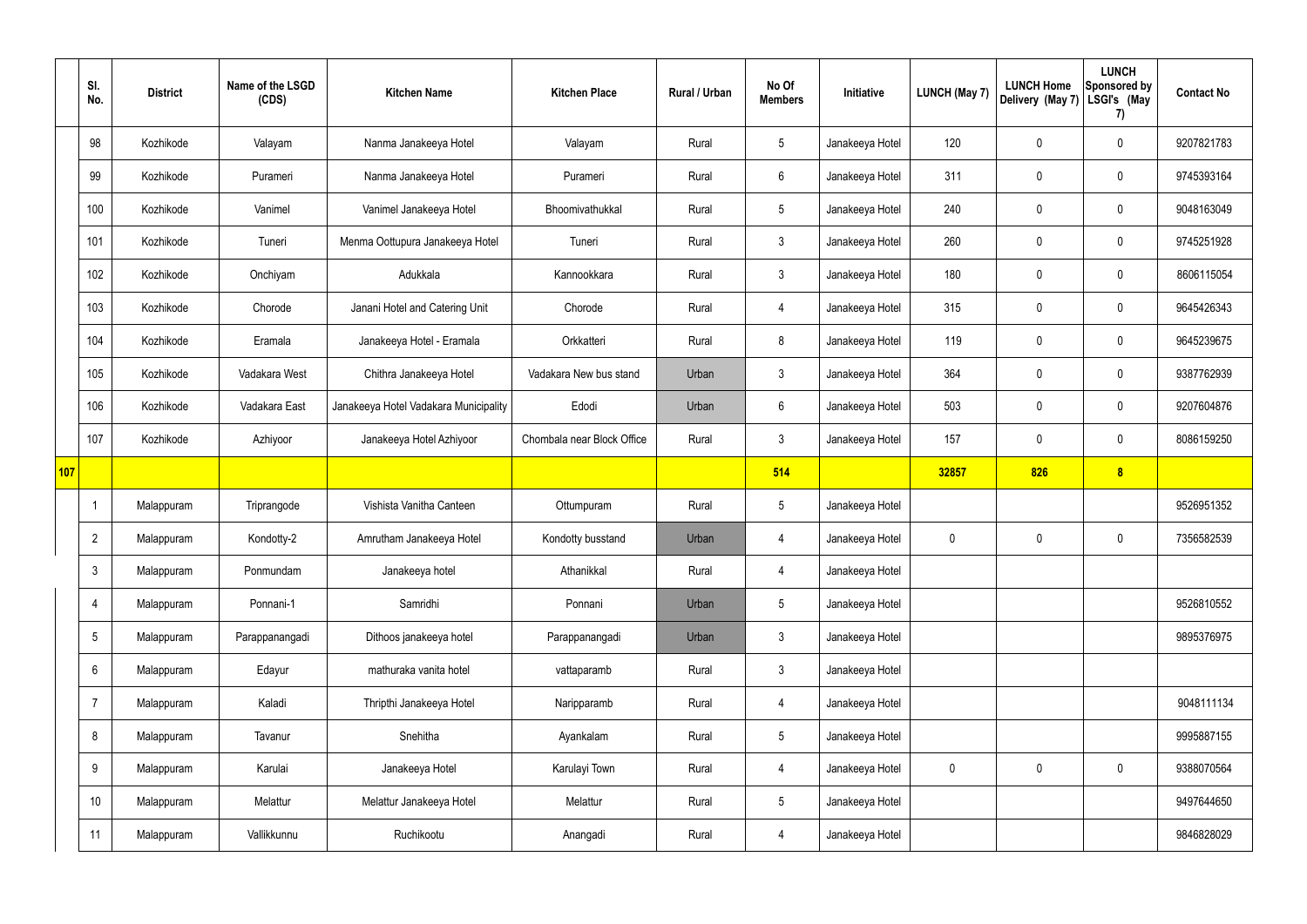| | Sl. No. | District | Name of the LSGD (CDS) | Kitchen Name | Kitchen Place | Rural / Urban | No Of Members | Initiative | LUNCH (May 7) | LUNCH Home Delivery (May 7) | LUNCH Sponsored by LSGI's (May 7) | Contact No |
|---|---|---|---|---|---|---|---|---|---|---|---|---|
| | 98 | Kozhikode | Valayam | Nanma Janakeeya Hotel | Valayam | Rural | 5 | Janakeeya Hotel | 120 | 0 | 0 | 9207821783 |
| | 99 | Kozhikode | Purameri | Nanma Janakeeya Hotel | Purameri | Rural | 6 | Janakeeya Hotel | 311 | 0 | 0 | 9745393164 |
| | 100 | Kozhikode | Vanimel | Vanimel Janakeeya Hotel | Bhoomivathukkal | Rural | 5 | Janakeeya Hotel | 240 | 0 | 0 | 9048163049 |
| | 101 | Kozhikode | Tuneri | Menma Oottupura Janakeeya Hotel | Tuneri | Rural | 3 | Janakeeya Hotel | 260 | 0 | 0 | 9745251928 |
| | 102 | Kozhikode | Onchiyam | Adukkala | Kannookkara | Rural | 3 | Janakeeya Hotel | 180 | 0 | 0 | 8606115054 |
| | 103 | Kozhikode | Chorode | Janani Hotel and Catering Unit | Chorode | Rural | 4 | Janakeeya Hotel | 315 | 0 | 0 | 9645426343 |
| | 104 | Kozhikode | Eramala | Janakeeya Hotel - Eramala | Orkkatteri | Rural | 8 | Janakeeya Hotel | 119 | 0 | 0 | 9645239675 |
| | 105 | Kozhikode | Vadakara West | Chithra Janakeeya Hotel | Vadakara New bus stand | Urban | 3 | Janakeeya Hotel | 364 | 0 | 0 | 9387762939 |
| | 106 | Kozhikode | Vadakara East | Janakeeya Hotel Vadakara Municipality | Edodi | Urban | 6 | Janakeeya Hotel | 503 | 0 | 0 | 9207604876 |
| | 107 | Kozhikode | Azhiyoor | Janakeeya Hotel Azhiyoor | Chombala near Block Office | Rural | 3 | Janakeeya Hotel | 157 | 0 | 0 | 8086159250 |
| **107** | | | | | | | **514** | | **32857** | **826** | **8** | |
| | 1 | Malappuram | Triprangode | Vishista Vanitha Canteen | Ottumpuram | Rural | 5 | Janakeeya Hotel | | | | 9526951352 |
| | 2 | Malappuram | Kondotty-2 | Amrutham Janakeeya Hotel | Kondotty busstand | Urban | 4 | Janakeeya Hotel | 0 | 0 | 0 | 7356582539 |
| | 3 | Malappuram | Ponmundam | Janakeeya hotel | Athanikkal | Rural | 4 | Janakeeya Hotel | | | | |
| | 4 | Malappuram | Ponnani-1 | Samridhi | Ponnani | Urban | 5 | Janakeeya Hotel | | | | 9526810552 |
| | 5 | Malappuram | Parappanangadi | Dithoos janakeeya hotel | Parappanangadi | Urban | 3 | Janakeeya Hotel | | | | 9895376975 |
| | 6 | Malappuram | Edayur | mathuraka vanita hotel | vattaparamb | Rural | 3 | Janakeeya Hotel | | | | |
| | 7 | Malappuram | Kaladi | Thripthi Janakeeya Hotel | Naripparamb | Rural | 4 | Janakeeya Hotel | | | | 9048111134 |
| | 8 | Malappuram | Tavanur | Snehitha | Ayankalam | Rural | 5 | Janakeeya Hotel | | | | 9995887155 |
| | 9 | Malappuram | Karulai | Janakeeya Hotel | Karulayi Town | Rural | 4 | Janakeeya Hotel | 0 | 0 | 0 | 9388070564 |
| | 10 | Malappuram | Melattur | Melattur Janakeeya Hotel | Melattur | Rural | 5 | Janakeeya Hotel | | | | 9497644650 |
| | 11 | Malappuram | Vallikkunnu | Ruchikootu | Anangadi | Rural | 4 | Janakeeya Hotel | | | | 9846828029 |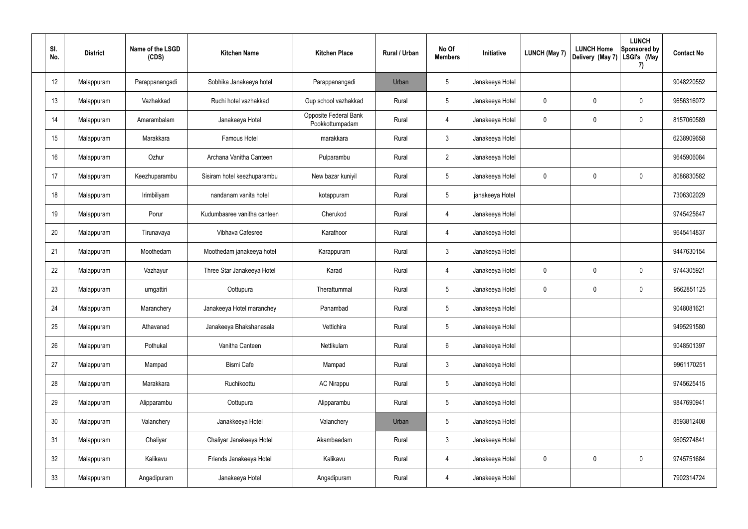| Sl. No. | District | Name of the LSGD (CDS) | Kitchen Name | Kitchen Place | Rural / Urban | No Of Members | Initiative | LUNCH (May 7) | LUNCH Home Delivery (May 7) | LUNCH Sponsored by LSGI's (May 7) | Contact No |
|---|---|---|---|---|---|---|---|---|---|---|---|
| 12 | Malappuram | Parappanangadi | Sobhika Janakeeya hotel | Parappanangadi | Urban | 5 | Janakeeya Hotel | | | | 9048220552 |
| 13 | Malappuram | Vazhakkad | Ruchi hotel vazhakkad | Gup school vazhakkad | Rural | 5 | Janakeeya Hotel | 0 | 0 | 0 | 9656316072 |
| 14 | Malappuram | Amarambalam | Janakeeya Hotel | Opposite Federal Bank Pookkottumpadam | Rural | 4 | Janakeeya Hotel | 0 | 0 | 0 | 8157060589 |
| 15 | Malappuram | Marakkara | Famous Hotel | marakkara | Rural | 3 | Janakeeya Hotel | | | | 6238909658 |
| 16 | Malappuram | Ozhur | Archana Vanitha Canteen | Pulparambu | Rural | 2 | Janakeeya Hotel | | | | 9645906084 |
| 17 | Malappuram | Keezhuparambu | Sisiram hotel keezhuparambu | New bazar kuniyil | Rural | 5 | Janakeeya Hotel | 0 | 0 | 0 | 8086830582 |
| 18 | Malappuram | Irimbiliyam | nandanam vanita hotel | kotappuram | Rural | 5 | janakeeya Hotel | | | | 7306302029 |
| 19 | Malappuram | Porur | Kudumbasree vanitha canteen | Cherukod | Rural | 4 | Janakeeya Hotel | | | | 9745425647 |
| 20 | Malappuram | Tirunavaya | Vibhava Cafesree | Karathoor | Rural | 4 | Janakeeya Hotel | | | | 9645414837 |
| 21 | Malappuram | Moothedam | Moothedam janakeeya hotel | Karappuram | Rural | 3 | Janakeeya Hotel | | | | 9447630154 |
| 22 | Malappuram | Vazhayur | Three Star Janakeeya Hotel | Karad | Rural | 4 | Janakeeya Hotel | 0 | 0 | 0 | 9744305921 |
| 23 | Malappuram | urngattiri | Oottupura | Therattummal | Rural | 5 | Janakeeya Hotel | 0 | 0 | 0 | 9562851125 |
| 24 | Malappuram | Maranchery | Janakeeya Hotel maranchey | Panambad | Rural | 5 | Janakeeya Hotel | | | | 9048081621 |
| 25 | Malappuram | Athavanad | Janakeeya Bhakshanasala | Vettichira | Rural | 5 | Janakeeya Hotel | | | | 9495291580 |
| 26 | Malappuram | Pothukal | Vanitha Canteen | Nettikulam | Rural | 6 | Janakeeya Hotel | | | | 9048501397 |
| 27 | Malappuram | Mampad | Bismi Cafe | Mampad | Rural | 3 | Janakeeya Hotel | | | | 9961170251 |
| 28 | Malappuram | Marakkara | Ruchikoottu | AC Nirappu | Rural | 5 | Janakeeya Hotel | | | | 9745625415 |
| 29 | Malappuram | Alipparambu | Oottupura | Alipparambu | Rural | 5 | Janakeeya Hotel | | | | 9847690941 |
| 30 | Malappuram | Valanchery | Janakkeeya Hotel | Valanchery | Urban | 5 | Janakeeya Hotel | | | | 8593812408 |
| 31 | Malappuram | Chaliyar | Chaliyar Janakeeya Hotel | Akambaadam | Rural | 3 | Janakeeya Hotel | | | | 9605274841 |
| 32 | Malappuram | Kalikavu | Friends Janakeeya Hotel | Kalikavu | Rural | 4 | Janakeeya Hotel | 0 | 0 | 0 | 9745751684 |
| 33 | Malappuram | Angadipuram | Janakeeya Hotel | Angadipuram | Rural | 4 | Janakeeya Hotel | | | | 7902314724 |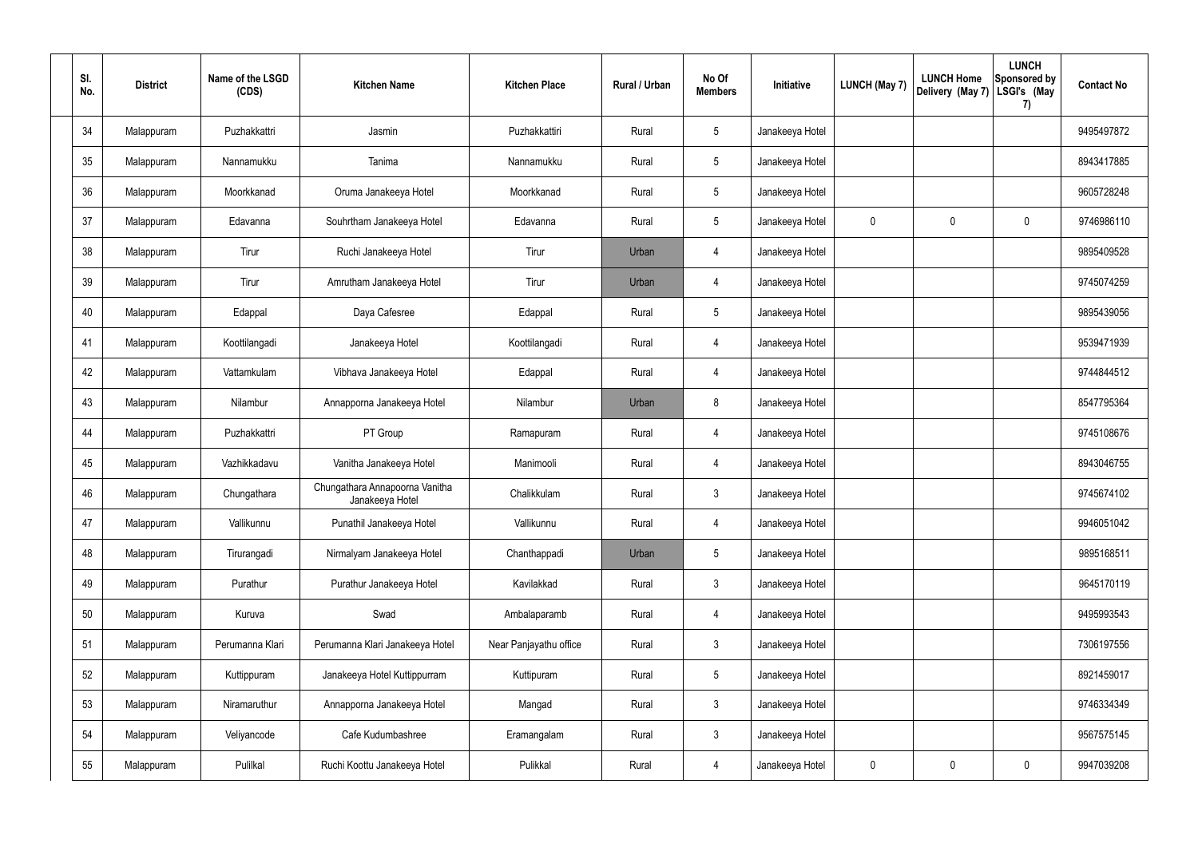| Sl. No. | District | Name of the LSGD (CDS) | Kitchen Name | Kitchen Place | Rural / Urban | No Of Members | Initiative | LUNCH (May 7) | LUNCH Home Delivery (May 7) | LUNCH Sponsored by LSGI's (May 7) | Contact No |
|---|---|---|---|---|---|---|---|---|---|---|---|
| 34 | Malappuram | Puzhakkattri | Jasmin | Puzhakkattiri | Rural | 5 | Janakeeya Hotel | | | | 9495497872 |
| 35 | Malappuram | Nannamukku | Tanima | Nannamukku | Rural | 5 | Janakeeya Hotel | | | | 8943417885 |
| 36 | Malappuram | Moorkkanad | Oruma Janakeeya Hotel | Moorkkanad | Rural | 5 | Janakeeya Hotel | | | | 9605728248 |
| 37 | Malappuram | Edavanna | Souhrtham Janakeeya Hotel | Edavanna | Rural | 5 | Janakeeya Hotel | 0 | 0 | 0 | 9746986110 |
| 38 | Malappuram | Tirur | Ruchi Janakeeya Hotel | Tirur | Urban | 4 | Janakeeya Hotel | | | | 9895409528 |
| 39 | Malappuram | Tirur | Amrutham Janakeeya Hotel | Tirur | Urban | 4 | Janakeeya Hotel | | | | 9745074259 |
| 40 | Malappuram | Edappal | Daya Cafesree | Edappal | Rural | 5 | Janakeeya Hotel | | | | 9895439056 |
| 41 | Malappuram | Koottilangadi | Janakeeya Hotel | Koottilangadi | Rural | 4 | Janakeeya Hotel | | | | 9539471939 |
| 42 | Malappuram | Vattamkulam | Vibhava Janakeeya Hotel | Edappal | Rural | 4 | Janakeeya Hotel | | | | 9744844512 |
| 43 | Malappuram | Nilambur | Annapporna Janakeeya Hotel | Nilambur | Urban | 8 | Janakeeya Hotel | | | | 8547795364 |
| 44 | Malappuram | Puzhakkattri | PT Group | Ramapuram | Rural | 4 | Janakeeya Hotel | | | | 9745108676 |
| 45 | Malappuram | Vazhikkadavu | Vanitha Janakeeya Hotel | Manimooli | Rural | 4 | Janakeeya Hotel | | | | 8943046755 |
| 46 | Malappuram | Chungathara | Chungathara Annapoorna Vanitha Janakeeya Hotel | Chalikkulam | Rural | 3 | Janakeeya Hotel | | | | 9745674102 |
| 47 | Malappuram | Vallikunnu | Punathil Janakeeya Hotel | Vallikunnu | Rural | 4 | Janakeeya Hotel | | | | 9946051042 |
| 48 | Malappuram | Tirurangadi | Nirmalyam Janakeeya Hotel | Chanthappadi | Urban | 5 | Janakeeya Hotel | | | | 9895168511 |
| 49 | Malappuram | Purathur | Purathur Janakeeya Hotel | Kavilakkad | Rural | 3 | Janakeeya Hotel | | | | 9645170119 |
| 50 | Malappuram | Kuruva | Swad | Ambalaparamb | Rural | 4 | Janakeeya Hotel | | | | 9495993543 |
| 51 | Malappuram | Perumanna Klari | Perumanna Klari Janakeeya Hotel | Near Panjayathu office | Rural | 3 | Janakeeya Hotel | | | | 7306197556 |
| 52 | Malappuram | Kuttippuram | Janakeeya Hotel Kuttippurram | Kuttipuram | Rural | 5 | Janakeeya Hotel | | | | 8921459017 |
| 53 | Malappuram | Niramaruthur | Annapporna Janakeeya Hotel | Mangad | Rural | 3 | Janakeeya Hotel | | | | 9746334349 |
| 54 | Malappuram | Veliyancode | Cafe Kudumbashree | Eramangalam | Rural | 3 | Janakeeya Hotel | | | | 9567575145 |
| 55 | Malappuram | Pulilkal | Ruchi Koottu Janakeeya Hotel | Pulikkal | Rural | 4 | Janakeeya Hotel | 0 | 0 | 0 | 9947039208 |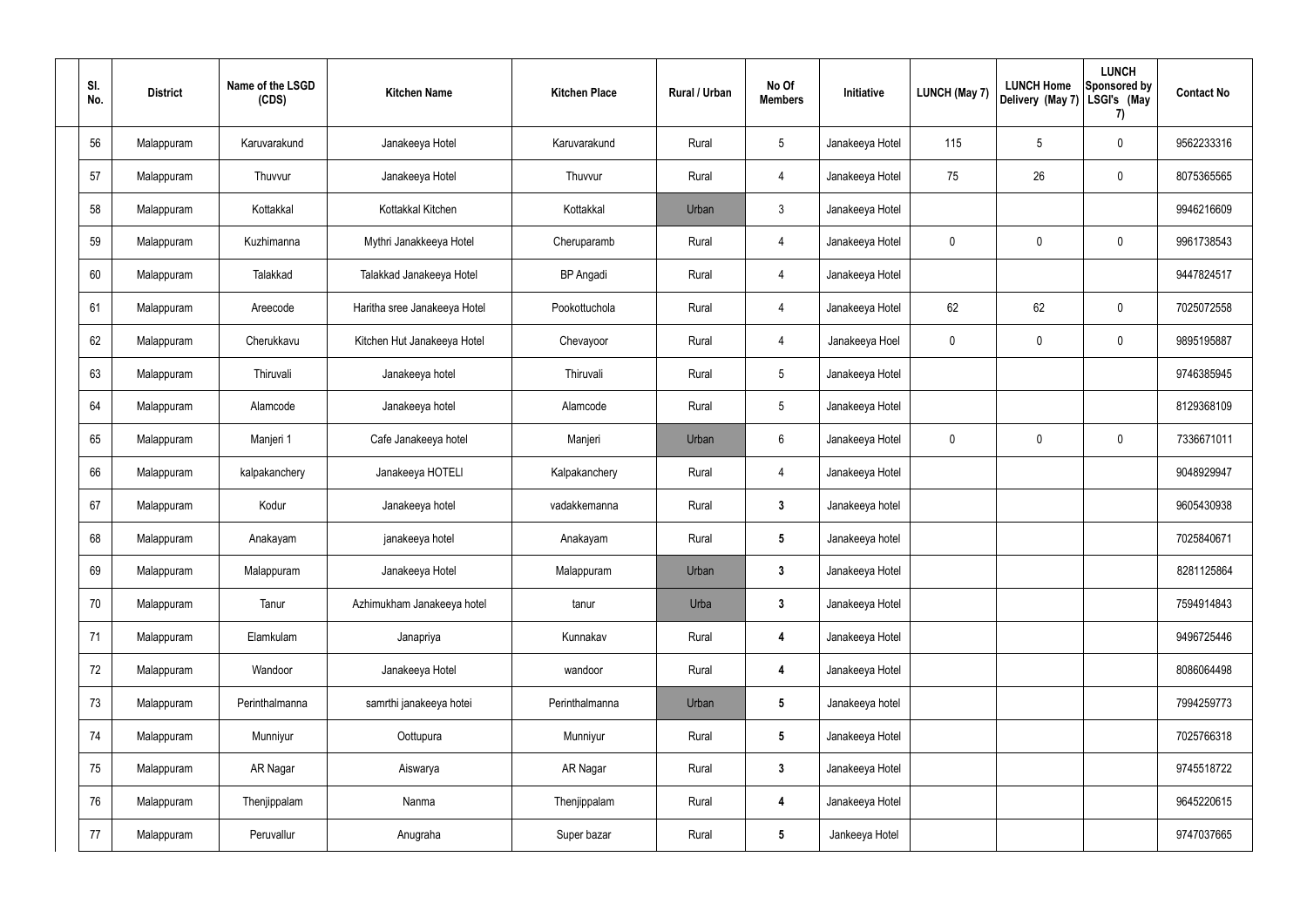| Sl. No. | District | Name of the LSGD (CDS) | Kitchen Name | Kitchen Place | Rural / Urban | No Of Members | Initiative | LUNCH (May 7) | LUNCH Home Delivery (May 7) | LUNCH Sponsored by LSGI's (May 7) | Contact No |
|---|---|---|---|---|---|---|---|---|---|---|---|
| 56 | Malappuram | Karuvarakund | Janakeeya Hotel | Karuvarakund | Rural | 5 | Janakeeya Hotel | 115 | 5 | 0 | 9562233316 |
| 57 | Malappuram | Thuvvur | Janakeeya Hotel | Thuvvur | Rural | 4 | Janakeeya Hotel | 75 | 26 | 0 | 8075365565 |
| 58 | Malappuram | Kottakkal | Kottakkal Kitchen | Kottakkal | Urban | 3 | Janakeeya Hotel | | | | 9946216609 |
| 59 | Malappuram | Kuzhimanna | Mythri Janakkeeya Hotel | Cheruparamb | Rural | 4 | Janakeeya Hotel | 0 | 0 | 0 | 9961738543 |
| 60 | Malappuram | Talakkad | Talakkad Janakeeya Hotel | BP Angadi | Rural | 4 | Janakeeya Hotel | | | | 9447824517 |
| 61 | Malappuram | Areecode | Haritha sree Janakeeya Hotel | Pookottuchola | Rural | 4 | Janakeeya Hotel | 62 | 62 | 0 | 7025072558 |
| 62 | Malappuram | Cherukkavu | Kitchen Hut Janakeeya Hotel | Chevayoor | Rural | 4 | Janakeeya Hoel | 0 | 0 | 0 | 9895195887 |
| 63 | Malappuram | Thiruvali | Janakeeya hotel | Thiruvali | Rural | 5 | Janakeeya Hotel | | | | 9746385945 |
| 64 | Malappuram | Alamcode | Janakeeya hotel | Alamcode | Rural | 5 | Janakeeya Hotel | | | | 8129368109 |
| 65 | Malappuram | Manjeri 1 | Cafe Janakeeya hotel | Manjeri | Urban | 6 | Janakeeya Hotel | 0 | 0 | 0 | 7336671011 |
| 66 | Malappuram | kalpakanchery | Janakeeya HOTELl | Kalpakanchery | Rural | 4 | Janakeeya Hotel | | | | 9048929947 |
| 67 | Malappuram | Kodur | Janakeeya hotel | vadakkemanna | Rural | **3** | Janakeeya hotel | | | | 9605430938 |
| 68 | Malappuram | Anakayam | janakeeya hotel | Anakayam | Rural | **5** | Janakeeya hotel | | | | 7025840671 |
| 69 | Malappuram | Malappuram | Janakeeya Hotel | Malappuram | Urban | **3** | Janakeeya Hotel | | | | 8281125864 |
| 70 | Malappuram | Tanur | Azhimukham Janakeeya hotel | tanur | Urba | **3** | Janakeeya Hotel | | | | 7594914843 |
| 71 | Malappuram | Elamkulam | Janapriya | Kunnakav | Rural | **4** | Janakeeya Hotel | | | | 9496725446 |
| 72 | Malappuram | Wandoor | Janakeeya Hotel | wandoor | Rural | **4** | Janakeeya Hotel | | | | 8086064498 |
| 73 | Malappuram | Perinthalmanna | samrthi janakeeya hotei | Perinthalmanna | Urban | **5** | Janakeeya hotel | | | | 7994259773 |
| 74 | Malappuram | Munniyur | Oottupura | Munniyur | Rural | **5** | Janakeeya Hotel | | | | 7025766318 |
| 75 | Malappuram | AR Nagar | Aiswarya | AR Nagar | Rural | **3** | Janakeeya Hotel | | | | 9745518722 |
| 76 | Malappuram | Thenjippalam | Nanma | Thenjippalam | Rural | **4** | Janakeeya Hotel | | | | 9645220615 |
| 77 | Malappuram | Peruvallur | Anugraha | Super bazar | Rural | **5** | Jankeeya Hotel | | | | 9747037665 |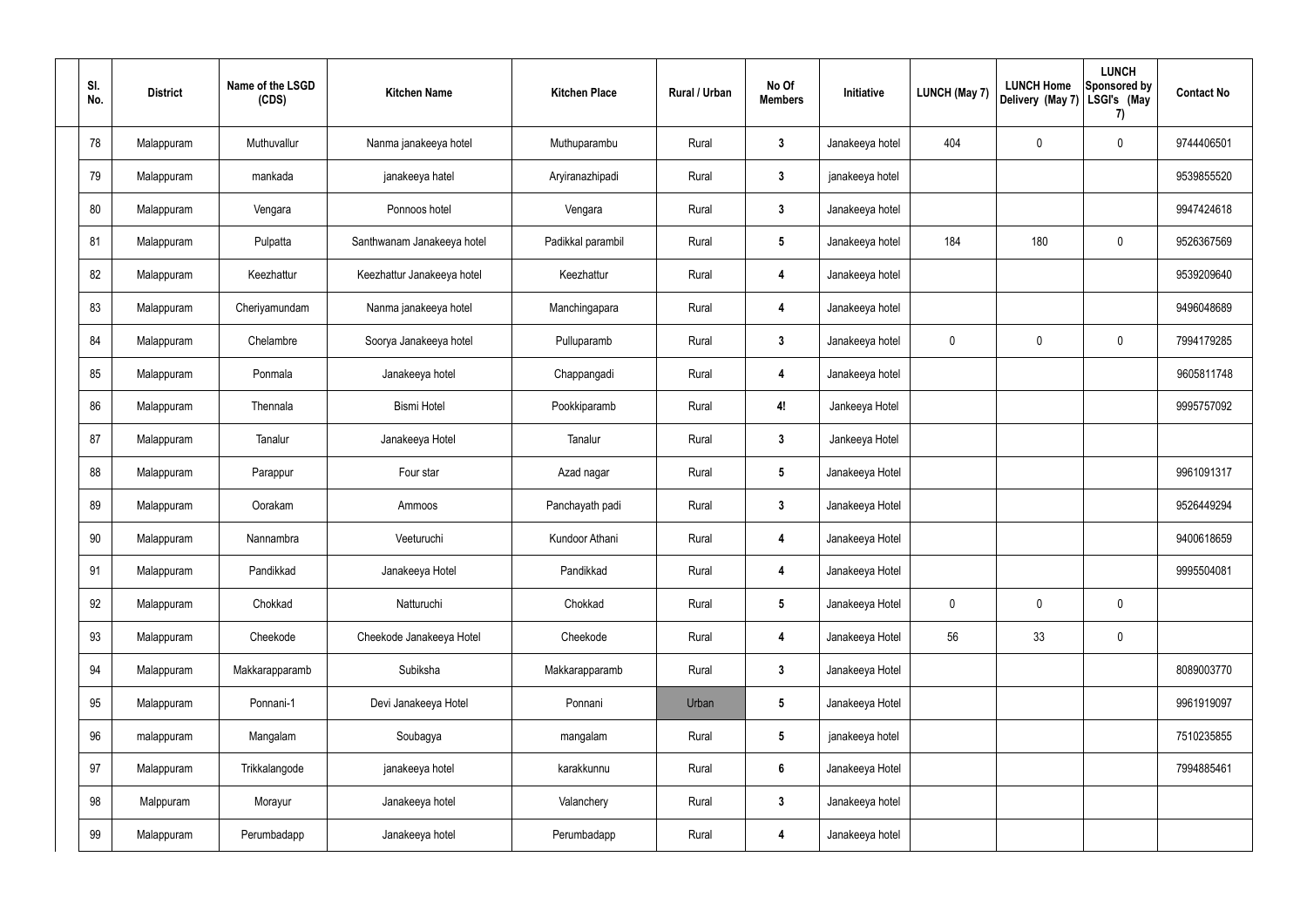| Sl. No. | District | Name of the LSGD (CDS) | Kitchen Name | Kitchen Place | Rural / Urban | No Of Members | Initiative | LUNCH (May 7) | LUNCH Home Delivery (May 7) | LUNCH Sponsored by LSGI's (May 7) | Contact No |
|---|---|---|---|---|---|---|---|---|---|---|---|
| 78 | Malappuram | Muthuvallur | Nanma janakeeya hotel | Muthuparambu | Rural | 3 | Janakeeya hotel | 404 | 0 | 0 | 9744406501 |
| 79 | Malappuram | mankada | janakeeya hatel | Aryiranazhipadi | Rural | 3 | janakeeya hotel | | | | 9539855520 |
| 80 | Malappuram | Vengara | Ponnoos hotel | Vengara | Rural | 3 | Janakeeya hotel | | | | 9947424618 |
| 81 | Malappuram | Pulpatta | Santhwanam Janakeeya hotel | Padikkal parambil | Rural | 5 | Janakeeya hotel | 184 | 180 | 0 | 9526367569 |
| 82 | Malappuram | Keezhattur | Keezhattur Janakeeya hotel | Keezhattur | Rural | 4 | Janakeeya hotel | | | | 9539209640 |
| 83 | Malappuram | Cheriyamundam | Nanma janakeeya hotel | Manchingapara | Rural | 4 | Janakeeya hotel | | | | 9496048689 |
| 84 | Malappuram | Chelambre | Soorya Janakeeya hotel | Pulluparamb | Rural | 3 | Janakeeya hotel | 0 | 0 | 0 | 7994179285 |
| 85 | Malappuram | Ponmala | Janakeeya hotel | Chappangadi | Rural | 4 | Janakeeya hotel | | | | 9605811748 |
| 86 | Malappuram | Thennala | Bismi Hotel | Pookkiparamb | Rural | 4! | Jankeeya Hotel | | | | 9995757092 |
| 87 | Malappuram | Tanalur | Janakeeya Hotel | Tanalur | Rural | 3 | Jankeeya Hotel | | | | |
| 88 | Malappuram | Parappur | Four star | Azad nagar | Rural | 5 | Janakeeya Hotel | | | | 9961091317 |
| 89 | Malappuram | Oorakam | Ammoos | Panchayath padi | Rural | 3 | Janakeeya Hotel | | | | 9526449294 |
| 90 | Malappuram | Nannambra | Veeturuchi | Kundoor Athani | Rural | 4 | Janakeeya Hotel | | | | 9400618659 |
| 91 | Malappuram | Pandikkad | Janakeeya Hotel | Pandikkad | Rural | 4 | Janakeeya Hotel | | | | 9995504081 |
| 92 | Malappuram | Chokkad | Natturuchi | Chokkad | Rural | 5 | Janakeeya Hotel | 0 | 0 | 0 | |
| 93 | Malappuram | Cheekode | Cheekode Janakeeya Hotel | Cheekode | Rural | 4 | Janakeeya Hotel | 56 | 33 | 0 | |
| 94 | Malappuram | Makkarapparamb | Subiksha | Makkarapparamb | Rural | 3 | Janakeeya Hotel | | | | 8089003770 |
| 95 | Malappuram | Ponnani-1 | Devi Janakeeya Hotel | Ponnani | Urban | 5 | Janakeeya Hotel | | | | 9961919097 |
| 96 | malappuram | Mangalam | Soubagya | mangalam | Rural | 5 | janakeeya hotel | | | | 7510235855 |
| 97 | Malappuram | Trikkalangode | janakeeya hotel | karakkunnu | Rural | 6 | Janakeeya Hotel | | | | 7994885461 |
| 98 | Malppuram | Morayur | Janakeeya hotel | Valanchery | Rural | 3 | Janakeeya hotel | | | | |
| 99 | Malappuram | Perumbadapp | Janakeeya hotel | Perumbadapp | Rural | 4 | Janakeeya hotel | | | | |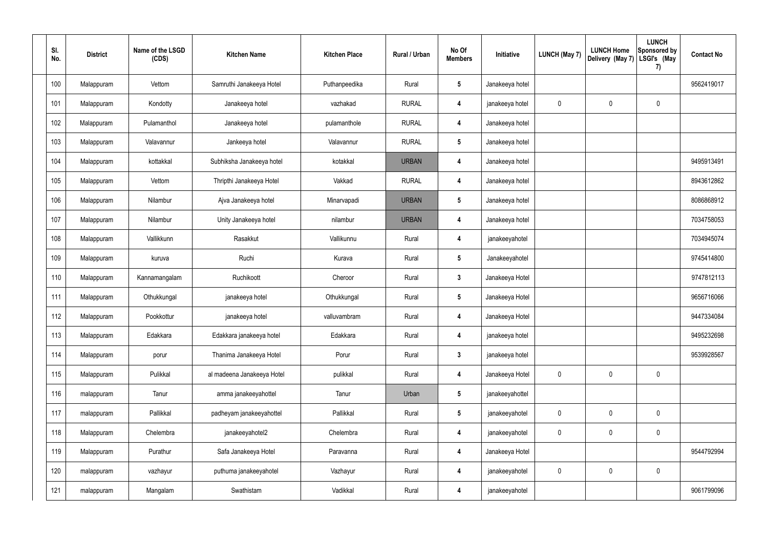| Sl. No. | District | Name of the LSGD (CDS) | Kitchen Name | Kitchen Place | Rural / Urban | No Of Members | Initiative | LUNCH (May 7) | LUNCH Home Delivery (May 7) | LUNCH Sponsored by LSGI's (May 7) | Contact No |
|---|---|---|---|---|---|---|---|---|---|---|---|
| 100 | Malappuram | Vettom | Samruthi Janakeeya Hotel | Puthanpeedika | Rural | 5 | Janakeeya hotel | | | | 9562419017 |
| 101 | Malappuram | Kondotty | Janakeeya hotel | vazhakad | RURAL | 4 | janakeeya hotel | 0 | 0 | 0 | |
| 102 | Malappuram | Pulamanthol | Janakeeya hotel | pulamanthole | RURAL | 4 | Janakeeya hotel | | | | |
| 103 | Malappuram | Valavannur | Jankeeya hotel | Valavannur | RURAL | 5 | Janakeeya hotel | | | | |
| 104 | Malappuram | kottakkal | Subhiksha Janakeeya hotel | kotakkal | URBAN | 4 | Janakeeya hotel | | | | 9495913491 |
| 105 | Malappuram | Vettom | Thripthi Janakeeya Hotel | Vakkad | RURAL | 4 | Janakeeya hotel | | | | 8943612862 |
| 106 | Malappuram | Nilambur | Ajva Janakeeya hotel | Minarvapadi | URBAN | 5 | Janakeeya hotel | | | | 8086868912 |
| 107 | Malappuram | Nilambur | Unity Janakeeya hotel | nilambur | URBAN | 4 | Janakeeya hotel | | | | 7034758053 |
| 108 | Malappuram | Vallikkunn | Rasakkut | Vallikunnu | Rural | 4 | janakeeyahotel | | | | 7034945074 |
| 109 | Malappuram | kuruva | Ruchi | Kurava | Rural | 5 | Janakeeyahotel | | | | 9745414800 |
| 110 | Malappuram | Kannamangalam | Ruchikoott | Cheroor | Rural | 3 | Janakeeya Hotel | | | | 9747812113 |
| 111 | Malappuram | Othukkungal | janakeeya hotel | Othukkungal | Rural | 5 | Janakeeya Hotel | | | | 9656716066 |
| 112 | Malappuram | Pookkottur | janakeeya hotel | valluvambram | Rural | 4 | Janakeeya Hotel | | | | 9447334084 |
| 113 | Malappuram | Edakkara | Edakkara janakeeya hotel | Edakkara | Rural | 4 | janakeeya hotel | | | | 9495232698 |
| 114 | Malappuram | porur | Thanima Janakeeya Hotel | Porur | Rural | 3 | janakeeya hotel | | | | 9539928567 |
| 115 | Malappuram | Pulikkal | al madeena Janakeeya Hotel | pulikkal | Rural | 4 | Janakeeya Hotel | 0 | 0 | 0 | |
| 116 | malappuram | Tanur | amma janakeeyahottel | Tanur | Urban | 5 | janakeeyahottel | | | | |
| 117 | malappuram | Pallikkal | padheyam janakeeyahottel | Pallikkal | Rural | 5 | janakeeyahotel | 0 | 0 | 0 | |
| 118 | Malappuram | Chelembra | janakeeyahotel2 | Chelembra | Rural | 4 | janakeeyahotel | 0 | 0 | 0 | |
| 119 | Malappuram | Purathur | Safa Janakeeya Hotel | Paravanna | Rural | 4 | Janakeeya Hotel | | | | 9544792994 |
| 120 | malappuram | vazhayur | puthuma janakeeyahotel | Vazhayur | Rural | 4 | janakeeyahotel | 0 | 0 | 0 | |
| 121 | malappuram | Mangalam | Swathistam | Vadikkal | Rural | 4 | janakeeyahotel | | | | 9061799096 |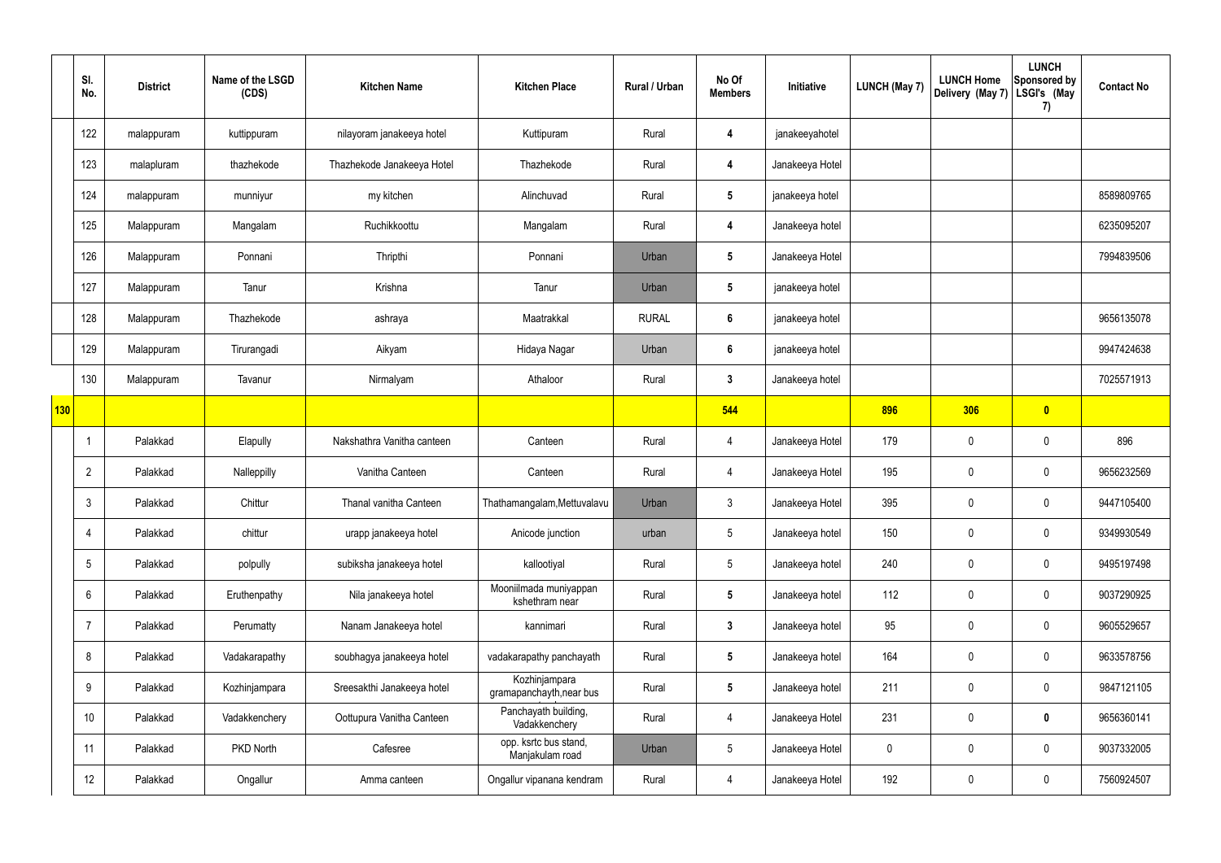| | Sl. No. | District | Name of the LSGD (CDS) | Kitchen Name | Kitchen Place | Rural / Urban | No Of Members | Initiative | LUNCH (May 7) | LUNCH Home Delivery (May 7) | LUNCH Sponsored by LSGI's (May 7) | Contact No |
|---|---|---|---|---|---|---|---|---|---|---|---|---|
| | 122 | malappuram | kuttippuram | nilayoram janakeeya hotel | Kuttipuram | Rural | 4 | janakeeyahotel | | | | |
| | 123 | malapluram | thazhekode | Thazhekode Janakeeya Hotel | Thazhekode | Rural | 4 | Janakeeya Hotel | | | | |
| | 124 | malappuram | munniyur | my kitchen | Alinchuvad | Rural | 5 | janakeeya hotel | | | | 8589809765 |
| | 125 | Malappuram | Mangalam | Ruchikkoottu | Mangalam | Rural | 4 | Janakeeya hotel | | | | 6235095207 |
| | 126 | Malappuram | Ponnani | Thripthi | Ponnani | Urban | 5 | Janakeeya Hotel | | | | 7994839506 |
| | 127 | Malappuram | Tanur | Krishna | Tanur | Urban | 5 | janakeeya hotel | | | | |
| | 128 | Malappuram | Thazhekode | ashraya | Maatrakkal | RURAL | 6 | janakeeya hotel | | | | 9656135078 |
| | 129 | Malappuram | Tirurangadi | Aikyam | Hidaya Nagar | Urban | 6 | janakeeya hotel | | | | 9947424638 |
| | 130 | Malappuram | Tavanur | Nirmalyam | Athaloor | Rural | 3 | Janakeeya hotel | | | | 7025571913 |
| **130** | | | | | | | **544** | | **896** | **306** | **0** | |
| | 1 | Palakkad | Elapully | Nakshathra Vanitha canteen | Canteen | Rural | 4 | Janakeeya Hotel | 179 | 0 | 0 | 896 |
| | 2 | Palakkad | Nalleppilly | Vanitha Canteen | Canteen | Rural | 4 | Janakeeya Hotel | 195 | 0 | 0 | 9656232569 |
| | 3 | Palakkad | Chittur | Thanal vanitha Canteen | Thathamangalam,Mettuvalavu | Urban | 3 | Janakeeya Hotel | 395 | 0 | 0 | 9447105400 |
| | 4 | Palakkad | chittur | urapp janakeeya hotel | Anicode junction | urban | 5 | Janakeeya hotel | 150 | 0 | 0 | 9349930549 |
| | 5 | Palakkad | polpully | subiksha janakeeya hotel | kallootiyal | Rural | 5 | Janakeeya hotel | 240 | 0 | 0 | 9495197498 |
| | 6 | Palakkad | Eruthenpathy | Nila janakeeya hotel | Mooniilmada muniyappan kshethram near | Rural | 5 | Janakeeya hotel | 112 | 0 | 0 | 9037290925 |
| | 7 | Palakkad | Perumatty | Nanam Janakeeya hotel | kannimari | Rural | 3 | Janakeeya hotel | 95 | 0 | 0 | 9605529657 |
| | 8 | Palakkad | Vadakarapathy | soubhagya janakeeya hotel | vadakarapathy panchayath | Rural | 5 | Janakeeya hotel | 164 | 0 | 0 | 9633578756 |
| | 9 | Palakkad | Kozhinjampara | Sreesakthi Janakeeya hotel | Kozhinjampara gramapanchayth,near bus | Rural | 5 | Janakeeya hotel | 211 | 0 | 0 | 9847121105 |
| | 10 | Palakkad | Vadakkenchery | Oottupura Vanitha Canteen | Panchayath building, Vadakkenchery | Rural | 4 | Janakeeya Hotel | 231 | 0 | 0 | 9656360141 |
| | 11 | Palakkad | PKD North | Cafesree | opp. ksrtc bus stand, Manjakulam road | Urban | 5 | Janakeeya Hotel | 0 | 0 | 0 | 9037332005 |
| | 12 | Palakkad | Ongallur | Amma canteen | Ongallur vipanana kendram | Rural | 4 | Janakeeya Hotel | 192 | 0 | 0 | 7560924507 |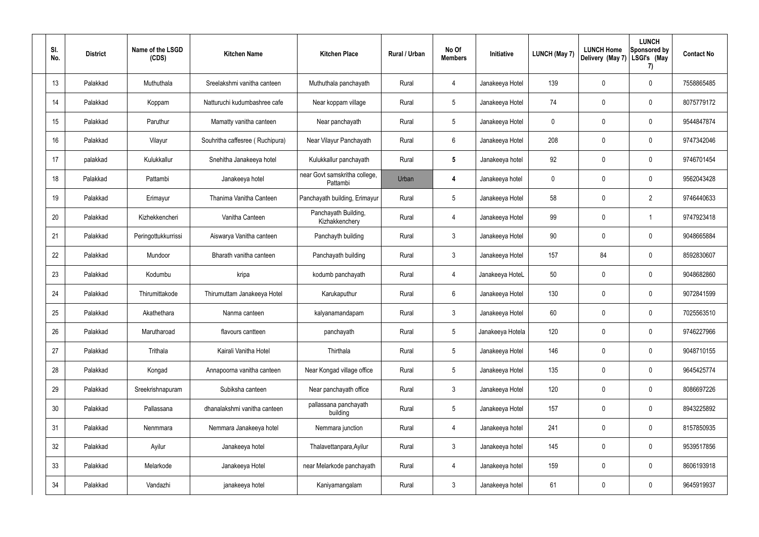| Sl. No. | District | Name of the LSGD (CDS) | Kitchen Name | Kitchen Place | Rural / Urban | No Of Members | Initiative | LUNCH (May 7) | LUNCH Home Delivery (May 7) | LUNCH Sponsored by LSGI's (May 7) | Contact No |
|---|---|---|---|---|---|---|---|---|---|---|---|
| 13 | Palakkad | Muthuthala | Sreelakshmi vanitha canteen | Muthuthala panchayath | Rural | 4 | Janakeeya Hotel | 139 | 0 | 0 | 7558865485 |
| 14 | Palakkad | Koppam | Natturuchi kudumbashree cafe | Near koppam village | Rural | 5 | Janakeeya Hotel | 74 | 0 | 0 | 8075779172 |
| 15 | Palakkad | Paruthur | Mamatty vanitha canteen | Near panchayath | Rural | 5 | Janakeeya Hotel | 0 | 0 | 0 | 9544847874 |
| 16 | Palakkad | Vilayur | Souhritha caffesree ( Ruchipura) | Near Vilayur Panchayath | Rural | 6 | Janakeeya Hotel | 208 | 0 | 0 | 9747342046 |
| 17 | palakkad | Kulukkallur | Snehitha Janakeeya hotel | Kulukkallur panchayath | Rural | 5 | Janakeeya hotel | 92 | 0 | 0 | 9746701454 |
| 18 | Palakkad | Pattambi | Janakeeya hotel | near Govt samskritha college, Pattambi | Urban | 4 | Janakeeya hotel | 0 | 0 | 0 | 9562043428 |
| 19 | Palakkad | Erimayur | Thanima Vanitha Canteen | Panchayath building, Erimayur | Rural | 5 | Janakeeya Hotel | 58 | 0 | 2 | 9746440633 |
| 20 | Palakkad | Kizhekkencheri | Vanitha Canteen | Panchayath Building, Kizhakkenchery | Rural | 4 | Janakeeya Hotel | 99 | 0 | 1 | 9747923418 |
| 21 | Palakkad | Peringottukkurrissi | Aiswarya Vanitha canteen | Panchayth building | Rural | 3 | Janakeeya Hotel | 90 | 0 | 0 | 9048665884 |
| 22 | Palakkad | Mundoor | Bharath vanitha canteen | Panchayath building | Rural | 3 | Janakeeya Hotel | 157 | 84 | 0 | 8592830607 |
| 23 | Palakkad | Kodumbu | kripa | kodumb panchayath | Rural | 4 | Janakeeya HoteL | 50 | 0 | 0 | 9048682860 |
| 24 | Palakkad | Thirumittakode | Thirumuttam Janakeeya Hotel | Karukaputhur | Rural | 6 | Janakeeya Hotel | 130 | 0 | 0 | 9072841599 |
| 25 | Palakkad | Akathethara | Nanma canteen | kalyanamandapam | Rural | 3 | Janakeeya Hotel | 60 | 0 | 0 | 7025563510 |
| 26 | Palakkad | Marutharoad | flavours cantteen | panchayath | Rural | 5 | Janakeeya Hotela | 120 | 0 | 0 | 9746227966 |
| 27 | Palakkad | Trithala | Kairali Vanitha Hotel | Thirthala | Rural | 5 | Janakeeya Hotel | 146 | 0 | 0 | 9048710155 |
| 28 | Palakkad | Kongad | Annapoorna vanitha canteen | Near Kongad village office | Rural | 5 | Janakeeya Hotel | 135 | 0 | 0 | 9645425774 |
| 29 | Palakkad | Sreekrishnapuram | Subiksha canteen | Near panchayath office | Rural | 3 | Janakeeya Hotel | 120 | 0 | 0 | 8086697226 |
| 30 | Palakkad | Pallassana | dhanalakshmi vanitha canteen | pallassana panchayath building | Rural | 5 | Janakeeya Hotel | 157 | 0 | 0 | 8943225892 |
| 31 | Palakkad | Nenmmara | Nemmara Janakeeya hotel | Nemmara junction | Rural | 4 | Janakeeya hotel | 241 | 0 | 0 | 8157850935 |
| 32 | Palakkad | Ayilur | Janakeeya hotel | Thalavettanpara,Ayilur | Rural | 3 | Janakeeya hotel | 145 | 0 | 0 | 9539517856 |
| 33 | Palakkad | Melarkode | Janakeeya Hotel | near Melarkode panchayath | Rural | 4 | Janakeeya hotel | 159 | 0 | 0 | 8606193918 |
| 34 | Palakkad | Vandazhi | janakeeya hotel | Kaniyamangalam | Rural | 3 | Janakeeya hotel | 61 | 0 | 0 | 9645919937 |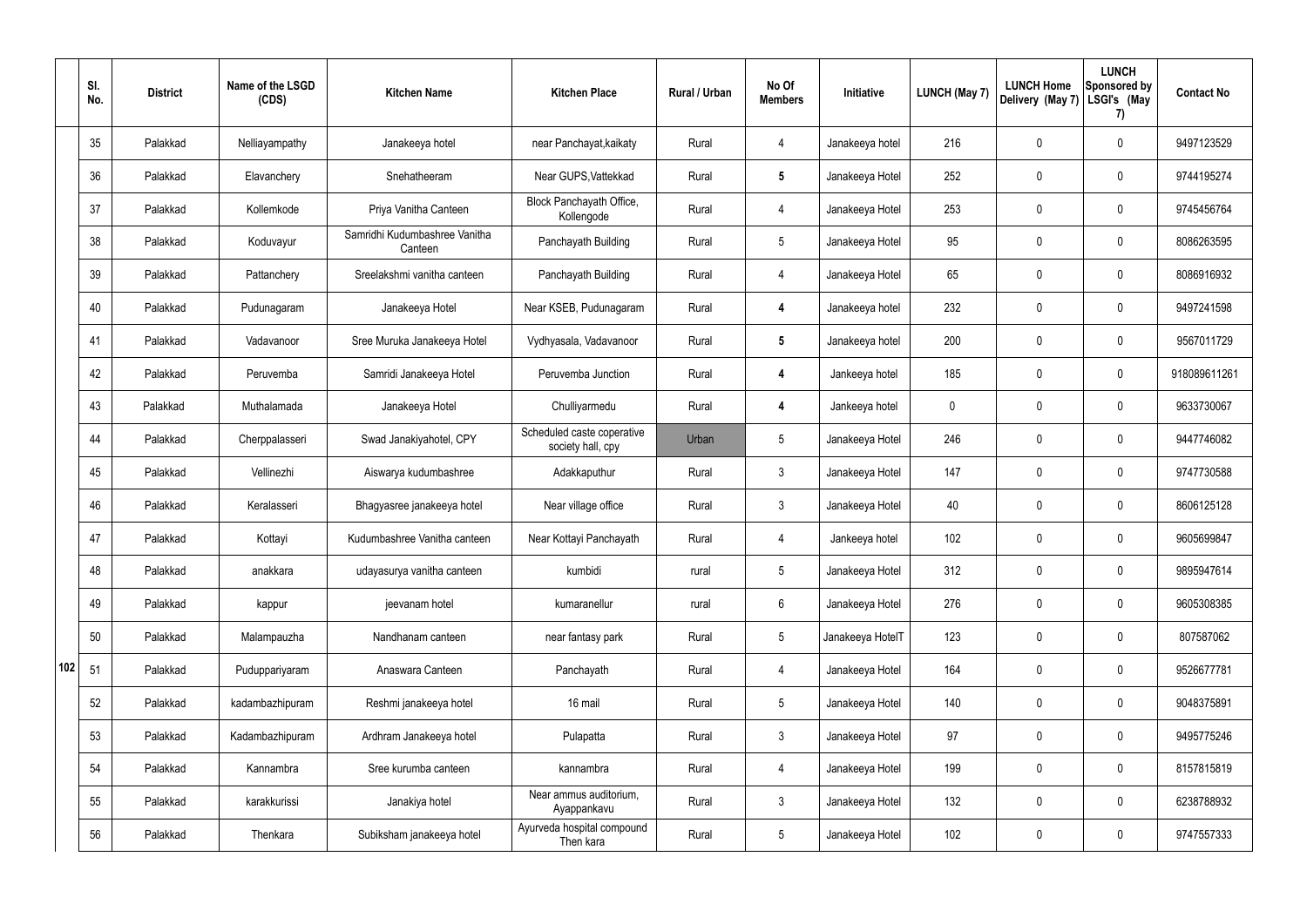| | Sl. No. | District | Name of the LSGD (CDS) | Kitchen Name | Kitchen Place | Rural / Urban | No Of Members | Initiative | LUNCH (May 7) | LUNCH Home Delivery (May 7) | LUNCH Sponsored by LSGI's (May 7) | Contact No |
|---|---|---|---|---|---|---|---|---|---|---|---|---|
| 102 | 35 | Palakkad | Nelliayampathy | Janakeeya hotel | near Panchayat,kaikaty | Rural | 4 | Janakeeya hotel | 216 | 0 | 0 | 9497123529 |
| | 36 | Palakkad | Elavanchery | Snehatheeram | Near GUPS,Vattekkad | Rural | **5** | Janakeeya Hotel | 252 | 0 | 0 | 9744195274 |
| | 37 | Palakkad | Kollemkode | Priya Vanitha Canteen | Block Panchayath Office, Kollengode | Rural | 4 | Janakeeya Hotel | 253 | 0 | 0 | 9745456764 |
| | 38 | Palakkad | Koduvayur | Samridhi Kudumbashree Vanitha Canteen | Panchayath Building | Rural | 5 | Janakeeya Hotel | 95 | 0 | 0 | 8086263595 |
| | 39 | Palakkad | Pattanchery | Sreelakshmi vanitha canteen | Panchayath Building | Rural | 4 | Janakeeya Hotel | 65 | 0 | 0 | 8086916932 |
| | 40 | Palakkad | Pudunagaram | Janakeeya Hotel | Near KSEB, Pudunagaram | Rural | **4** | Janakeeya hotel | 232 | 0 | 0 | 9497241598 |
| | 41 | Palakkad | Vadavanoor | Sree Muruka Janakeeya Hotel | Vydhyasala, Vadavanoor | Rural | **5** | Janakeeya hotel | 200 | 0 | 0 | 9567011729 |
| | 42 | Palakkad | Peruvemba | Samridi Janakeeya Hotel | Peruvemba Junction | Rural | **4** | Jankeeya hotel | 185 | 0 | 0 | 918089611261 |
| | 43 | Palakkad | Muthalamada | Janakeeya Hotel | Chulliyarmedu | Rural | **4** | Jankeeya hotel | 0 | 0 | 0 | 9633730067 |
| | 44 | Palakkad | Cherppalasseri | Swad Janakiyahotel, CPY | Scheduled caste coperative society hall, cpy | Urban | 5 | Janakeeya Hotel | 246 | 0 | 0 | 9447746082 |
| | 45 | Palakkad | Vellinezhi | Aiswarya kudumbashree | Adakkaputhur | Rural | 3 | Janakeeya Hotel | 147 | 0 | 0 | 9747730588 |
| | 46 | Palakkad | Keralasseri | Bhagyasree janakeeya hotel | Near village office | Rural | 3 | Janakeeya Hotel | 40 | 0 | 0 | 8606125128 |
| | 47 | Palakkad | Kottayi | Kudumbashree Vanitha canteen | Near Kottayi Panchayath | Rural | 4 | Jankeeya hotel | 102 | 0 | 0 | 9605699847 |
| | 48 | Palakkad | anakkara | udayasurya vanitha canteen | kumbidi | rural | 5 | Janakeeya Hotel | 312 | 0 | 0 | 9895947614 |
| | 49 | Palakkad | kappur | jeevanam hotel | kumaranellur | rural | 6 | Janakeeya Hotel | 276 | 0 | 0 | 9605308385 |
| | 50 | Palakkad | Malampauzha | Nandhanam canteen | near fantasy park | Rural | 5 | Janakeeya HotelT | 123 | 0 | 0 | 807587062 |
| | 51 | Palakkad | Puduppariyaram | Anaswara Canteen | Panchayath | Rural | 4 | Janakeeya Hotel | 164 | 0 | 0 | 9526677781 |
| | 52 | Palakkad | kadambazhipuram | Reshmi janakeeya hotel | 16 mail | Rural | 5 | Janakeeya Hotel | 140 | 0 | 0 | 9048375891 |
| | 53 | Palakkad | Kadambazhipuram | Ardhram Janakeeya hotel | Pulapatta | Rural | 3 | Janakeeya Hotel | 97 | 0 | 0 | 9495775246 |
| | 54 | Palakkad | Kannambra | Sree kurumba canteen | kannambra | Rural | 4 | Janakeeya Hotel | 199 | 0 | 0 | 8157815819 |
| | 55 | Palakkad | karakkurissi | Janakiya hotel | Near ammus auditorium, Ayappankavu | Rural | 3 | Janakeeya Hotel | 132 | 0 | 0 | 6238788932 |
| | 56 | Palakkad | Thenkara | Subiksham janakeeya hotel | Ayurveda hospital compound Then kara | Rural | 5 | Janakeeya Hotel | 102 | 0 | 0 | 9747557333 |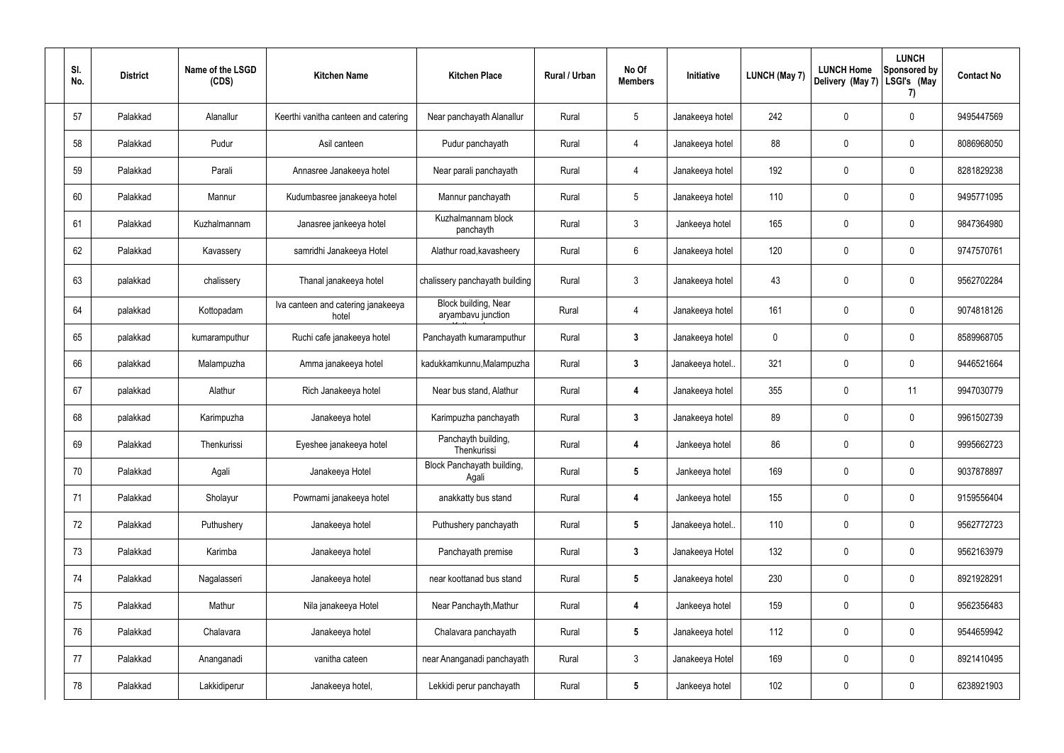| Sl. No. | District | Name of the LSGD (CDS) | Kitchen Name | Kitchen Place | Rural / Urban | No Of Members | Initiative | LUNCH (May 7) | LUNCH Home Delivery (May 7) | LUNCH Sponsored by LSGI's (May 7) | Contact No |
|---|---|---|---|---|---|---|---|---|---|---|---|
| 57 | Palakkad | Alanallur | Keerthi vanitha canteen and catering | Near panchayath Alanallur | Rural | 5 | Janakeeya hotel | 242 | 0 | 0 | 9495447569 |
| 58 | Palakkad | Pudur | Asil canteen | Pudur panchayath | Rural | 4 | Janakeeya hotel | 88 | 0 | 0 | 8086968050 |
| 59 | Palakkad | Parali | Annasree Janakeeya hotel | Near parali panchayath | Rural | 4 | Janakeeya hotel | 192 | 0 | 0 | 8281829238 |
| 60 | Palakkad | Mannur | Kudumbasree janakeeya hotel | Mannur panchayath | Rural | 5 | Janakeeya hotel | 110 | 0 | 0 | 9495771095 |
| 61 | Palakkad | Kuzhalmannam | Janasree jankeeya hotel | Kuzhalmannam block panchayth | Rural | 3 | Jankeeya hotel | 165 | 0 | 0 | 9847364980 |
| 62 | Palakkad | Kavassery | samridhi Janakeeya Hotel | Alathur road,kavasheery | Rural | 6 | Janakeeya hotel | 120 | 0 | 0 | 9747570761 |
| 63 | palakkad | chalissery | Thanal janakeeya hotel | chalissery panchayath building | Rural | 3 | Janakeeya hotel | 43 | 0 | 0 | 9562702284 |
| 64 | palakkad | Kottopadam | Iva canteen and catering janakeeya hotel | Block building, Near aryambavu junction | Rural | 4 | Janakeeya hotel | 161 | 0 | 0 | 9074818126 |
| 65 | palakkad | kumaramputhur | Ruchi cafe janakeeya hotel | Panchayath kumaramputhur | Rural | 3 | Janakeeya hotel | 0 | 0 | 0 | 8589968705 |
| 66 | palakkad | Malampuzha | Amma janakeeya hotel | kadukkamkunnu,Malampuzha | Rural | 3 | Janakeeya hotel.. | 321 | 0 | 0 | 9446521664 |
| 67 | palakkad | Alathur | Rich Janakeeya hotel | Near bus stand, Alathur | Rural | 4 | Janakeeya hotel | 355 | 0 | 11 | 9947030779 |
| 68 | palakkad | Karimpuzha | Janakeeya hotel | Karimpuzha panchayath | Rural | 3 | Janakeeya hotel | 89 | 0 | 0 | 9961502739 |
| 69 | Palakkad | Thenkurissi | Eyeshee janakeeya hotel | Panchayth building, Thenkurissi | Rural | 4 | Jankeeya hotel | 86 | 0 | 0 | 9995662723 |
| 70 | Palakkad | Agali | Janakeeya Hotel | Block Panchayath building, Agali | Rural | 5 | Jankeeya hotel | 169 | 0 | 0 | 9037878897 |
| 71 | Palakkad | Sholayur | Powrnami janakeeya hotel | anakkatty bus stand | Rural | 4 | Jankeeya hotel | 155 | 0 | 0 | 9159556404 |
| 72 | Palakkad | Puthushery | Janakeeya hotel | Puthushery panchayath | Rural | 5 | Janakeeya hotel.. | 110 | 0 | 0 | 9562772723 |
| 73 | Palakkad | Karimba | Janakeeya hotel | Panchayath premise | Rural | 3 | Janakeeya Hotel | 132 | 0 | 0 | 9562163979 |
| 74 | Palakkad | Nagalasseri | Janakeeya hotel | near koottanad bus stand | Rural | 5 | Janakeeya hotel | 230 | 0 | 0 | 8921928291 |
| 75 | Palakkad | Mathur | Nila janakeeya Hotel | Near Panchayth,Mathur | Rural | 4 | Jankeeya hotel | 159 | 0 | 0 | 9562356483 |
| 76 | Palakkad | Chalavara | Janakeeya hotel | Chalavara panchayath | Rural | 5 | Janakeeya hotel | 112 | 0 | 0 | 9544659942 |
| 77 | Palakkad | Ananganadi | vanitha cateen | near Ananganadi panchayath | Rural | 3 | Janakeeya Hotel | 169 | 0 | 0 | 8921410495 |
| 78 | Palakkad | Lakkidiperur | Janakeeya hotel, | Lekkidi perur panchayath | Rural | 5 | Jankeeya hotel | 102 | 0 | 0 | 6238921903 |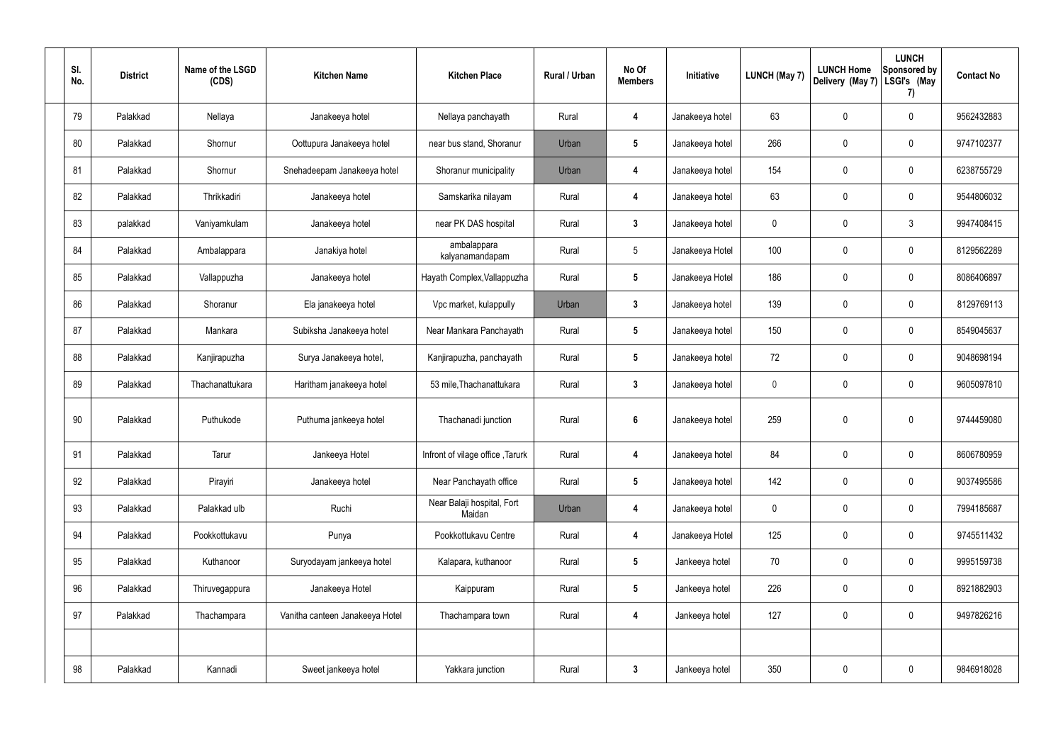| Sl. No. | District | Name of the LSGD (CDS) | Kitchen Name | Kitchen Place | Rural / Urban | No Of Members | Initiative | LUNCH (May 7) | LUNCH Home Delivery (May 7) | LUNCH Sponsored by LSGI's (May 7) | Contact No |
|---|---|---|---|---|---|---|---|---|---|---|---|
| 79 | Palakkad | Nellaya | Janakeeya hotel | Nellaya panchayath | Rural | 4 | Janakeeya hotel | 63 | 0 | 0 | 9562432883 |
| 80 | Palakkad | Shornur | Oottupura Janakeeya hotel | near bus stand, Shoranur | Urban | 5 | Janakeeya hotel | 266 | 0 | 0 | 9747102377 |
| 81 | Palakkad | Shornur | Snehadeepam Janakeeya hotel | Shoranur municipality | Urban | 4 | Janakeeya hotel | 154 | 0 | 0 | 6238755729 |
| 82 | Palakkad | Thrikkadiri | Janakeeya hotel | Samskarika nilayam | Rural | 4 | Janakeeya hotel | 63 | 0 | 0 | 9544806032 |
| 83 | palakkad | Vaniyamkulam | Janakeeya hotel | near PK DAS hospital | Rural | 3 | Janakeeya hotel | 0 | 0 | 3 | 9947408415 |
| 84 | Palakkad | Ambalappara | Janakiya hotel | ambalappara kalyanamandapam | Rural | 5 | Janakeeya Hotel | 100 | 0 | 0 | 8129562289 |
| 85 | Palakkad | Vallappuzha | Janakeeya hotel | Hayath Complex,Vallappuzha | Rural | 5 | Janakeeya Hotel | 186 | 0 | 0 | 8086406897 |
| 86 | Palakkad | Shoranur | Ela janakeeya hotel | Vpc market, kulappully | Urban | 3 | Janakeeya hotel | 139 | 0 | 0 | 8129769113 |
| 87 | Palakkad | Mankara | Subiksha Janakeeya hotel | Near Mankara Panchayath | Rural | 5 | Janakeeya hotel | 150 | 0 | 0 | 8549045637 |
| 88 | Palakkad | Kanjirapuzha | Surya Janakeeya hotel, | Kanjirapuzha, panchayath | Rural | 5 | Janakeeya hotel | 72 | 0 | 0 | 9048698194 |
| 89 | Palakkad | Thachanattukara | Haritham janakeeya hotel | 53 mile,Thachanattukara | Rural | 3 | Janakeeya hotel | 0 | 0 | 0 | 9605097810 |
| 90 | Palakkad | Puthukode | Puthuma jankeeya hotel | Thachanadi junction | Rural | 6 | Janakeeya hotel | 259 | 0 | 0 | 9744459080 |
| 91 | Palakkad | Tarur | Jankeeya Hotel | Infront of vilage office ,Tarurk | Rural | 4 | Janakeeya hotel | 84 | 0 | 0 | 8606780959 |
| 92 | Palakkad | Pirayiri | Janakeeya hotel | Near Panchayath office | Rural | 5 | Janakeeya hotel | 142 | 0 | 0 | 9037495586 |
| 93 | Palakkad | Palakkad ulb | Ruchi | Near Balaji hospital, Fort Maidan | Urban | 4 | Janakeeya hotel | 0 | 0 | 0 | 7994185687 |
| 94 | Palakkad | Pookkottukavu | Punya | Pookkottukavu Centre | Rural | 4 | Janakeeya Hotel | 125 | 0 | 0 | 9745511432 |
| 95 | Palakkad | Kuthanoor | Suryodayam jankeeya hotel | Kalapara, kuthanoor | Rural | 5 | Jankeeya hotel | 70 | 0 | 0 | 9995159738 |
| 96 | Palakkad | Thiruvegappura | Janakeeya Hotel | Kaippuram | Rural | 5 | Jankeeya hotel | 226 | 0 | 0 | 8921882903 |
| 97 | Palakkad | Thachampara | Vanitha canteen Janakeeya Hotel | Thachampara town | Rural | 4 | Jankeeya hotel | 127 | 0 | 0 | 9497826216 |
| | | | | | | | | | | | |
| 98 | Palakkad | Kannadi | Sweet jankeeya hotel | Yakkara junction | Rural | 3 | Jankeeya hotel | 350 | 0 | 0 | 9846918028 |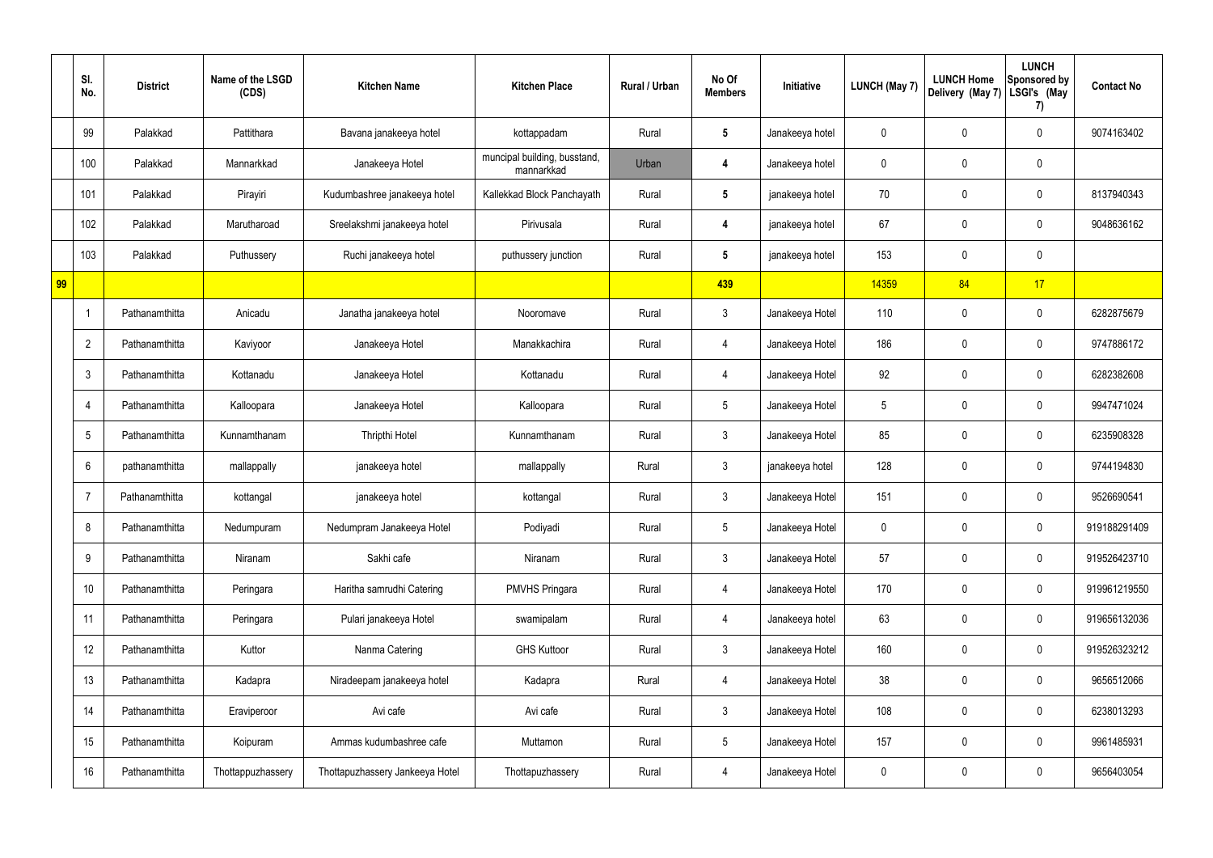| | Sl. No. | District | Name of the LSGD (CDS) | Kitchen Name | Kitchen Place | Rural / Urban | No Of Members | Initiative | LUNCH (May 7) | LUNCH Home Delivery (May 7) | LUNCH Sponsored by LSGI's (May 7) | Contact No |
|---|---|---|---|---|---|---|---|---|---|---|---|---|
| | 99 | Palakkad | Pattithara | Bavana janakeeya hotel | kottappadam | Rural | 5 | Janakeeya hotel | 0 | 0 | 0 | 9074163402 |
| | 100 | Palakkad | Mannarkkad | Janakeeya Hotel | muncipal building, busstand, mannarkkad | Urban | 4 | Janakeeya hotel | 0 | 0 | 0 | |
| | 101 | Palakkad | Pirayiri | Kudumbashree janakeeya hotel | Kallekkad Block Panchayath | Rural | 5 | janakeeya hotel | 70 | 0 | 0 | 8137940343 |
| | 102 | Palakkad | Marutharoad | Sreelakshmi janakeeya hotel | Pirivusala | Rural | 4 | janakeeya hotel | 67 | 0 | 0 | 9048636162 |
| | 103 | Palakkad | Puthussery | Ruchi janakeeya hotel | puthussery junction | Rural | 5 | janakeeya hotel | 153 | 0 | 0 | |
| 99 | | | | | | | 439 | | 14359 | 84 | 17 | |
| | 1 | Pathanamthitta | Anicadu | Janatha janakeeya hotel | Nooromave | Rural | 3 | Janakeeya Hotel | 110 | 0 | 0 | 6282875679 |
| | 2 | Pathanamthitta | Kaviyoor | Janakeeya Hotel | Manakkachira | Rural | 4 | Janakeeya Hotel | 186 | 0 | 0 | 9747886172 |
| | 3 | Pathanamthitta | Kottanadu | Janakeeya Hotel | Kottanadu | Rural | 4 | Janakeeya Hotel | 92 | 0 | 0 | 6282382608 |
| | 4 | Pathanamthitta | Kalloopara | Janakeeya Hotel | Kalloopara | Rural | 5 | Janakeeya Hotel | 5 | 0 | 0 | 9947471024 |
| | 5 | Pathanamthitta | Kunnamthanam | Thripthi Hotel | Kunnamthanam | Rural | 3 | Janakeeya Hotel | 85 | 0 | 0 | 6235908328 |
| | 6 | pathanamthitta | mallappally | janakeeya hotel | mallappally | Rural | 3 | janakeeya hotel | 128 | 0 | 0 | 9744194830 |
| | 7 | Pathanamthitta | kottangal | janakeeya hotel | kottangal | Rural | 3 | Janakeeya Hotel | 151 | 0 | 0 | 9526690541 |
| | 8 | Pathanamthitta | Nedumpuram | Nedumpram Janakeeya Hotel | Podiyadi | Rural | 5 | Janakeeya Hotel | 0 | 0 | 0 | 919188291409 |
| | 9 | Pathanamthitta | Niranam | Sakhi cafe | Niranam | Rural | 3 | Janakeeya Hotel | 57 | 0 | 0 | 919526423710 |
| | 10 | Pathanamthitta | Peringara | Haritha samrudhi Catering | PMVHS Pringara | Rural | 4 | Janakeeya Hotel | 170 | 0 | 0 | 919961219550 |
| | 11 | Pathanamthitta | Peringara | Pulari janakeeya Hotel | swamipalam | Rural | 4 | Janakeeya hotel | 63 | 0 | 0 | 919656132036 |
| | 12 | Pathanamthitta | Kuttor | Nanma Catering | GHS Kuttoor | Rural | 3 | Janakeeya Hotel | 160 | 0 | 0 | 919526323212 |
| | 13 | Pathanamthitta | Kadapra | Niradeepam janakeeya hotel | Kadapra | Rural | 4 | Janakeeya Hotel | 38 | 0 | 0 | 9656512066 |
| | 14 | Pathanamthitta | Eraviperoor | Avi cafe | Avi cafe | Rural | 3 | Janakeeya Hotel | 108 | 0 | 0 | 6238013293 |
| | 15 | Pathanamthitta | Koipuram | Ammas kudumbashree cafe | Muttamon | Rural | 5 | Janakeeya Hotel | 157 | 0 | 0 | 9961485931 |
| | 16 | Pathanamthitta | Thottappuzhassery | Thottapuzhassery Jankeeya Hotel | Thottapuzhassery | Rural | 4 | Janakeeya Hotel | 0 | 0 | 0 | 9656403054 |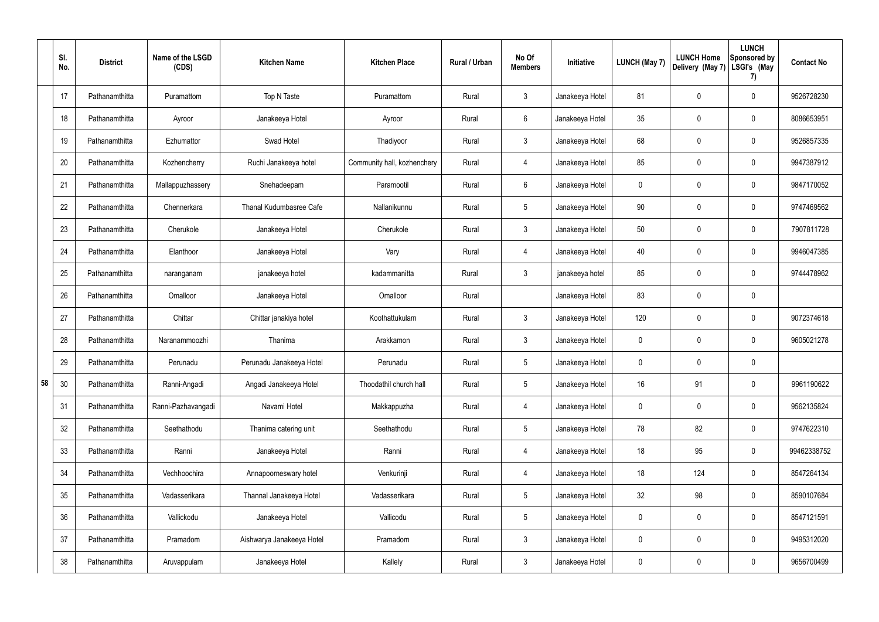| | Sl. No. | District | Name of the LSGD (CDS) | Kitchen Name | Kitchen Place | Rural / Urban | No Of Members | Initiative | LUNCH (May 7) | LUNCH Home Delivery (May 7) | LUNCH Sponsored by LSGI's (May 7) | Contact No |
|---|---|---|---|---|---|---|---|---|---|---|---|---|
| 58 | 17 | Pathanamthitta | Puramattom | Top N Taste | Puramattom | Rural | 3 | Janakeeya Hotel | 81 | 0 | 0 | 9526728230 |
| | 18 | Pathanamthitta | Ayroor | Janakeeya Hotel | Ayroor | Rural | 6 | Janakeeya Hotel | 35 | 0 | 0 | 8086653951 |
| | 19 | Pathanamthitta | Ezhumattor | Swad Hotel | Thadiyoor | Rural | 3 | Janakeeya Hotel | 68 | 0 | 0 | 9526857335 |
| | 20 | Pathanamthitta | Kozhencherry | Ruchi Janakeeya hotel | Community hall, kozhenchery | Rural | 4 | Janakeeya Hotel | 85 | 0 | 0 | 9947387912 |
| | 21 | Pathanamthitta | Mallappuzhassery | Snehadeepam | Paramootil | Rural | 6 | Janakeeya Hotel | 0 | 0 | 0 | 9847170052 |
| | 22 | Pathanamthitta | Chennerkara | Thanal Kudumbasree Cafe | Nallanikunnu | Rural | 5 | Janakeeya Hotel | 90 | 0 | 0 | 9747469562 |
| | 23 | Pathanamthitta | Cherukole | Janakeeya Hotel | Cherukole | Rural | 3 | Janakeeya Hotel | 50 | 0 | 0 | 7907811728 |
| | 24 | Pathanamthitta | Elanthoor | Janakeeya Hotel | Vary | Rural | 4 | Janakeeya Hotel | 40 | 0 | 0 | 9946047385 |
| | 25 | Pathanamthitta | naranganam | janakeeya hotel | kadammanitta | Rural | 3 | janakeeya hotel | 85 | 0 | 0 | 9744478962 |
| | 26 | Pathanamthitta | Omalloor | Janakeeya Hotel | Omalloor | Rural | | Janakeeya Hotel | 83 | 0 | 0 | |
| | 27 | Pathanamthitta | Chittar | Chittar janakiya hotel | Koothattukulam | Rural | 3 | Janakeeya Hotel | 120 | 0 | 0 | 9072374618 |
| | 28 | Pathanamthitta | Naranammoozhi | Thanima | Arakkamon | Rural | 3 | Janakeeya Hotel | 0 | 0 | 0 | 9605021278 |
| | 29 | Pathanamthitta | Perunadu | Perunadu Janakeeya Hotel | Perunadu | Rural | 5 | Janakeeya Hotel | 0 | 0 | 0 | |
| | 30 | Pathanamthitta | Ranni-Angadi | Angadi Janakeeya Hotel | Thoodathil church hall | Rural | 5 | Janakeeya Hotel | 16 | 91 | 0 | 9961190622 |
| | 31 | Pathanamthitta | Ranni-Pazhavangadi | Navami Hotel | Makkappuzha | Rural | 4 | Janakeeya Hotel | 0 | 0 | 0 | 9562135824 |
| | 32 | Pathanamthitta | Seethathodu | Thanima catering unit | Seethathodu | Rural | 5 | Janakeeya Hotel | 78 | 82 | 0 | 9747622310 |
| | 33 | Pathanamthitta | Ranni | Janakeeya Hotel | Ranni | Rural | 4 | Janakeeya Hotel | 18 | 95 | 0 | 99462338752 |
| | 34 | Pathanamthitta | Vechhoochira | Annapoorneswary hotel | Venkurinji | Rural | 4 | Janakeeya Hotel | 18 | 124 | 0 | 8547264134 |
| | 35 | Pathanamthitta | Vadasserikara | Thannal Janakeeya Hotel | Vadasserikara | Rural | 5 | Janakeeya Hotel | 32 | 98 | 0 | 8590107684 |
| | 36 | Pathanamthitta | Vallickodu | Janakeeya Hotel | Vallicodu | Rural | 5 | Janakeeya Hotel | 0 | 0 | 0 | 8547121591 |
| | 37 | Pathanamthitta | Pramadom | Aishwarya Janakeeya Hotel | Pramadom | Rural | 3 | Janakeeya Hotel | 0 | 0 | 0 | 9495312020 |
| | 38 | Pathanamthitta | Aruvappulam | Janakeeya Hotel | Kallely | Rural | 3 | Janakeeya Hotel | 0 | 0 | 0 | 9656700499 |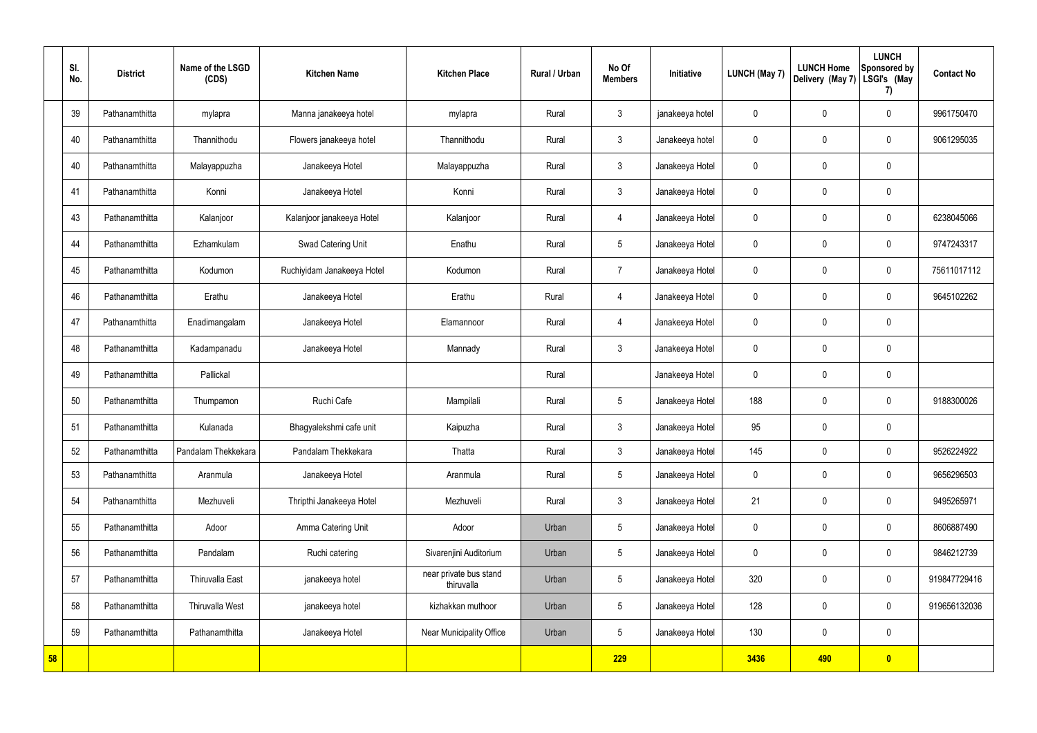| | Sl. No. | District | Name of the LSGD (CDS) | Kitchen Name | Kitchen Place | Rural / Urban | No Of Members | Initiative | LUNCH (May 7) | LUNCH Home Delivery (May 7) | LUNCH Sponsored by LSGI's (May 7) | Contact No |
|---|---|---|---|---|---|---|---|---|---|---|---|---|
| | 39 | Pathanamthitta | mylapra | Manna janakeeya hotel | mylapra | Rural | 3 | janakeeya hotel | 0 | 0 | 0 | 9961750470 |
| | 40 | Pathanamthitta | Thannithodu | Flowers janakeeya hotel | Thannithodu | Rural | 3 | Janakeeya hotel | 0 | 0 | 0 | 9061295035 |
| | 40 | Pathanamthitta | Malayappuzha | Janakeeya Hotel | Malayappuzha | Rural | 3 | Janakeeya Hotel | 0 | 0 | 0 | |
| | 41 | Pathanamthitta | Konni | Janakeeya Hotel | Konni | Rural | 3 | Janakeeya Hotel | 0 | 0 | 0 | |
| | 43 | Pathanamthitta | Kalanjoor | Kalanjoor janakeeya Hotel | Kalanjoor | Rural | 4 | Janakeeya Hotel | 0 | 0 | 0 | 6238045066 |
| | 44 | Pathanamthitta | Ezhamkulam | Swad Catering Unit | Enathu | Rural | 5 | Janakeeya Hotel | 0 | 0 | 0 | 9747243317 |
| | 45 | Pathanamthitta | Kodumon | Ruchiyidam Janakeeya Hotel | Kodumon | Rural | 7 | Janakeeya Hotel | 0 | 0 | 0 | 75611017112 |
| | 46 | Pathanamthitta | Erathu | Janakeeya Hotel | Erathu | Rural | 4 | Janakeeya Hotel | 0 | 0 | 0 | 9645102262 |
| | 47 | Pathanamthitta | Enadimangalam | Janakeeya Hotel | Elamannoor | Rural | 4 | Janakeeya Hotel | 0 | 0 | 0 | |
| | 48 | Pathanamthitta | Kadampanadu | Janakeeya Hotel | Mannady | Rural | 3 | Janakeeya Hotel | 0 | 0 | 0 | |
| | 49 | Pathanamthitta | Pallickal | | | Rural | | Janakeeya Hotel | 0 | 0 | 0 | |
| | 50 | Pathanamthitta | Thumpamon | Ruchi Cafe | Mampilali | Rural | 5 | Janakeeya Hotel | 188 | 0 | 0 | 9188300026 |
| | 51 | Pathanamthitta | Kulanada | Bhagyalekshmi cafe unit | Kaipuzha | Rural | 3 | Janakeeya Hotel | 95 | 0 | 0 | |
| | 52 | Pathanamthitta | Pandalam Thekkekara | Pandalam Thekkekara | Thatta | Rural | 3 | Janakeeya Hotel | 145 | 0 | 0 | 9526224922 |
| | 53 | Pathanamthitta | Aranmula | Janakeeya Hotel | Aranmula | Rural | 5 | Janakeeya Hotel | 0 | 0 | 0 | 9656296503 |
| | 54 | Pathanamthitta | Mezhuveli | Thripthi Janakeeya Hotel | Mezhuveli | Rural | 3 | Janakeeya Hotel | 21 | 0 | 0 | 9495265971 |
| | 55 | Pathanamthitta | Adoor | Amma Catering Unit | Adoor | Urban | 5 | Janakeeya Hotel | 0 | 0 | 0 | 8606887490 |
| | 56 | Pathanamthitta | Pandalam | Ruchi catering | Sivarenjini Auditorium | Urban | 5 | Janakeeya Hotel | 0 | 0 | 0 | 9846212739 |
| | 57 | Pathanamthitta | Thiruvalla East | janakeeya hotel | near private bus stand thiruvalla | Urban | 5 | Janakeeya Hotel | 320 | 0 | 0 | 919847729416 |
| | 58 | Pathanamthitta | Thiruvalla West | janakeeya hotel | kizhakkan muthoor | Urban | 5 | Janakeeya Hotel | 128 | 0 | 0 | 919656132036 |
| | 59 | Pathanamthitta | Pathanamthitta | Janakeeya Hotel | Near Municipality Office | Urban | 5 | Janakeeya Hotel | 130 | 0 | 0 | |
| 58 | | | | | | | 229 | | 3436 | 490 | 0 | |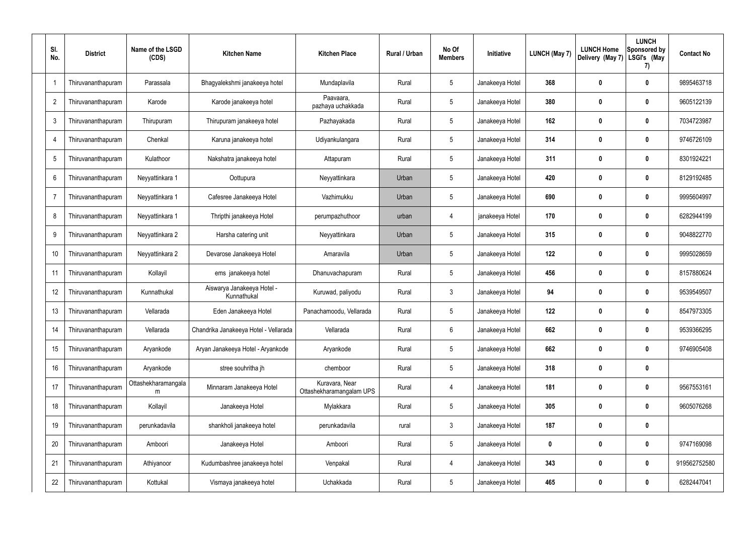| Sl. No. | District | Name of the LSGD (CDS) | Kitchen Name | Kitchen Place | Rural / Urban | No Of Members | Initiative | LUNCH (May 7) | LUNCH Home Delivery (May 7) | LUNCH Sponsored by LSGI's (May 7) | Contact No |
|---|---|---|---|---|---|---|---|---|---|---|---|
| 1 | Thiruvananthapuram | Parassala | Bhagyalekshmi janakeeya hotel | Mundaplavila | Rural | 5 | Janakeeya Hotel | 368 | 0 | 0 | 9895463718 |
| 2 | Thiruvananthapuram | Karode | Karode janakeeya hotel | Paavaara, pazhaya uchakkada | Rural | 5 | Janakeeya Hotel | 380 | 0 | 0 | 9605122139 |
| 3 | Thiruvananthapuram | Thirupuram | Thirupuram janakeeya hotel | Pazhayakada | Rural | 5 | Janakeeya Hotel | 162 | 0 | 0 | 7034723987 |
| 4 | Thiruvananthapuram | Chenkal | Karuna janakeeya hotel | Udiyankulangara | Rural | 5 | Janakeeya Hotel | 314 | 0 | 0 | 9746726109 |
| 5 | Thiruvananthapuram | Kulathoor | Nakshatra janakeeya hotel | Attapuram | Rural | 5 | Janakeeya Hotel | 311 | 0 | 0 | 8301924221 |
| 6 | Thiruvananthapuram | Neyyattinkara 1 | Oottupura | Neyyattinkara | Urban | 5 | Janakeeya Hotel | 420 | 0 | 0 | 8129192485 |
| 7 | Thiruvananthapuram | Neyyattinkara 1 | Cafesree Janakeeya Hotel | Vazhimukku | Urban | 5 | Janakeeya Hotel | 690 | 0 | 0 | 9995604997 |
| 8 | Thiruvananthapuram | Neyyattinkara 1 | Thripthi janakeeya Hotel | perumpazhuthoor | urban | 4 | janakeeya Hotel | 170 | 0 | 0 | 6282944199 |
| 9 | Thiruvananthapuram | Neyyattinkara 2 | Harsha catering unit | Neyyattinkara | Urban | 5 | Janakeeya Hotel | 315 | 0 | 0 | 9048822770 |
| 10 | Thiruvananthapuram | Neyyattinkara 2 | Devarose Janakeeya Hotel | Amaravila | Urban | 5 | Janakeeya Hotel | 122 | 0 | 0 | 9995028659 |
| 11 | Thiruvananthapuram | Kollayil | ems janakeeya hotel | Dhanuvachapuram | Rural | 5 | Janakeeya Hotel | 456 | 0 | 0 | 8157880624 |
| 12 | Thiruvananthapuram | Kunnathukal | Aiswarya Janakeeya Hotel - Kunnathukal | Kuruwad, paliyodu | Rural | 3 | Janakeeya Hotel | 94 | 0 | 0 | 9539549507 |
| 13 | Thiruvananthapuram | Vellarada | Eden Janakeeya Hotel | Panachamoodu, Vellarada | Rural | 5 | Janakeeya Hotel | 122 | 0 | 0 | 8547973305 |
| 14 | Thiruvananthapuram | Vellarada | Chandrika Janakeeya Hotel - Vellarada | Vellarada | Rural | 6 | Janakeeya Hotel | 662 | 0 | 0 | 9539366295 |
| 15 | Thiruvananthapuram | Aryankode | Aryan Janakeeya Hotel - Aryankode | Aryankode | Rural | 5 | Janakeeya Hotel | 662 | 0 | 0 | 9746905408 |
| 16 | Thiruvananthapuram | Aryankode | stree souhritha jh | chemboor | Rural | 5 | Janakeeya Hotel | 318 | 0 | 0 | |
| 17 | Thiruvananthapuram | Ottashekharamangalam | Minnaram Janakeeya Hotel | Kuravara, Near Ottashekharamangalam UPS | Rural | 4 | Janakeeya Hotel | 181 | 0 | 0 | 9567553161 |
| 18 | Thiruvananthapuram | Kollayil | Janakeeya Hotel | Mylakkara | Rural | 5 | Janakeeya Hotel | 305 | 0 | 0 | 9605076268 |
| 19 | Thiruvananthapuram | perunkadavila | shankholi janakeeya hotel | perunkadavila | rural | 3 | Janakeeya Hotel | 187 | 0 | 0 | |
| 20 | Thiruvananthapuram | Amboori | Janakeeya Hotel | Amboori | Rural | 5 | Janakeeya Hotel | 0 | 0 | 0 | 9747169098 |
| 21 | Thiruvananthapuram | Athiyanoor | Kudumbashree janakeeya hotel | Venpakal | Rural | 4 | Janakeeya Hotel | 343 | 0 | 0 | 919562752580 |
| 22 | Thiruvananthapuram | Kottukal | Vismaya janakeeya hotel | Uchakkada | Rural | 5 | Janakeeya Hotel | 465 | 0 | 0 | 6282447041 |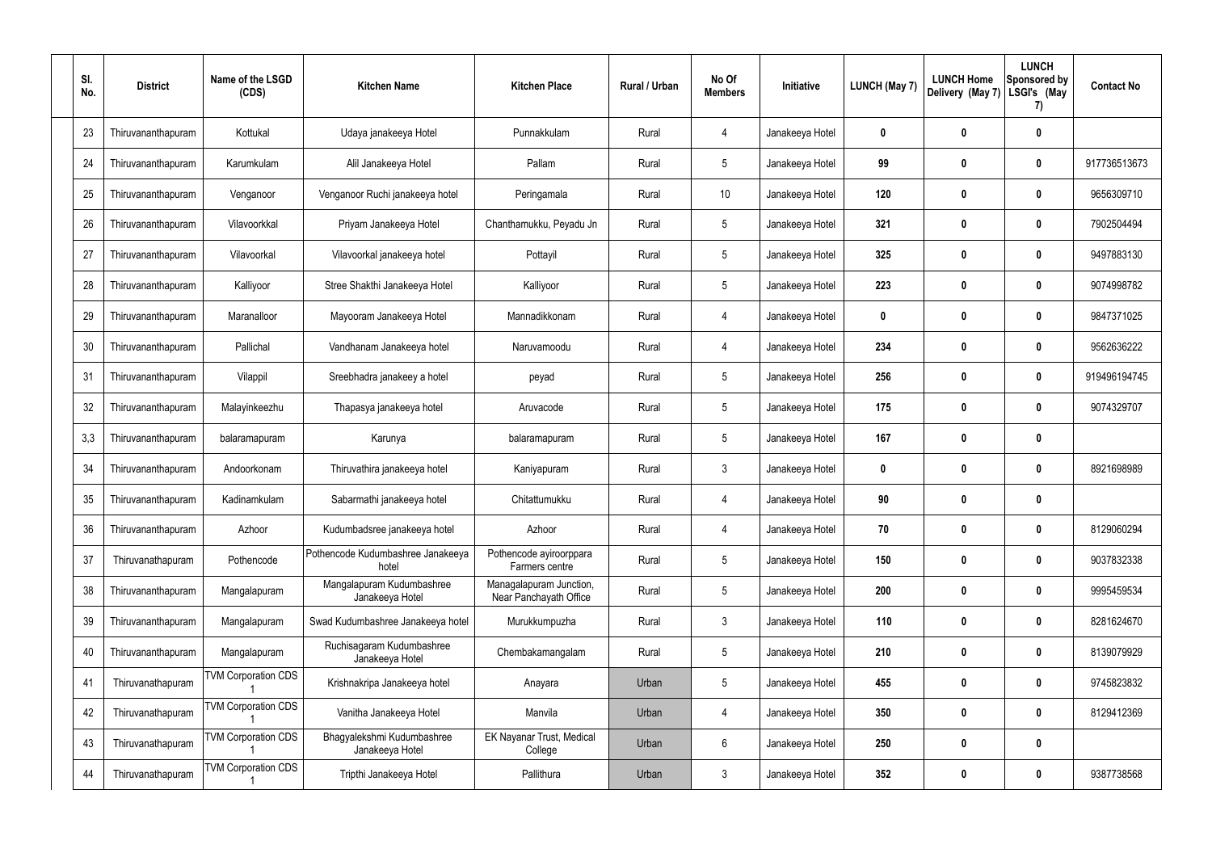| Sl. No. | District | Name of the LSGD (CDS) | Kitchen Name | Kitchen Place | Rural / Urban | No Of Members | Initiative | LUNCH (May 7) | LUNCH Home Delivery (May 7) | LUNCH Sponsored by LSGI's (May 7) | Contact No |
|---|---|---|---|---|---|---|---|---|---|---|---|
| 23 | Thiruvananthapuram | Kottukal | Udaya janakeeya Hotel | Punnakkulam | Rural | 4 | Janakeeya Hotel | 0 | 0 | 0 | |
| 24 | Thiruvananthapuram | Karumkulam | Alil Janakeeya Hotel | Pallam | Rural | 5 | Janakeeya Hotel | 99 | 0 | 0 | 917736513673 |
| 25 | Thiruvananthapuram | Venganoor | Venganoor Ruchi janakeeya hotel | Peringamala | Rural | 10 | Janakeeya Hotel | 120 | 0 | 0 | 9656309710 |
| 26 | Thiruvananthapuram | Vilavoorkkal | Priyam Janakeeya Hotel | Chanthamukku, Peyadu Jn | Rural | 5 | Janakeeya Hotel | 321 | 0 | 0 | 7902504494 |
| 27 | Thiruvananthapuram | Vilavoorkal | Vilavoorkal janakeeya hotel | Pottayil | Rural | 5 | Janakeeya Hotel | 325 | 0 | 0 | 9497883130 |
| 28 | Thiruvananthapuram | Kalliyoor | Stree Shakthi Janakeeya Hotel | Kalliyoor | Rural | 5 | Janakeeya Hotel | 223 | 0 | 0 | 9074998782 |
| 29 | Thiruvananthapuram | Maranalloor | Mayooram Janakeeya Hotel | Mannadikkonam | Rural | 4 | Janakeeya Hotel | 0 | 0 | 0 | 9847371025 |
| 30 | Thiruvananthapuram | Pallichal | Vandhanam Janakeeya hotel | Naruvamoodu | Rural | 4 | Janakeeya Hotel | 234 | 0 | 0 | 9562636222 |
| 31 | Thiruvananthapuram | Vilappil | Sreebhadra janakeey a hotel | peyad | Rural | 5 | Janakeeya Hotel | 256 | 0 | 0 | 919496194745 |
| 32 | Thiruvananthapuram | Malayinkeezhu | Thapasya janakeeya hotel | Aruvacode | Rural | 5 | Janakeeya Hotel | 175 | 0 | 0 | 9074329707 |
| 3,3 | Thiruvananthapuram | balaramapuram | Karunya | balaramapuram | Rural | 5 | Janakeeya Hotel | 167 | 0 | 0 | |
| 34 | Thiruvananthapuram | Andoorkonam | Thiruvathira janakeeya hotel | Kaniyapuram | Rural | 3 | Janakeeya Hotel | 0 | 0 | 0 | 8921698989 |
| 35 | Thiruvananthapuram | Kadinamkulam | Sabarmathi janakeeya hotel | Chitattumukku | Rural | 4 | Janakeeya Hotel | 90 | 0 | 0 | |
| 36 | Thiruvananthapuram | Azhoor | Kudumbadsree janakeeya hotel | Azhoor | Rural | 4 | Janakeeya Hotel | 70 | 0 | 0 | 8129060294 |
| 37 | Thiruvanathapuram | Pothencode | Pothencode Kudumbashree Janakeeya hotel | Pothencode ayiroorppara Farmers centre | Rural | 5 | Janakeeya Hotel | 150 | 0 | 0 | 9037832338 |
| 38 | Thiruvananthapuram | Mangalapuram | Mangalapuram Kudumbashree Janakeeya Hotel | Managalapuram Junction, Near Panchayath Office | Rural | 5 | Janakeeya Hotel | 200 | 0 | 0 | 9995459534 |
| 39 | Thiruvananthapuram | Mangalapuram | Swad Kudumbashree Janakeeya hotel | Murukkumpuzha | Rural | 3 | Janakeeya Hotel | 110 | 0 | 0 | 8281624670 |
| 40 | Thiruvananthapuram | Mangalapuram | Ruchisagaram Kudumbashree Janakeeya Hotel | Chembakamangalam | Rural | 5 | Janakeeya Hotel | 210 | 0 | 0 | 8139079929 |
| 41 | Thiruvanathapuram | TVM Corporation CDS 1 | Krishnakripa Janakeeya hotel | Anayara | Urban | 5 | Janakeeya Hotel | 455 | 0 | 0 | 9745823832 |
| 42 | Thiruvanathapuram | TVM Corporation CDS 1 | Vanitha Janakeeya Hotel | Manvila | Urban | 4 | Janakeeya Hotel | 350 | 0 | 0 | 8129412369 |
| 43 | Thiruvanathapuram | TVM Corporation CDS 1 | Bhagyalekshmi Kudumbashree Janakeeya Hotel | EK Nayanar Trust, Medical College | Urban | 6 | Janakeeya Hotel | 250 | 0 | 0 | |
| 44 | Thiruvanathapuram | TVM Corporation CDS 1 | Tripthi Janakeeya Hotel | Pallithura | Urban | 3 | Janakeeya Hotel | 352 | 0 | 0 | 9387738568 |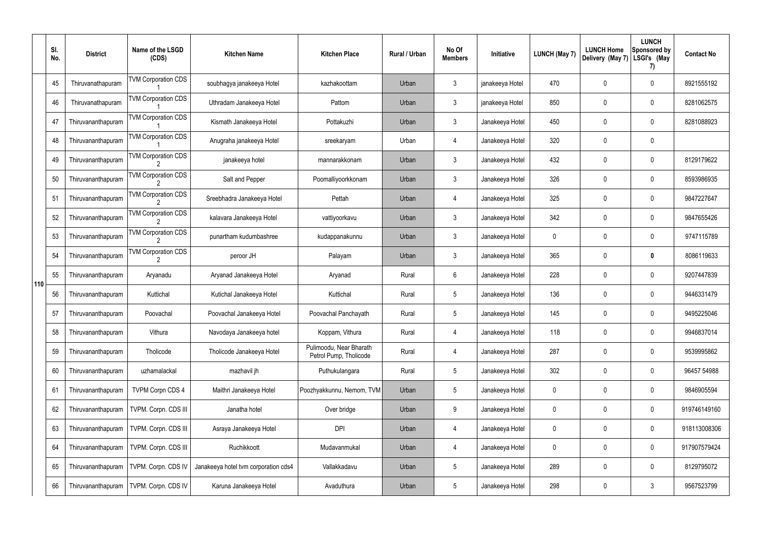| | Sl. No. | District | Name of the LSGD (CDS) | Kitchen Name | Kitchen Place | Rural / Urban | No Of Members | Initiative | LUNCH (May 7) | LUNCH Home Delivery (May 7) | LUNCH Sponsored by LSGI's (May 7) | Contact No |
|---|---|---|---|---|---|---|---|---|---|---|---|---|
| 110 | 45 | Thiruvanathapuram | TVM Corporation CDS 1 | soubhagya janakeeya Hotel | kazhakoottam | Urban | 3 | janakeeya Hotel | 470 | 0 | 0 | 8921555192 |
| | 46 | Thiruvanathapuram | TVM Corporation CDS 1 | Uthradam Janakeeya Hotel | Pattom | Urban | 3 | janakeeya Hotel | 850 | 0 | 0 | 8281062575 |
| | 47 | Thiruvananthapuram | TVM Corporation CDS 1 | Kismath Janakeeya Hotel | Pottakuzhi | Urban | 3 | Janakeeya Hotel | 450 | 0 | 0 | 8281088923 |
| | 48 | Thiruvananthapuram | TVM Corporation CDS 1 | Anugraha janakeeya Hotel | sreekaryam | Urban | 4 | Janakeeya Hotel | 320 | 0 | 0 | |
| | 49 | Thiruvananthapuram | TVM Corporation CDS 2 | janakeeya hotel | mannarakkonam | Urban | 3 | Janakeeya Hotel | 432 | 0 | 0 | 8129179622 |
| | 50 | Thiruvananthapuram | TVM Corporation CDS 2 | Salt and Pepper | Poomalliyoorkkonam | Urban | 3 | Janakeeya Hotel | 326 | 0 | 0 | 8593986935 |
| | 51 | Thiruvananthapuram | TVM Corporation CDS 2 | Sreebhadra Janakeeya Hotel | Pettah | Urban | 4 | Janakeeya Hotel | 325 | 0 | 0 | 9847227647 |
| | 52 | Thiruvananthapuram | TVM Corporation CDS 2 | kalavara Janakeeya Hotel | vattiyoorkavu | Urban | 3 | Janakeeya Hotel | 342 | 0 | 0 | 9847655426 |
| | 53 | Thiruvananthapuram | TVM Corporation CDS 2 | punartham kudumbashree | kudappanakunnu | Urban | 3 | Janakeeya Hotel | 0 | 0 | 0 | 9747115789 |
| | 54 | Thiruvananthapuram | TVM Corporation CDS 2 | peroor JH | Palayam | Urban | 3 | Janakeeya Hotel | 365 | 0 | **0** | 8086119633 |
| | 55 | Thiruvananthapuram | Aryanadu | Aryanad Janakeeya Hotel | Aryanad | Rural | 6 | Janakeeya Hotel | 228 | 0 | 0 | 9207447839 |
| | 56 | Thiruvananthapuram | Kuttichal | Kutichal Janakeeya Hotel | Kuttichal | Rural | 5 | Janakeeya Hotel | 136 | 0 | 0 | 9446331479 |
| | 57 | Thiruvananthapuram | Poovachal | Poovachal Janakeeya Hotel | Poovachal Panchayath | Rural | 5 | Janakeeya Hotel | 145 | 0 | 0 | 9495225046 |
| | 58 | Thiruvananthapuram | Vithura | Navodaya Janakeeya hotel | Koppam, Vithura | Rural | 4 | Janakeeya Hotel | 118 | 0 | 0 | 9946837014 |
| | 59 | Thiruvananthapuram | Tholicode | Tholicode Janakeeya Hotel | Pulimoodu, Near Bharath Petrol Pump, Tholicode | Rural | 4 | Janakeeya Hotel | 287 | 0 | 0 | 9539995862 |
| | 60 | Thiruvananthapuram | uzhamalackal | mazhavil jh | Puthukulangara | Rural | 5 | Janakeeya Hotel | 302 | 0 | 0 | 96457 54988 |
| | 61 | Thiruvananthapuram | TVPM Corpn CDS 4 | Maithri Janakeeya Hotel | Poozhyakkunnu, Nemom, TVM | Urban | 5 | Janakeeya Hotel | 0 | 0 | 0 | 9846905594 |
| | 62 | Thiruvananthapuram | TVPM. Corpn. CDS III | Janatha hotel | Over bridge | Urban | 9 | Janakeeya Hotel | 0 | 0 | 0 | 919746149160 |
| | 63 | Thiruvananthapuram | TVPM. Corpn. CDS III | Asraya Janakeeya Hotel | DPI | Urban | 4 | Janakeeya Hotel | 0 | 0 | 0 | 918113008306 |
| | 64 | Thiruvananthapuram | TVPM. Corpn. CDS III | Ruchikkoott | Mudavanmukal | Urban | 4 | Janakeeya Hotel | 0 | 0 | 0 | 917907579424 |
| | 65 | Thiruvananthapuram | TVPM. Corpn. CDS IV | Janakeeya hotel tvm corporation cds4 | Vallakkadavu | Urban | 5 | Janakeeya Hotel | 289 | 0 | 0 | 8129795072 |
| | 66 | Thiruvananthapuram | TVPM. Corpn. CDS IV | Karuna Janakeeya Hotel | Avaduthura | Urban | 5 | Janakeeya Hotel | 298 | 0 | 3 | 9567523799 |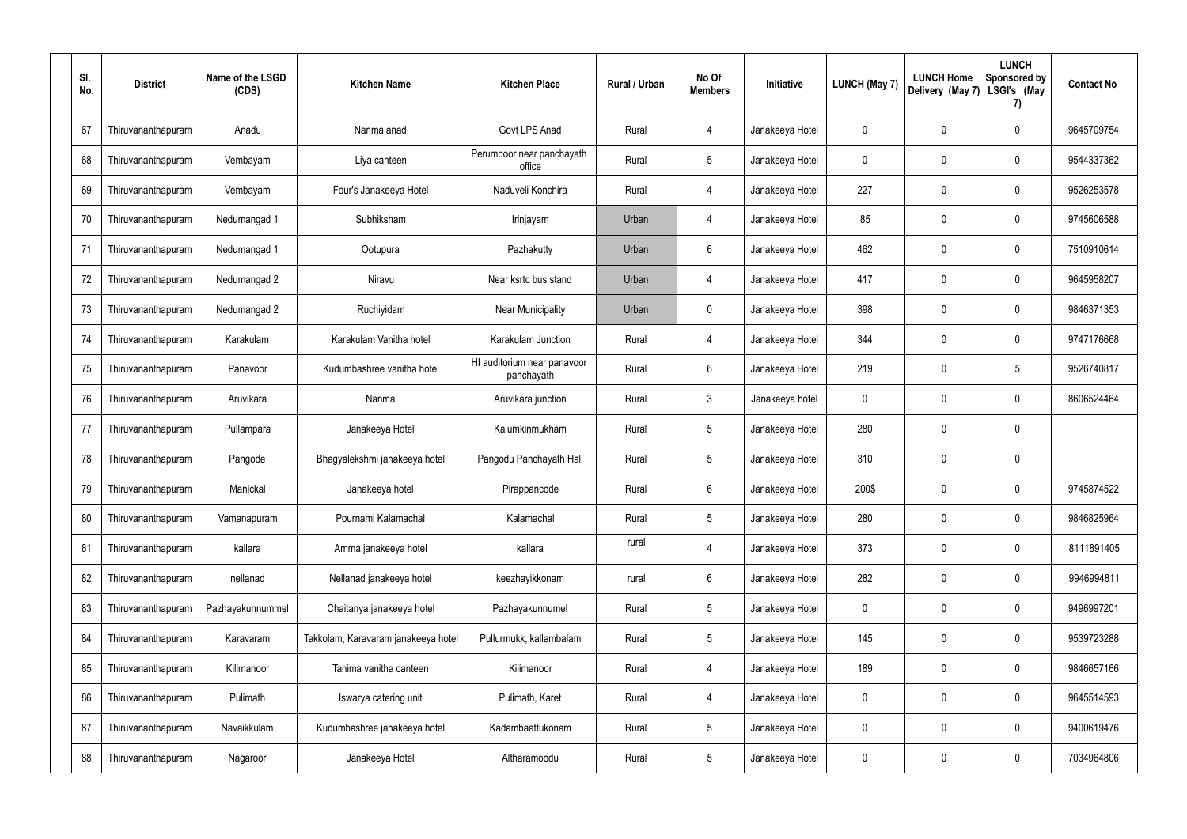| Sl. No. | District | Name of the LSGD (CDS) | Kitchen Name | Kitchen Place | Rural / Urban | No Of Members | Initiative | LUNCH (May 7) | LUNCH Home Delivery (May 7) | LUNCH Sponsored by LSGI's (May 7) | Contact No |
|---|---|---|---|---|---|---|---|---|---|---|---|
| 67 | Thiruvananthapuram | Anadu | Nanma anad | Govt LPS Anad | Rural | 4 | Janakeeya Hotel | 0 | 0 | 0 | 9645709754 |
| 68 | Thiruvananthapuram | Vembayam | Liya canteen | Perumboor near panchayath office | Rural | 5 | Janakeeya Hotel | 0 | 0 | 0 | 9544337362 |
| 69 | Thiruvananthapuram | Vembayam | Four's Janakeeya Hotel | Naduveli Konchira | Rural | 4 | Janakeeya Hotel | 227 | 0 | 0 | 9526253578 |
| 70 | Thiruvananthapuram | Nedumangad 1 | Subhiksham | Irinjayam | Urban | 4 | Janakeeya Hotel | 85 | 0 | 0 | 9745606588 |
| 71 | Thiruvananthapuram | Nedumangad 1 | Ootupura | Pazhakutty | Urban | 6 | Janakeeya Hotel | 462 | 0 | 0 | 7510910614 |
| 72 | Thiruvananthapuram | Nedumangad 2 | Niravu | Near ksrtc bus stand | Urban | 4 | Janakeeya Hotel | 417 | 0 | 0 | 9645958207 |
| 73 | Thiruvananthapuram | Nedumangad 2 | Ruchiyidam | Near Municipality | Urban | 0 | Janakeeya Hotel | 398 | 0 | 0 | 9846371353 |
| 74 | Thiruvananthapuram | Karakulam | Karakulam Vanitha hotel | Karakulam Junction | Rural | 4 | Janakeeya Hotel | 344 | 0 | 0 | 9747176668 |
| 75 | Thiruvananthapuram | Panavoor | Kudumbashree vanitha hotel | HI auditorium near panavoor panchayath | Rural | 6 | Janakeeya Hotel | 219 | 0 | 5 | 9526740817 |
| 76 | Thiruvananthapuram | Aruvikara | Nanma | Aruvikara junction | Rural | 3 | Janakeeya hotel | 0 | 0 | 0 | 8606524464 |
| 77 | Thiruvananthapuram | Pullampara | Janakeeya Hotel | Kalumkinmukham | Rural | 5 | Janakeeya Hotel | 280 | 0 | 0 | |
| 78 | Thiruvananthapuram | Pangode | Bhagyalekshmi janakeeya hotel | Pangodu Panchayath Hall | Rural | 5 | Janakeeya Hotel | 310 | 0 | 0 | |
| 79 | Thiruvananthapuram | Manickal | Janakeeya hotel | Pirappancode | Rural | 6 | Janakeeya Hotel | 200$ | 0 | 0 | 9745874522 |
| 80 | Thiruvananthapuram | Vamanapuram | Pournami Kalamachal | Kalamachal | Rural | 5 | Janakeeya Hotel | 280 | 0 | 0 | 9846825964 |
| 81 | Thiruvananthapuram | kallara | Amma janakeeya hotel | kallara | rural | 4 | Janakeeya Hotel | 373 | 0 | 0 | 8111891405 |
| 82 | Thiruvananthapuram | nellanad | Nellanad janakeeya hotel | keezhayikkonam | rural | 6 | Janakeeya Hotel | 282 | 0 | 0 | 9946994811 |
| 83 | Thiruvananthapuram | Pazhayakunnummel | Chaitanya janakeeya hotel | Pazhayakunnumel | Rural | 5 | Janakeeya Hotel | 0 | 0 | 0 | 9496997201 |
| 84 | Thiruvananthapuram | Karavaram | Takkolam, Karavaram janakeeya hotel | Pullurmukk, kallambalam | Rural | 5 | Janakeeya Hotel | 145 | 0 | 0 | 9539723288 |
| 85 | Thiruvananthapuram | Kilimanoor | Tanima vanitha canteen | Kilimanoor | Rural | 4 | Janakeeya Hotel | 189 | 0 | 0 | 9846657166 |
| 86 | Thiruvananthapuram | Pulimath | Iswarya catering unit | Pulimath, Karet | Rural | 4 | Janakeeya Hotel | 0 | 0 | 0 | 9645514593 |
| 87 | Thiruvananthapuram | Navaikkulam | Kudumbashree janakeeya hotel | Kadambaattukonam | Rural | 5 | Janakeeya Hotel | 0 | 0 | 0 | 9400619476 |
| 88 | Thiruvananthapuram | Nagaroor | Janakeeya Hotel | Altharamoodu | Rural | 5 | Janakeeya Hotel | 0 | 0 | 0 | 7034964806 |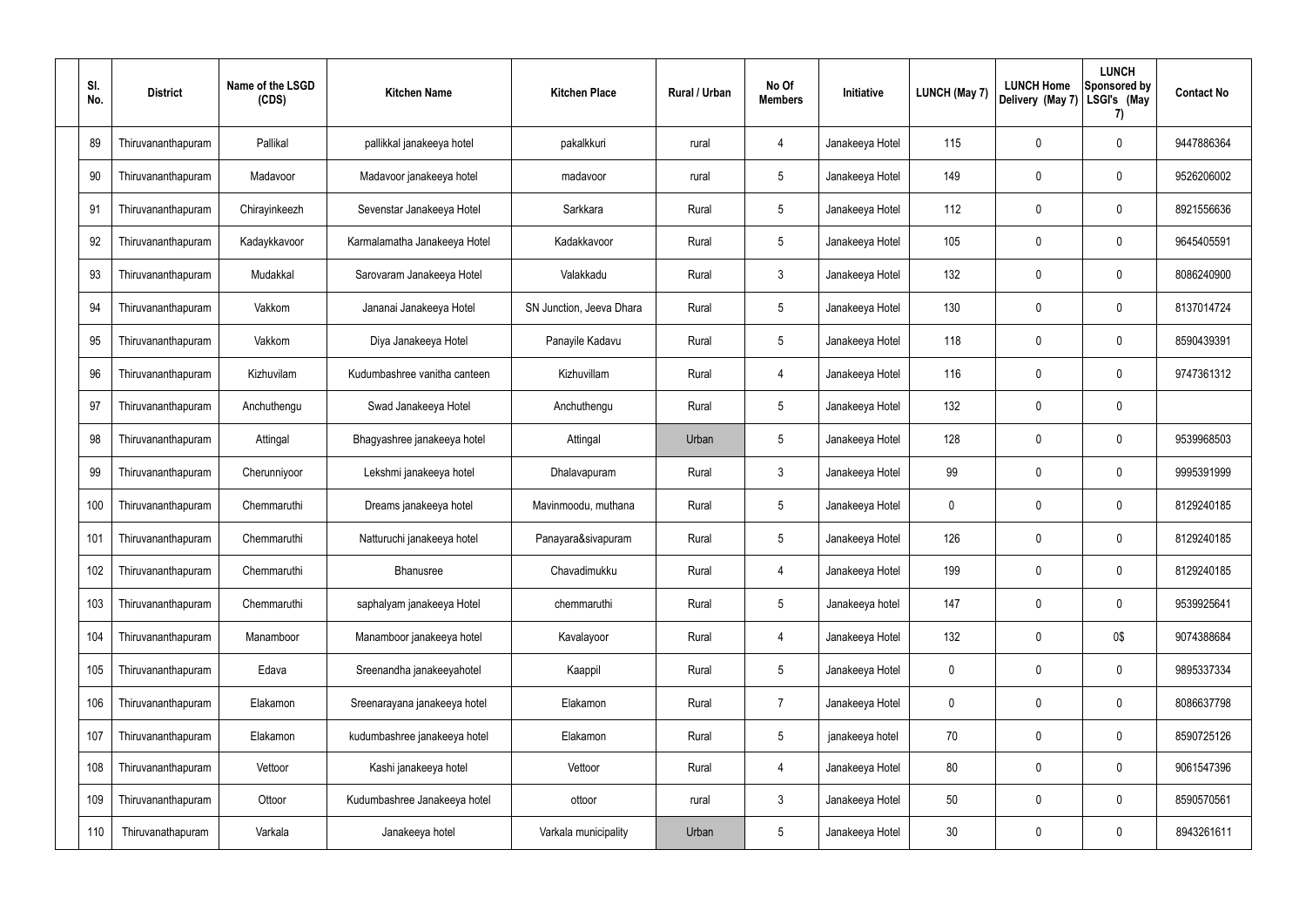| Sl. No. | District | Name of the LSGD (CDS) | Kitchen Name | Kitchen Place | Rural / Urban | No Of Members | Initiative | LUNCH (May 7) | LUNCH Home Delivery (May 7) | LUNCH Sponsored by LSGI's (May 7) | Contact No |
|---|---|---|---|---|---|---|---|---|---|---|---|
| 89 | Thiruvananthapuram | Pallikal | pallikkal janakeeya hotel | pakalkkuri | rural | 4 | Janakeeya Hotel | 115 | 0 | 0 | 9447886364 |
| 90 | Thiruvananthapuram | Madavoor | Madavoor janakeeya hotel | madavoor | rural | 5 | Janakeeya Hotel | 149 | 0 | 0 | 9526206002 |
| 91 | Thiruvananthapuram | Chirayinkeezh | Sevenstar Janakeeya Hotel | Sarkkara | Rural | 5 | Janakeeya Hotel | 112 | 0 | 0 | 8921556636 |
| 92 | Thiruvananthapuram | Kadaykkavoor | Karmalamatha Janakeeya Hotel | Kadakkavoor | Rural | 5 | Janakeeya Hotel | 105 | 0 | 0 | 9645405591 |
| 93 | Thiruvananthapuram | Mudakkal | Sarovaram Janakeeya Hotel | Valakkadu | Rural | 3 | Janakeeya Hotel | 132 | 0 | 0 | 8086240900 |
| 94 | Thiruvananthapuram | Vakkom | Jananai Janakeeya Hotel | SN Junction, Jeeva Dhara | Rural | 5 | Janakeeya Hotel | 130 | 0 | 0 | 8137014724 |
| 95 | Thiruvananthapuram | Vakkom | Diya Janakeeya Hotel | Panayile Kadavu | Rural | 5 | Janakeeya Hotel | 118 | 0 | 0 | 8590439391 |
| 96 | Thiruvananthapuram | Kizhuvilam | Kudumbashree vanitha canteen | Kizhuvillam | Rural | 4 | Janakeeya Hotel | 116 | 0 | 0 | 9747361312 |
| 97 | Thiruvananthapuram | Anchuthengu | Swad Janakeeya Hotel | Anchuthengu | Rural | 5 | Janakeeya Hotel | 132 | 0 | 0 | |
| 98 | Thiruvananthapuram | Attingal | Bhagyashree janakeeya hotel | Attingal | Urban | 5 | Janakeeya Hotel | 128 | 0 | 0 | 9539968503 |
| 99 | Thiruvananthapuram | Cherunniyoor | Lekshmi janakeeya hotel | Dhalavapuram | Rural | 3 | Janakeeya Hotel | 99 | 0 | 0 | 9995391999 |
| 100 | Thiruvananthapuram | Chemmaruthi | Dreams janakeeya hotel | Mavinmoodu, muthana | Rural | 5 | Janakeeya Hotel | 0 | 0 | 0 | 8129240185 |
| 101 | Thiruvananthapuram | Chemmaruthi | Natturuchi janakeeya hotel | Panayara&sivapuram | Rural | 5 | Janakeeya Hotel | 126 | 0 | 0 | 8129240185 |
| 102 | Thiruvananthapuram | Chemmaruthi | Bhanusree | Chavadimukku | Rural | 4 | Janakeeya Hotel | 199 | 0 | 0 | 8129240185 |
| 103 | Thiruvananthapuram | Chemmaruthi | saphalyam janakeeya Hotel | chemmaruthi | Rural | 5 | Janakeeya hotel | 147 | 0 | 0 | 9539925641 |
| 104 | Thiruvananthapuram | Manamboor | Manamboor janakeeya hotel | Kavalayoor | Rural | 4 | Janakeeya Hotel | 132 | 0 | 0$ | 9074388684 |
| 105 | Thiruvananthapuram | Edava | Sreenandha janakeeyahotel | Kaappil | Rural | 5 | Janakeeya Hotel | 0 | 0 | 0 | 9895337334 |
| 106 | Thiruvananthapuram | Elakamon | Sreenarayana janakeeya hotel | Elakamon | Rural | 7 | Janakeeya Hotel | 0 | 0 | 0 | 8086637798 |
| 107 | Thiruvananthapuram | Elakamon | kudumbashree janakeeya hotel | Elakamon | Rural | 5 | janakeeya hotel | 70 | 0 | 0 | 8590725126 |
| 108 | Thiruvananthapuram | Vettoor | Kashi janakeeya hotel | Vettoor | Rural | 4 | Janakeeya Hotel | 80 | 0 | 0 | 9061547396 |
| 109 | Thiruvananthapuram | Ottoor | Kudumbashree Janakeeya hotel | ottoor | rural | 3 | Janakeeya Hotel | 50 | 0 | 0 | 8590570561 |
| 110 | Thiruvanathapuram | Varkala | Janakeeya hotel | Varkala municipality | Urban | 5 | Janakeeya Hotel | 30 | 0 | 0 | 8943261611 |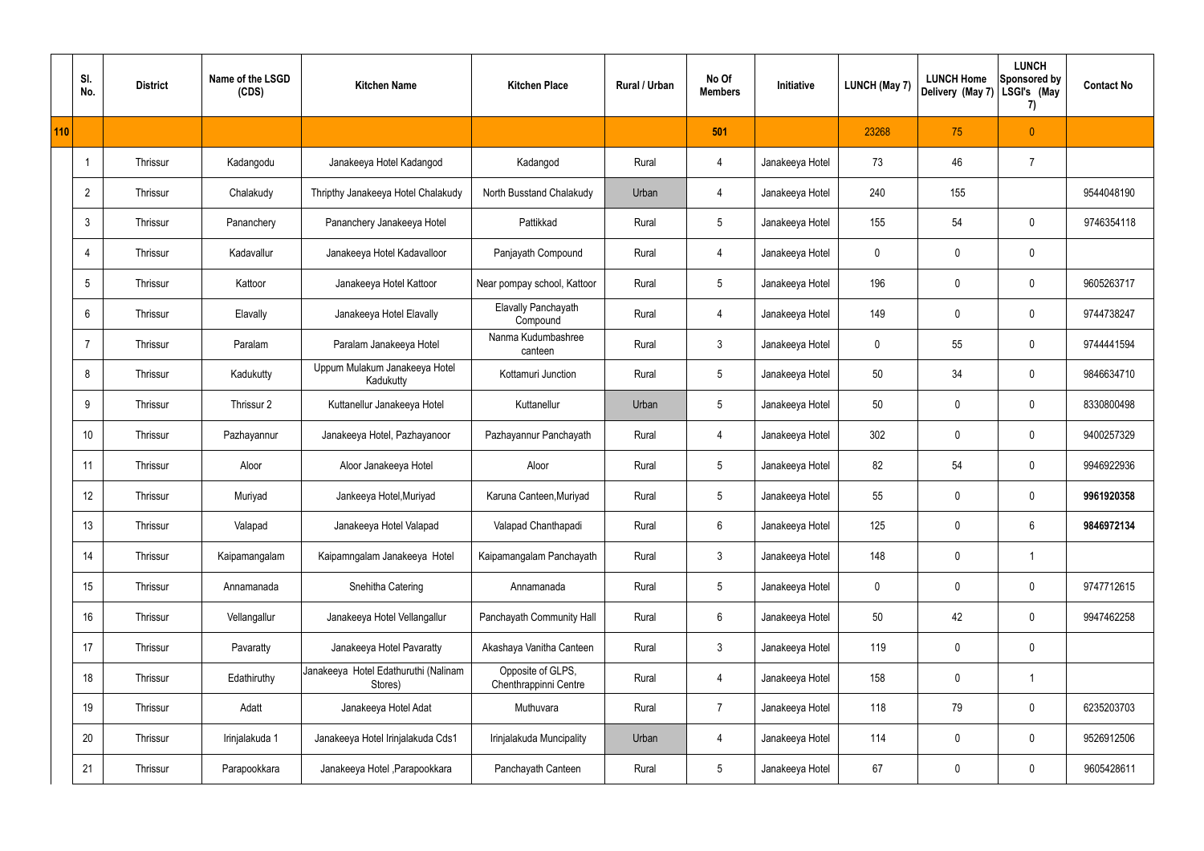| | Sl. No. | District | Name of the LSGD (CDS) | Kitchen Name | Kitchen Place | Rural / Urban | No Of Members | Initiative | LUNCH (May 7) | LUNCH Home Delivery (May 7) | LUNCH Sponsored by LSGI's (May 7) | Contact No |
|---|---|---|---|---|---|---|---|---|---|---|---|---|
| 110 | | | | | | | 501 | | 23268 | 75 | 0 | |
| | 1 | Thrissur | Kadangodu | Janakeeya Hotel Kadangod | Kadangod | Rural | 4 | Janakeeya Hotel | 73 | 46 | 7 | |
| | 2 | Thrissur | Chalakudy | Thripthy Janakeeya Hotel Chalakudy | North Busstand Chalakudy | Urban | 4 | Janakeeya Hotel | 240 | 155 | | 9544048190 |
| | 3 | Thrissur | Pananchery | Pananchery Janakeeya Hotel | Pattikkad | Rural | 5 | Janakeeya Hotel | 155 | 54 | 0 | 9746354118 |
| | 4 | Thrissur | Kadavallur | Janakeeya Hotel Kadavalloor | Panjayath Compound | Rural | 4 | Janakeeya Hotel | 0 | 0 | 0 | |
| | 5 | Thrissur | Kattoor | Janakeeya Hotel Kattoor | Near pompay school, Kattoor | Rural | 5 | Janakeeya Hotel | 196 | 0 | 0 | 9605263717 |
| | 6 | Thrissur | Elavally | Janakeeya Hotel Elavally | Elavally Panchayath Compound | Rural | 4 | Janakeeya Hotel | 149 | 0 | 0 | 9744738247 |
| | 7 | Thrissur | Paralam | Paralam Janakeeya Hotel | Nanma Kudumbashree canteen | Rural | 3 | Janakeeya Hotel | 0 | 55 | 0 | 9744441594 |
| | 8 | Thrissur | Kadukutty | Uppum Mulakum Janakeeya Hotel Kadukutty | Kottamuri Junction | Rural | 5 | Janakeeya Hotel | 50 | 34 | 0 | 9846634710 |
| | 9 | Thrissur | Thrissur 2 | Kuttanellur Janakeeya Hotel | Kuttanellur | Urban | 5 | Janakeeya Hotel | 50 | 0 | 0 | 8330800498 |
| | 10 | Thrissur | Pazhayannur | Janakeeya Hotel, Pazhayanoor | Pazhayannur Panchayath | Rural | 4 | Janakeeya Hotel | 302 | 0 | 0 | 9400257329 |
| | 11 | Thrissur | Aloor | Aloor Janakeeya Hotel | Aloor | Rural | 5 | Janakeeya Hotel | 82 | 54 | 0 | 9946922936 |
| | 12 | Thrissur | Muriyad | Jankeeya Hotel,Muriyad | Karuna Canteen,Muriyad | Rural | 5 | Janakeeya Hotel | 55 | 0 | 0 | **9961920358** |
| | 13 | Thrissur | Valapad | Janakeeya Hotel Valapad | Valapad Chanthapadi | Rural | 6 | Janakeeya Hotel | 125 | 0 | 6 | **9846972134** |
| | 14 | Thrissur | Kaipamangalam | Kaipamngalam Janakeeya Hotel | Kaipamangalam Panchayath | Rural | 3 | Janakeeya Hotel | 148 | 0 | 1 | |
| | 15 | Thrissur | Annamanada | Snehitha Catering | Annamanada | Rural | 5 | Janakeeya Hotel | 0 | 0 | 0 | 9747712615 |
| | 16 | Thrissur | Vellangallur | Janakeeya Hotel Vellangallur | Panchayath Community Hall | Rural | 6 | Janakeeya Hotel | 50 | 42 | 0 | 9947462258 |
| | 17 | Thrissur | Pavaratty | Janakeeya Hotel Pavaratty | Akashaya Vanitha Canteen | Rural | 3 | Janakeeya Hotel | 119 | 0 | 0 | |
| | 18 | Thrissur | Edathiruthy | Janakeeya Hotel Edathuruthi (Nalinam Stores) | Opposite of GLPS, Chenthrappinni Centre | Rural | 4 | Janakeeya Hotel | 158 | 0 | 1 | |
| | 19 | Thrissur | Adatt | Janakeeya Hotel Adat | Muthuvara | Rural | 7 | Janakeeya Hotel | 118 | 79 | 0 | 6235203703 |
| | 20 | Thrissur | Irinjalakuda 1 | Janakeeya Hotel Irinjalakuda Cds1 | Irinjalakuda Muncipality | Urban | 4 | Janakeeya Hotel | 114 | 0 | 0 | 9526912506 |
| | 21 | Thrissur | Parapookkara | Janakeeya Hotel ,Parapookkara | Panchayath Canteen | Rural | 5 | Janakeeya Hotel | 67 | 0 | 0 | 9605428611 |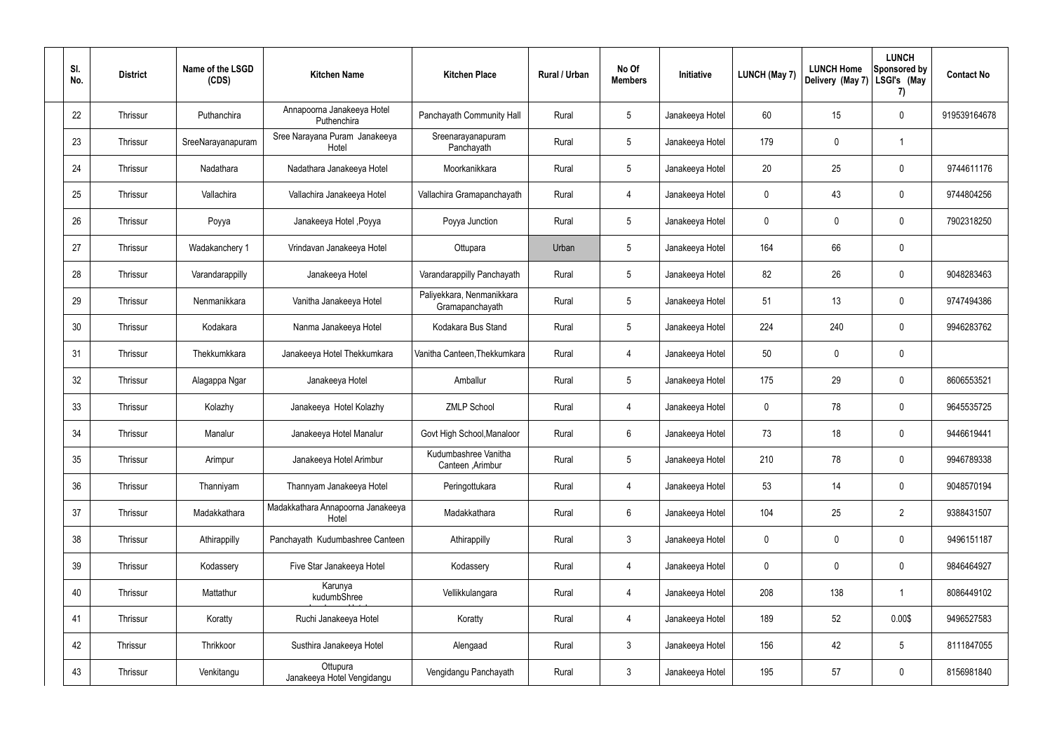| Sl. No. | District | Name of the LSGD (CDS) | Kitchen Name | Kitchen Place | Rural / Urban | No Of Members | Initiative | LUNCH (May 7) | LUNCH Home Delivery (May 7) | LUNCH Sponsored by LSGI's (May 7) | Contact No |
|---|---|---|---|---|---|---|---|---|---|---|---|
| 22 | Thrissur | Puthanchira | Annapoorna Janakeeya Hotel Puthenchira | Panchayath Community Hall | Rural | 5 | Janakeeya Hotel | 60 | 15 | 0 | 919539164678 |
| 23 | Thrissur | SreeNarayanapuram | Sree Narayana Puram Janakeeya Hotel | Sreenarayanapuram Panchayath | Rural | 5 | Janakeeya Hotel | 179 | 0 | 1 | |
| 24 | Thrissur | Nadathara | Nadathara Janakeeya Hotel | Moorkanikkara | Rural | 5 | Janakeeya Hotel | 20 | 25 | 0 | 9744611176 |
| 25 | Thrissur | Vallachira | Vallachira Janakeeya Hotel | Vallachira Gramapanchayath | Rural | 4 | Janakeeya Hotel | 0 | 43 | 0 | 9744804256 |
| 26 | Thrissur | Poyya | Janakeeya Hotel ,Poyya | Poyya Junction | Rural | 5 | Janakeeya Hotel | 0 | 0 | 0 | 7902318250 |
| 27 | Thrissur | Wadakanchery 1 | Vrindavan Janakeeya Hotel | Ottupara | Urban | 5 | Janakeeya Hotel | 164 | 66 | 0 | |
| 28 | Thrissur | Varandarappilly | Janakeeya Hotel | Varandarappilly Panchayath | Rural | 5 | Janakeeya Hotel | 82 | 26 | 0 | 9048283463 |
| 29 | Thrissur | Nenmanikkara | Vanitha Janakeeya Hotel | Paliyekkara, Nenmanikkara Gramapanchayath | Rural | 5 | Janakeeya Hotel | 51 | 13 | 0 | 9747494386 |
| 30 | Thrissur | Kodakara | Nanma Janakeeya Hotel | Kodakara Bus Stand | Rural | 5 | Janakeeya Hotel | 224 | 240 | 0 | 9946283762 |
| 31 | Thrissur | Thekkumkkara | Janakeeya Hotel Thekkumkara | Vanitha Canteen,Thekkumkara | Rural | 4 | Janakeeya Hotel | 50 | 0 | 0 | |
| 32 | Thrissur | Alagappa Ngar | Janakeeya Hotel | Amballur | Rural | 5 | Janakeeya Hotel | 175 | 29 | 0 | 8606553521 |
| 33 | Thrissur | Kolazhy | Janakeeya Hotel Kolazhy | ZMLP School | Rural | 4 | Janakeeya Hotel | 0 | 78 | 0 | 9645535725 |
| 34 | Thrissur | Manalur | Janakeeya Hotel Manalur | Govt High School,Manaloor | Rural | 6 | Janakeeya Hotel | 73 | 18 | 0 | 9446619441 |
| 35 | Thrissur | Arimpur | Janakeeya Hotel Arimbur | Kudumbashree Vanitha Canteen ,Arimbur | Rural | 5 | Janakeeya Hotel | 210 | 78 | 0 | 9946789338 |
| 36 | Thrissur | Thanniyam | Thannyam Janakeeya Hotel | Peringottukara | Rural | 4 | Janakeeya Hotel | 53 | 14 | 0 | 9048570194 |
| 37 | Thrissur | Madakkathara | Madakkathara Annapoorna Janakeeya Hotel | Madakkathara | Rural | 6 | Janakeeya Hotel | 104 | 25 | 2 | 9388431507 |
| 38 | Thrissur | Athirappilly | Panchayath Kudumbashree Canteen | Athirappilly | Rural | 3 | Janakeeya Hotel | 0 | 0 | 0 | 9496151187 |
| 39 | Thrissur | Kodassery | Five Star Janakeeya Hotel | Kodassery | Rural | 4 | Janakeeya Hotel | 0 | 0 | 0 | 9846464927 |
| 40 | Thrissur | Mattathur | Karunya kudumbShree | Vellikkulangara | Rural | 4 | Janakeeya Hotel | 208 | 138 | 1 | 8086449102 |
| 41 | Thrissur | Koratty | Ruchi Janakeeya Hotel | Koratty | Rural | 4 | Janakeeya Hotel | 189 | 52 | 0.00$ | 9496527583 |
| 42 | Thrissur | Thrikkoor | Susthira Janakeeya Hotel | Alengaad | Rural | 3 | Janakeeya Hotel | 156 | 42 | 5 | 8111847055 |
| 43 | Thrissur | Venkitangu | Ottupura Janakeeya Hotel Vengidangu | Vengidangu Panchayath | Rural | 3 | Janakeeya Hotel | 195 | 57 | 0 | 8156981840 |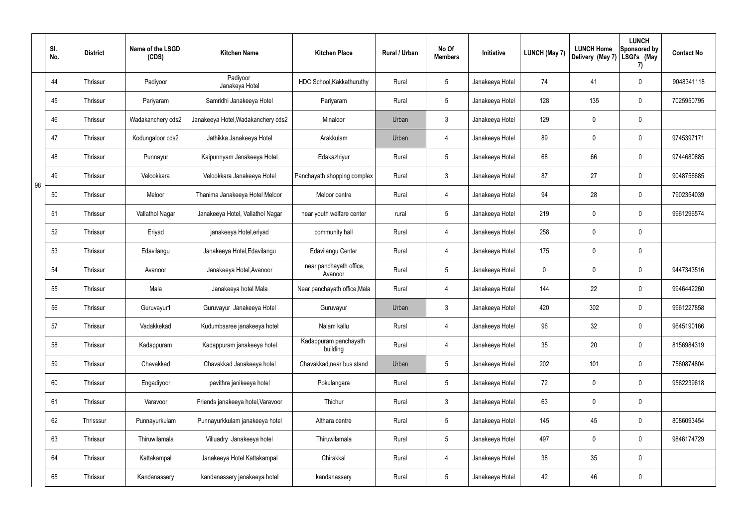|  | Sl. No. | District | Name of the LSGD (CDS) | Kitchen Name | Kitchen Place | Rural / Urban | No Of Members | Initiative | LUNCH (May 7) | LUNCH Home Delivery (May 7) | LUNCH Sponsored by LSGI's (May 7) | Contact No |
|---|---|---|---|---|---|---|---|---|---|---|---|---|
| 98 | 44 | Thrissur | Padiyoor | Padiyoor Janakeya Hotel | HDC School,Kakkathuruthy | Rural | 5 | Janakeeya Hotel | 74 | 41 | 0 | 9048341118 |
|  | 45 | Thrissur | Pariyaram | Samridhi Janakeeya Hotel | Pariyaram | Rural | 5 | Janakeeya Hotel | 128 | 135 | 0 | 7025950795 |
|  | 46 | Thrissur | Wadakanchery cds2 | Janakeeya Hotel,Wadakanchery cds2 | Minaloor | Urban | 3 | Janakeeya Hotel | 129 | 0 | 0 |  |
|  | 47 | Thrissur | Kodungaloor cds2 | Jathikka Janakeeya Hotel | Arakkulam | Urban | 4 | Janakeeya Hotel | 89 | 0 | 0 | 9745397171 |
|  | 48 | Thrissur | Punnayur | Kaipunnyam Janakeeya Hotel | Edakazhiyur | Rural | 5 | Janakeeya Hotel | 68 | 66 | 0 | 9744680885 |
|  | 49 | Thrissur | Velookkara | Velookkara Janakeeya Hotel | Panchayath shopping complex | Rural | 3 | Janakeeya Hotel | 87 | 27 | 0 | 9048756685 |
|  | 50 | Thrissur | Meloor | Thanima Janakeeya Hotel Meloor | Meloor centre | Rural | 4 | Janakeeya Hotel | 94 | 28 | 0 | 7902354039 |
|  | 51 | Thrissur | Vallathol Nagar | Janakeeya Hotel, Vallathol Nagar | near youth welfare center | rural | 5 | Janakeeya Hotel | 219 | 0 | 0 | 9961296574 |
|  | 52 | Thrissur | Eriyad | janakeeya Hotel,eriyad | community hall | Rural | 4 | Janakeeya Hotel | 258 | 0 | 0 |  |
|  | 53 | Thrissur | Edavilangu | Janakeeya Hotel,Edavilangu | Edavilangu Center | Rural | 4 | Janakeeya Hotel | 175 | 0 | 0 |  |
|  | 54 | Thrissur | Avanoor | Janakeeya Hotel,Avanoor | near panchayath office, Avanoor | Rural | 5 | Janakeeya Hotel | 0 | 0 | 0 | 9447343516 |
|  | 55 | Thrissur | Mala | Janakeeya hotel Mala | Near panchayath office,Mala | Rural | 4 | Janakeeya Hotel | 144 | 22 | 0 | 9946442260 |
|  | 56 | Thrissur | Guruvayur1 | Guruvayur Janakeeya Hotel | Guruvayur | Urban | 3 | Janakeeya Hotel | 420 | 302 | 0 | 9961227858 |
|  | 57 | Thrissur | Vadakkekad | Kudumbasree janakeeya hotel | Nalam kallu | Rural | 4 | Janakeeya Hotel | 96 | 32 | 0 | 9645190166 |
|  | 58 | Thrissur | Kadappuram | Kadappuram janakeeya hotel | Kadappuram panchayath building | Rural | 4 | Janakeeya Hotel | 35 | 20 | 0 | 8156984319 |
|  | 59 | Thrissur | Chavakkad | Chavakkad Janakeeya hotel | Chavakkad,near bus stand | Urban | 5 | Janakeeya Hotel | 202 | 101 | 0 | 7560874804 |
|  | 60 | Thrissur | Engadiyoor | pavithra janikeeya hotel | Pokulangara | Rural | 5 | Janakeeya Hotel | 72 | 0 | 0 | 9562239618 |
|  | 61 | Thrissur | Varavoor | Friends janakeeya hotel,Varavoor | Thichur | Rural | 3 | Janakeeya Hotel | 63 | 0 | 0 |  |
|  | 62 | Thrisssur | Punnayurkulam | Punnayurkkulam janakeeya hotel | Althara centre | Rural | 5 | Janakeeya Hotel | 145 | 45 | 0 | 8086093454 |
|  | 63 | Thrissur | Thiruwilamala | Villuadry Janakeeya hotel | Thiruwilamala | Rural | 5 | Janakeeya Hotel | 497 | 0 | 0 | 9846174729 |
|  | 64 | Thrissur | Kattakampal | Janakeeya Hotel Kattakampal | Chirakkal | Rural | 4 | Janakeeya Hotel | 38 | 35 | 0 |  |
|  | 65 | Thrissur | Kandanassery | kandanassery janakeeya hotel | kandanassery | Rural | 5 | Janakeeya Hotel | 42 | 46 | 0 |  |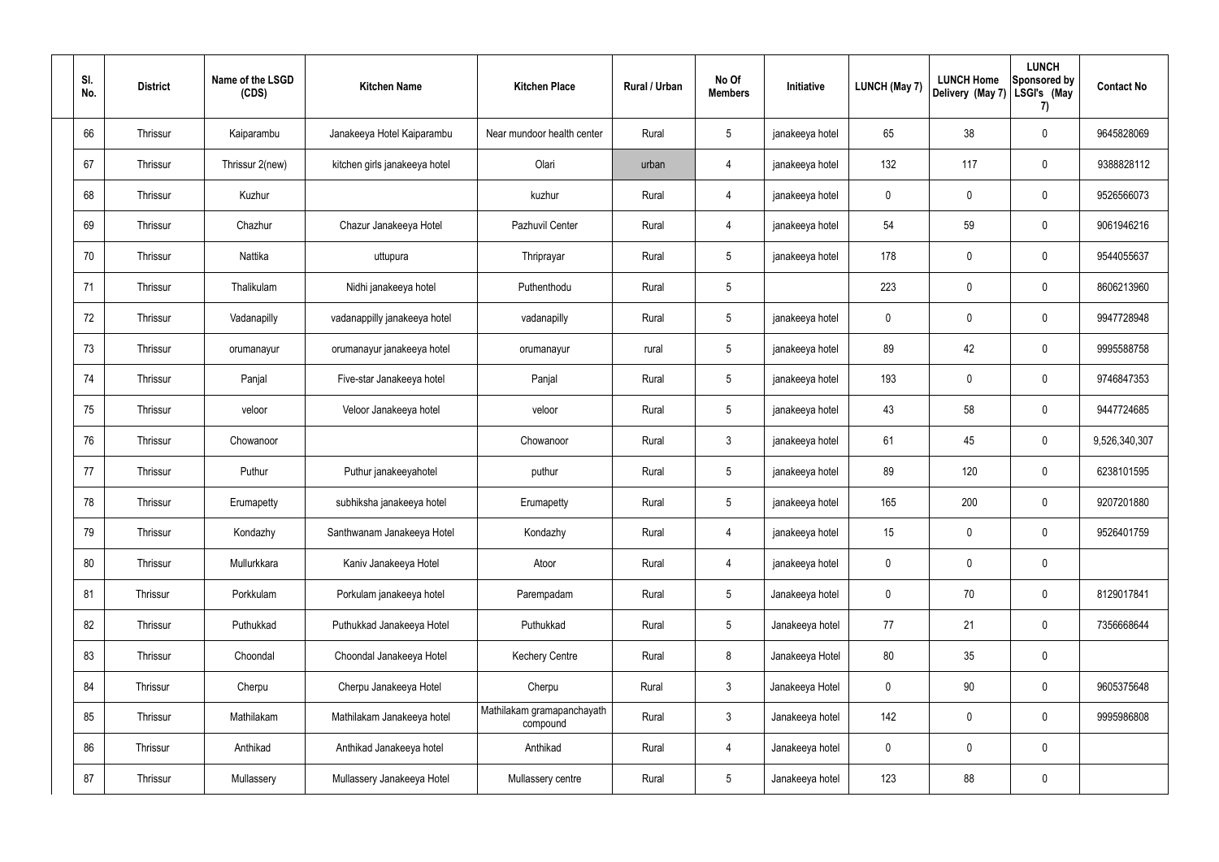| Sl. No. | District | Name of the LSGD (CDS) | Kitchen Name | Kitchen Place | Rural / Urban | No Of Members | Initiative | LUNCH (May 7) | LUNCH Home Delivery (May 7) | LUNCH Sponsored by LSGI's (May 7) | Contact No |
|---|---|---|---|---|---|---|---|---|---|---|---|
| 66 | Thrissur | Kaiparambu | Janakeeya Hotel Kaiparambu | Near mundoor health center | Rural | 5 | janakeeya hotel | 65 | 38 | 0 | 9645828069 |
| 67 | Thrissur | Thrissur 2(new) | kitchen girls janakeeya hotel | Olari | urban | 4 | janakeeya hotel | 132 | 117 | 0 | 9388828112 |
| 68 | Thrissur | Kuzhur | | kuzhur | Rural | 4 | janakeeya hotel | 0 | 0 | 0 | 9526566073 |
| 69 | Thrissur | Chazhur | Chazur Janakeeya Hotel | Pazhuvil Center | Rural | 4 | janakeeya hotel | 54 | 59 | 0 | 9061946216 |
| 70 | Thrissur | Nattika | uttupura | Thriprayar | Rural | 5 | janakeeya hotel | 178 | 0 | 0 | 9544055637 |
| 71 | Thrissur | Thalikulam | Nidhi janakeeya hotel | Puthenthodu | Rural | 5 | | 223 | 0 | 0 | 8606213960 |
| 72 | Thrissur | Vadanapilly | vadanappilly janakeeya hotel | vadanapilly | Rural | 5 | janakeeya hotel | 0 | 0 | 0 | 9947728948 |
| 73 | Thrissur | orumanayur | orumanayur janakeeya hotel | orumanayur | rural | 5 | janakeeya hotel | 89 | 42 | 0 | 9995588758 |
| 74 | Thrissur | Panjal | Five-star Janakeeya hotel | Panjal | Rural | 5 | janakeeya hotel | 193 | 0 | 0 | 9746847353 |
| 75 | Thrissur | veloor | Veloor Janakeeya hotel | veloor | Rural | 5 | janakeeya hotel | 43 | 58 | 0 | 9447724685 |
| 76 | Thrissur | Chowanoor | | Chowanoor | Rural | 3 | janakeeya hotel | 61 | 45 | 0 | 9,526,340,307 |
| 77 | Thrissur | Puthur | Puthur janakeeyahotel | puthur | Rural | 5 | janakeeya hotel | 89 | 120 | 0 | 6238101595 |
| 78 | Thrissur | Erumapetty | subhiksha janakeeya hotel | Erumapetty | Rural | 5 | janakeeya hotel | 165 | 200 | 0 | 9207201880 |
| 79 | Thrissur | Kondazhy | Santhwanam Janakeeya Hotel | Kondazhy | Rural | 4 | janakeeya hotel | 15 | 0 | 0 | 9526401759 |
| 80 | Thrissur | Mullurkkara | Kaniv Janakeeya Hotel | Atoor | Rural | 4 | janakeeya hotel | 0 | 0 | 0 | |
| 81 | Thrissur | Porkkulam | Porkulam janakeeya hotel | Parempadam | Rural | 5 | Janakeeya hotel | 0 | 70 | 0 | 8129017841 |
| 82 | Thrissur | Puthukkad | Puthukkad Janakeeya Hotel | Puthukkad | Rural | 5 | Janakeeya hotel | 77 | 21 | 0 | 7356668644 |
| 83 | Thrissur | Choondal | Choondal Janakeeya Hotel | Kechery Centre | Rural | 8 | Janakeeya Hotel | 80 | 35 | 0 | |
| 84 | Thrissur | Cherpu | Cherpu Janakeeya Hotel | Cherpu | Rural | 3 | Janakeeya Hotel | 0 | 90 | 0 | 9605375648 |
| 85 | Thrissur | Mathilakam | Mathilakam Janakeeya hotel | Mathilakam gramapanchayath compound | Rural | 3 | Janakeeya hotel | 142 | 0 | 0 | 9995986808 |
| 86 | Thrissur | Anthikad | Anthikad Janakeeya hotel | Anthikad | Rural | 4 | Janakeeya hotel | 0 | 0 | 0 | |
| 87 | Thrissur | Mullassery | Mullassery Janakeeya Hotel | Mullassery centre | Rural | 5 | Janakeeya hotel | 123 | 88 | 0 | |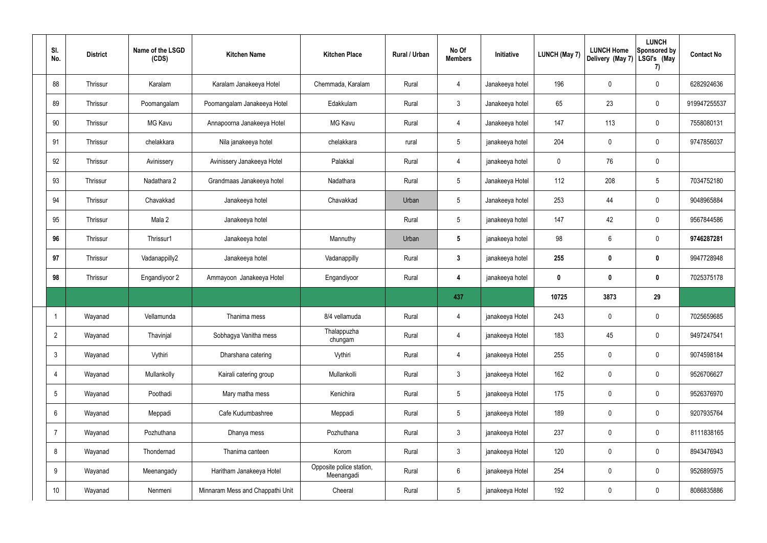| Sl. No. | District | Name of the LSGD (CDS) | Kitchen Name | Kitchen Place | Rural / Urban | No Of Members | Initiative | LUNCH (May 7) | LUNCH Home Delivery (May 7) | LUNCH Sponsored by LSGI's (May 7) | Contact No |
|---|---|---|---|---|---|---|---|---|---|---|---|
| 88 | Thrissur | Karalam | Karalam Janakeeya Hotel | Chemmada, Karalam | Rural | 4 | Janakeeya hotel | 196 | 0 | 0 | 6282924636 |
| 89 | Thrissur | Poomangalam | Poomangalam Janakeeya Hotel | Edakkulam | Rural | 3 | Janakeeya hotel | 65 | 23 | 0 | 919947255537 |
| 90 | Thrissur | MG Kavu | Annapoorna Janakeeya Hotel | MG Kavu | Rural | 4 | Janakeeya hotel | 147 | 113 | 0 | 7558080131 |
| 91 | Thrissur | chelakkara | Nila janakeeya hotel | chelakkara | rural | 5 | janakeeya hotel | 204 | 0 | 0 | 9747856037 |
| 92 | Thrissur | Avinissery | Avinissery Janakeeya Hotel | Palakkal | Rural | 4 | janakeeya hotel | 0 | 76 | 0 | |
| 93 | Thrissur | Nadathara 2 | Grandmaas Janakeeya hotel | Nadathara | Rural | 5 | Janakeeya Hotel | 112 | 208 | 5 | 7034752180 |
| 94 | Thrissur | Chavakkad | Janakeeya hotel | Chavakkad | Urban | 5 | Janakeeya hotel | 253 | 44 | 0 | 9048965884 |
| 95 | Thrissur | Mala 2 | Janakeeya hotel | | Rural | 5 | janakeeya hotel | 147 | 42 | 0 | 9567844586 |
| **96** | Thrissur | Thrissur1 | Janakeeya hotel | Mannuthy | Urban | **5** | janakeeya hotel | 98 | 6 | 0 | **9746287281** |
| **97** | Thrissur | Vadanappilly2 | Janakeeya hotel | Vadanappilly | Rural | **3** | janakeeya hotel | **255** | **0** | **0** | 9947728948 |
| **98** | Thrissur | Engandiyoor 2 | Ammayoon Janakeeya Hotel | Engandiyoor | Rural | **4** | janakeeya hotel | **0** | **0** | **0** | 7025375178 |
| | | | | | | **437** | | **10725** | **3873** | **29** | |
| 1 | Wayanad | Vellamunda | Thanima mess | 8/4 vellamuda | Rural | 4 | janakeeya Hotel | 243 | 0 | 0 | 7025659685 |
| 2 | Wayanad | Thavinjal | Sobhagya Vanitha mess | Thalappuzha chungam | Rural | 4 | janakeeya Hotel | 183 | 45 | 0 | 9497247541 |
| 3 | Wayanad | Vythiri | Dharshana catering | Vythiri | Rural | 4 | janakeeya Hotel | 255 | 0 | 0 | 9074598184 |
| 4 | Wayanad | Mullankolly | Kairali catering group | Mullankolli | Rural | 3 | janakeeya Hotel | 162 | 0 | 0 | 9526706627 |
| 5 | Wayanad | Poothadi | Mary matha mess | Kenichira | Rural | 5 | janakeeya Hotel | 175 | 0 | 0 | 9526376970 |
| 6 | Wayanad | Meppadi | Cafe Kudumbashree | Meppadi | Rural | 5 | janakeeya Hotel | 189 | 0 | 0 | 9207935764 |
| 7 | Wayanad | Pozhuthana | Dhanya mess | Pozhuthana | Rural | 3 | janakeeya Hotel | 237 | 0 | 0 | 8111838165 |
| 8 | Wayanad | Thondernad | Thanima canteen | Korom | Rural | 3 | janakeeya Hotel | 120 | 0 | 0 | 8943476943 |
| 9 | Wayanad | Meenangady | Haritham Janakeeya Hotel | Opposite police station, Meenangadi | Rural | 6 | janakeeya Hotel | 254 | 0 | 0 | 9526895975 |
| 10 | Wayanad | Nenmeni | Minnaram Mess and Chappathi Unit | Cheeral | Rural | 5 | janakeeya Hotel | 192 | 0 | 0 | 8086835886 |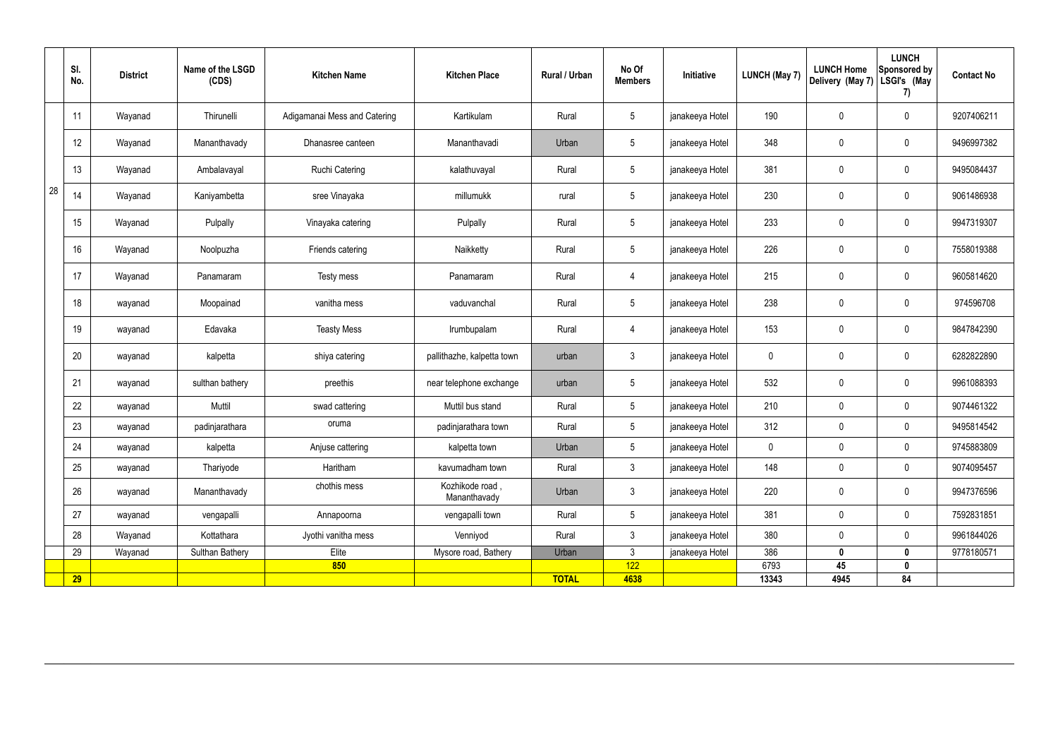| | Sl. No. | District | Name of the LSGD (CDS) | Kitchen Name | Kitchen Place | Rural / Urban | No Of Members | Initiative | LUNCH (May 7) | LUNCH Home Delivery (May 7) | LUNCH Sponsored by LSGI's (May 7) | Contact No |
|---|---|---|---|---|---|---|---|---|---|---|---|---|
| 28 | 11 | Wayanad | Thirunelli | Adigamanai Mess and Catering | Kartikulam | Rural | 5 | janakeeya Hotel | 190 | 0 | 0 | 9207406211 |
| | 12 | Wayanad | Mananthavady | Dhanasree canteen | Mananthavadi | Urban | 5 | janakeeya Hotel | 348 | 0 | 0 | 9496997382 |
| | 13 | Wayanad | Ambalavayal | Ruchi Catering | kalathuvayal | Rural | 5 | janakeeya Hotel | 381 | 0 | 0 | 9495084437 |
| | 14 | Wayanad | Kaniyambetta | sree Vinayaka | millumukk | rural | 5 | janakeeya Hotel | 230 | 0 | 0 | 9061486938 |
| | 15 | Wayanad | Pulpally | Vinayaka catering | Pulpally | Rural | 5 | janakeeya Hotel | 233 | 0 | 0 | 9947319307 |
| | 16 | Wayanad | Noolpuzha | Friends catering | Naikketty | Rural | 5 | janakeeya Hotel | 226 | 0 | 0 | 7558019388 |
| | 17 | Wayanad | Panamaram | Testy mess | Panamaram | Rural | 4 | janakeeya Hotel | 215 | 0 | 0 | 9605814620 |
| | 18 | wayanad | Moopainad | vanitha mess | vaduvanchal | Rural | 5 | janakeeya Hotel | 238 | 0 | 0 | 974596708 |
| | 19 | wayanad | Edavaka | Teasty Mess | Irumbupalam | Rural | 4 | janakeeya Hotel | 153 | 0 | 0 | 9847842390 |
| | 20 | wayanad | kalpetta | shiya catering | pallithazhe, kalpetta town | urban | 3 | janakeeya Hotel | 0 | 0 | 0 | 6282822890 |
| | 21 | wayanad | sulthan bathery | preethis | near telephone exchange | urban | 5 | janakeeya Hotel | 532 | 0 | 0 | 9961088393 |
| | 22 | wayanad | Muttil | swad cattering | Muttil bus stand | Rural | 5 | janakeeya Hotel | 210 | 0 | 0 | 9074461322 |
| | 23 | wayanad | padinjarathara | oruma | padinjarathara town | Rural | 5 | janakeeya Hotel | 312 | 0 | 0 | 9495814542 |
| | 24 | wayanad | kalpetta | Anjuse cattering | kalpetta town | Urban | 5 | janakeeya Hotel | 0 | 0 | 0 | 9745883809 |
| | 25 | wayanad | Thariyode | Haritham | kavumadham town | Rural | 3 | janakeeya Hotel | 148 | 0 | 0 | 9074095457 |
| | 26 | wayanad | Mananthavady | chothis mess | Kozhikode road , Mananthavady | Urban | 3 | janakeeya Hotel | 220 | 0 | 0 | 9947376596 |
| | 27 | wayanad | vengapalli | Annapoorna | vengapalli town | Rural | 5 | janakeeya Hotel | 381 | 0 | 0 | 7592831851 |
| | 28 | Wayanad | Kottathara | Jyothi vanitha mess | Venniyod | Rural | 3 | janakeeya Hotel | 380 | 0 | 0 | 9961844026 |
| | 29 | Wayanad | Sulthan Bathery | Elite | Mysore road, Bathery | Urban | 3 | janakeeya Hotel | 386 | **0** | **0** | 9778180571 |
| | | | | **850** | | | 122 | | 6793 | **45** | **0** | |
| | **29** | | | | | **TOTAL** | **4638** | | **13343** | **4945** | **84** | |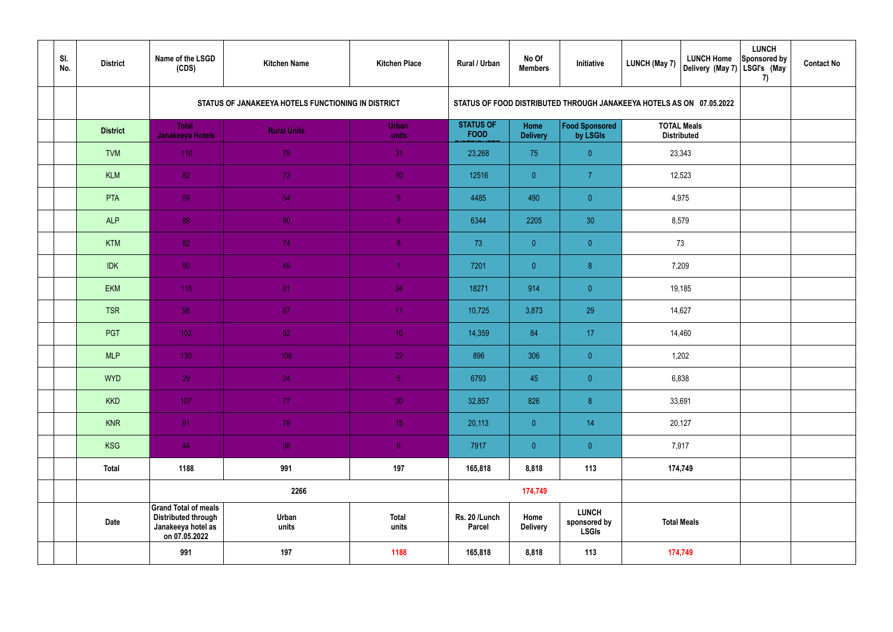| | Sl. No. | District | Name of the LSGD (CDS) | Kitchen Name | Kitchen Place | Rural / Urban | No Of Members | Initiative | LUNCH (May 7) | LUNCH Home Delivery (May 7) | LUNCH Sponsored by LSGI's (May 7) | Contact No |
|---|---|---|---|---|---|---|---|---|---|---|---|---|
| | | | STATUS OF JANAKEEYA HOTELS FUNCTIONING IN DISTRICT | | | STATUS OF FOOD DISTRIBUTED THROUGH JANAKEEYA HOTELS AS ON 07.05.2022 | | | | | | |
| | | District | Total Janakeeya Hotels | Rural Units | Urban units | STATUS OF FOOD DISTRIBUTED | Home Delivery | Food Sponsored by LSGIs | TOTAL Meals Distributed | | | |
| | | TVM | 110 | 79 | 31 | 23,268 | 75 | 0 | 23,343 | | | |
| | | KLM | 82 | 72 | 10 | 12516 | 0 | 7 | 12,523 | | | |
| | | PTA | 59 | 54 | 5 | 4485 | 490 | 0 | 4,975 | | | |
| | | ALP | 89 | 80 | 9 | 6344 | 2205 | 30 | 8,579 | | | |
| | | KTM | 82 | 74 | 8 | 73 | 0 | 0 | 73 | | | |
| | | IDK | 50 | 49 | 1 | 7201 | 0 | 8 | 7,209 | | | |
| | | EKM | 115 | 81 | 34 | 18271 | 914 | 0 | 19,185 | | | |
| | | TSR | 98 | 87 | 11 | 10,725 | 3,873 | 29 | 14,627 | | | |
| | | PGT | 102 | 92 | 10 | 14,359 | 84 | 17 | 14,460 | | | |
| | | MLP | 130 | 108 | 22 | 896 | 306 | 0 | 1,202 | | | |
| | | WYD | 29 | 24 | 5 | 6793 | 45 | 0 | 6,838 | | | |
| | | KKD | 107 | 77 | 30 | 32,857 | 826 | 8 | 33,691 | | | |
| | | KNR | 91 | 76 | 15 | 20,113 | 0 | 14 | 20,127 | | | |
| | | KSG | 44 | 38 | 6 | 7917 | 0 | 0 | 7,917 | | | |
| | | Total | 1188 | 991 | 197 | 165,818 | 8,818 | 113 | 174,749 | | | |
| | | | | 2266 | | | 174,749 | | | | | |
| | | Date | Grand Total of meals Distributed through Janakeeya hotel as on 07.05.2022 | Urban units | Total units | Rs. 20 /Lunch Parcel | Home Delivery | LUNCH sponsored by LSGIs | Total Meals | | | |
| | | | 991 | 197 | 1188 | 165,818 | 8,818 | 113 | 174,749 | | | |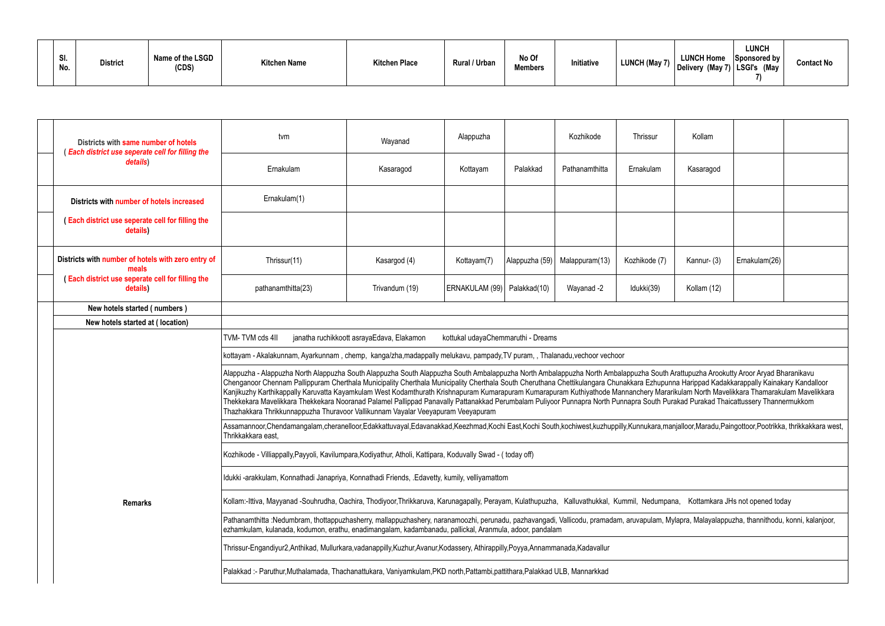| Sl. No. | District | Name of the LSGD (CDS) | Kitchen Name | Kitchen Place | Rural / Urban | No Of Members | Initiative | LUNCH (May 7) | LUNCH Home Delivery (May 7) | LUNCH Sponsored by LSGI's (May 7) | Contact No |
|---|---|---|---|---|---|---|---|---|---|---|---|

| | | | | | | | | | |
|---|---|---|---|---|---|---|---|---|---|
| Districts with **same number of hotels** (*Each district use seperate cell for filling the details*) | tvm | Wayanad | Alappuzha | | Kozhikode | Thrissur | Kollam | | |
| | Ernakulam | Kasaragod | Kottayam | Palakkad | Pathanamthitta | Ernakulam | Kasaragod | | |
| Districts with **number of hotels increased** | Ernakulam(1) | | | | | | | | |
| (**Each district use seperate cell for filling the details**) | | | | | | | | | |
| Districts with **number of hotels with zero entry of meals** (**Each district use seperate cell for filling the details**) | Thrissur(11) | Kasargod (4) | Kottayam(7) | Alappuzha (59) | Malappuram(13) | Kozhikode (7) | Kannur- (3) | Ernakulam(26) | |
| | pathanamthitta(23) | Trivandum (19) | ERNAKULAM (99) | Palakkad(10) | Wayanad -2 | Idukki(39) | Kollam (12) | | |
| New hotels started ( numbers ) | | | | | | | | | |
| New hotels started at ( location) | | | | | | | | | |

**Remarks**

TVM- TVM cds 4II janatha ruchikkoott asrayaEdava, Elakamon kottukal udayaChemmaruthi - Dreams

kottayam - Akalakunnam, Ayarkunnam , chemp, kanga/zha,madappally melukavu, pampady,TV puram, , Thalanadu,vechoor vechoor

Alappuzha - Alappuzha North Alappuzha South Alappuzha South Alappuzha South Ambalappuzha North Ambalappuzha North Ambalappuzha South Arattupuzha Arookutty Aroor Aryad Bharanikavu Chenganoor Chennam Pallippuram Cherthala Municipality Cherthala Municipality Cherthala South Cheruthana Chettikulangara Chunakkara Ezhupunna Harippad Kadakkarappally Kainakary Kandalloor Kanjikuzhy Karthikappally Karuvatta Kayamkulam West Kodamthurath Krishnapuram Kumarapuram Kumarapuram Kuthiyathode Mannanchery Mararikulam North Mavelikkara Thamarakulam Mavelikkara Thekkekara Mavelikkara Thekkekara Nooranad Palamel Pallippad Panavally Pattanakkad Perumbalam Puliyoor Punnapra North Punnapra South Purakad Purakad Thaicattussery Thannermukkom Thazhakkara Thrikkunnappuzha Thuravoor Vallikunnam Vayalar Veeyapuram Veeyapuram

Assamannoor,Chendamangalam,cheranelloor,Edakkattuvayal,Edavanakkad,Keezhmad,Kochi East,Kochi South,kochiwest,kuzhuppilly,Kunnukara,manjalloor,Maradu,Paingottoor,Pootrikka, thrikkakkara west, Thrikkakkara east,

Kozhikode - Villiappally,Payyoli, Kavilumpara,Kodiyathur, Atholi, Kattipara, Koduvally Swad - ( today off)

Idukki -arakkulam, Konnathadi Janapriya, Konnathadi Friends, .Edavetty, kumily, velliyamattom

Kollam:-Ittiva, Mayyanad -Souhrudha, Oachira, Thodiyoor,Thrikkaruva, Karunagapally, Perayam, Kulathupuzha, Kalluvathukkal, Kummil, Nedumpana, Kottamkara JHs not opened today

Pathanamthitta :Nedumbram, thottappuzhasherry, mallappuzhashery, naranamoozhi, perunadu, pazhavangadi, Vallicodu, pramadam, aruvapulam, Mylapra, Malayalappuzha, thannithodu, konni, kalanjoor, ezhamkulam, kulanada, kodumon, erathu, enadimangalam, kadambanadu, pallickal, Aranmula, adoor, pandalam

Thrissur-Engandiyur2,Anthikad, Mullurkara,vadanappilly,Kuzhur,Avanur,Kodassery, Athirappilly,Poyya,Annammanada,Kadavallur

Palakkad :- Paruthur,Muthalamada, Thachanattukara, Vaniyamkulam,PKD north,Pattambi,pattithara,Palakkad ULB, Mannarkkad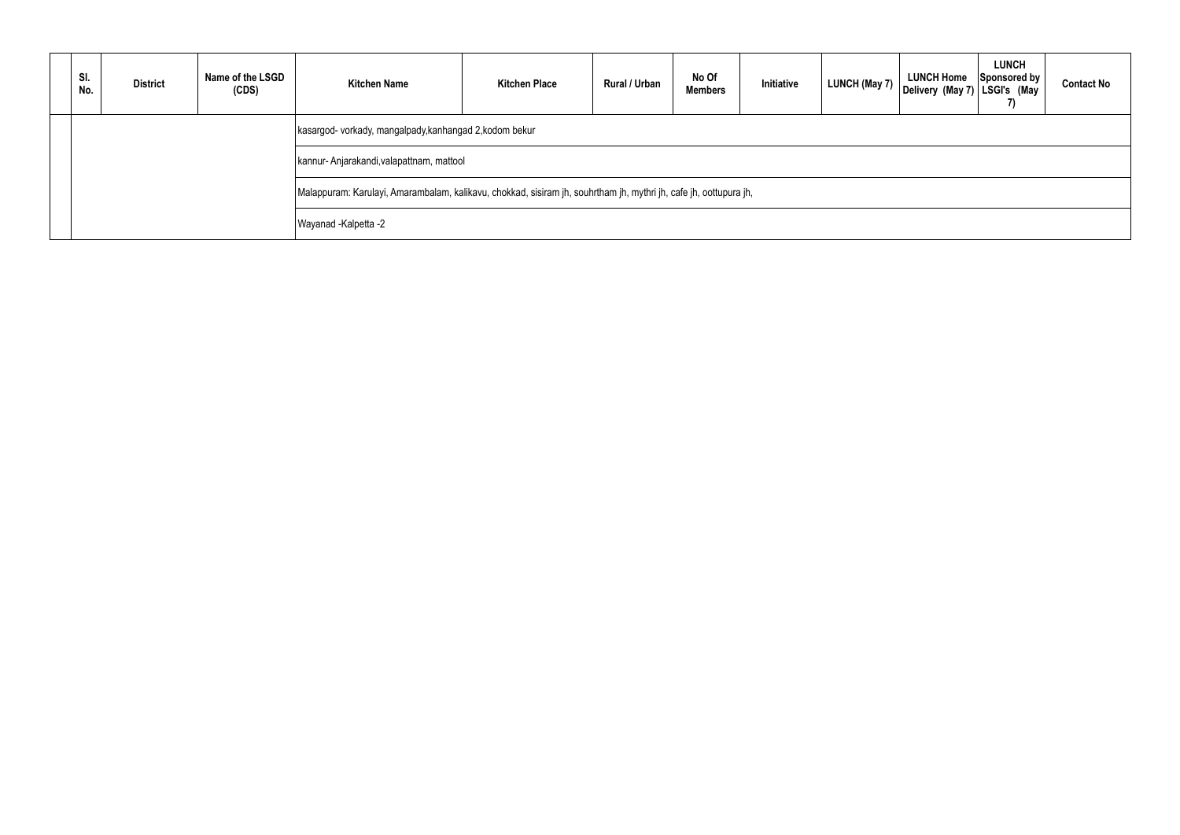| | Sl. No. | District | Name of the LSGD (CDS) | Kitchen Name | Kitchen Place | Rural / Urban | No Of Members | Initiative | LUNCH (May 7) | LUNCH Home Delivery (May 7) | LUNCH Sponsored by LSGI's (May 7) | Contact No |
|---|---|---|---|---|---|---|---|---|---|---|---|---|
| | | | | kasargod- vorkady, mangalpady,kanhangad 2,kodom bekur | | | | | | | | |
| | | | | kannur- Anjarakandi,valapattnam, mattool | | | | | | | | |
| | | | | Malappuram: Karulayi, Amarambalam, kalikavu, chokkad, sisiram jh, souhrtham jh, mythri jh, cafe jh, oottupura jh, | | | | | | | | |
| | | | | Wayanad -Kalpetta -2 | | | | | | | | |